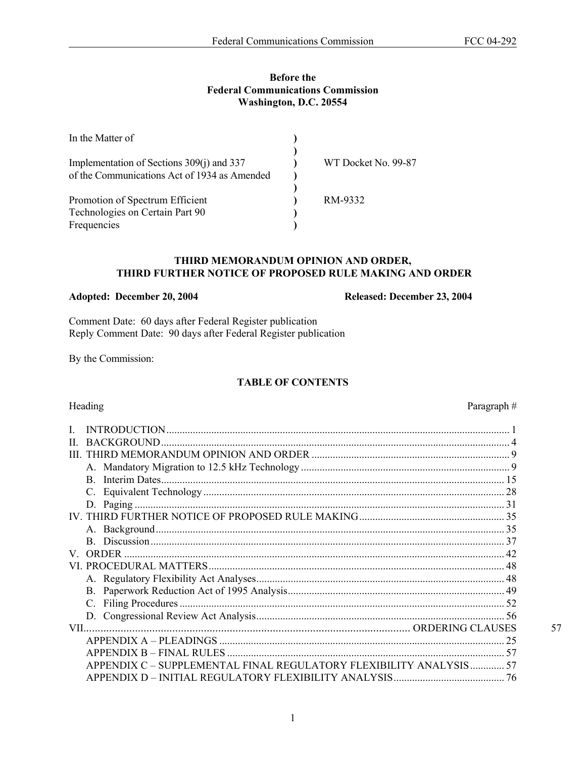**Before the**
**Federal Communications Commission**
**Washington, D.C. 20554**

| In the Matter of | ) | |
|---|---|---|
| | ) | |
| Implementation of Sections 309(j) and 337 | ) | WT Docket No. 99-87 |
| of the Communications Act of 1934 as Amended | ) | |
| | ) | |
| Promotion of Spectrum Efficient | ) | RM-9332 |
| Technologies on Certain Part 90 | ) | |
| Frequencies | ) | |

## THIRD MEMORANDUM OPINION AND ORDER, THIRD FURTHER NOTICE OF PROPOSED RULE MAKING AND ORDER

**Adopted: December 20, 2004** **Released: December 23, 2004**

Comment Date: 60 days after Federal Register publication
Reply Comment Date: 90 days after Federal Register publication

By the Commission:

### TABLE OF CONTENTS

| Heading | Paragraph # |
|---|---|
| I. INTRODUCTION | 1 |
| II. BACKGROUND | 4 |
| III. THIRD MEMORANDUM OPINION AND ORDER | 9 |
| A. Mandatory Migration to 12.5 kHz Technology | 9 |
| B. Interim Dates | 15 |
| C. Equivalent Technology | 28 |
| D. Paging | 31 |
| IV. THIRD FURTHER NOTICE OF PROPOSED RULE MAKING | 35 |
| A. Background | 35 |
| B. Discussion | 37 |
| V. ORDER | 42 |
| VI. PROCEDURAL MATTERS | 48 |
| A. Regulatory Flexibility Act Analyses | 48 |
| B. Paperwork Reduction Act of 1995 Analysis | 49 |
| C. Filing Procedures | 52 |
| D. Congressional Review Act Analysis | 56 |
| VII. ORDERING CLAUSES | 57 |
| APPENDIX A – PLEADINGS | 25 |
| APPENDIX B – FINAL RULES | 57 |
| APPENDIX C – SUPPLEMENTAL FINAL REGULATORY FLEXIBILITY ANALYSIS | 57 |
| APPENDIX D – INITIAL REGULATORY FLEXIBILITY ANALYSIS | 76 |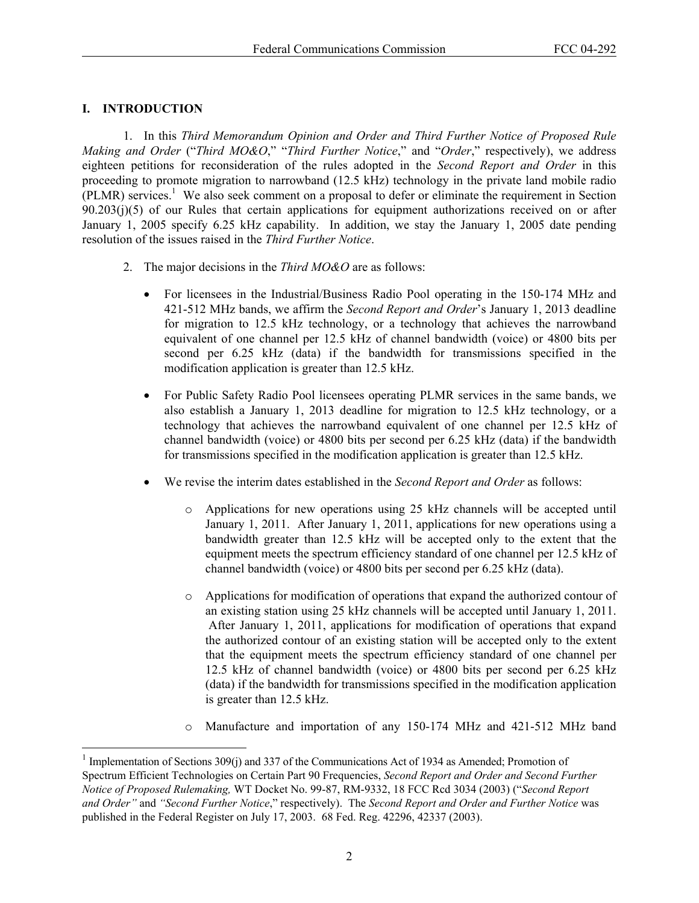## I. INTRODUCTION

1. In this *Third Memorandum Opinion and Order and Third Further Notice of Proposed Rule Making and Order* ("*Third MO&O*," "*Third Further Notice*," and "*Order*," respectively), we address eighteen petitions for reconsideration of the rules adopted in the *Second Report and Order* in this proceeding to promote migration to narrowband (12.5 kHz) technology in the private land mobile radio (PLMR) services.[1] We also seek comment on a proposal to defer or eliminate the requirement in Section 90.203(j)(5) of our Rules that certain applications for equipment authorizations received on or after January 1, 2005 specify 6.25 kHz capability. In addition, we stay the January 1, 2005 date pending resolution of the issues raised in the *Third Further Notice*.

2. The major decisions in the *Third MO&O* are as follows:

- For licensees in the Industrial/Business Radio Pool operating in the 150-174 MHz and 421-512 MHz bands, we affirm the *Second Report and Order*'s January 1, 2013 deadline for migration to 12.5 kHz technology, or a technology that achieves the narrowband equivalent of one channel per 12.5 kHz of channel bandwidth (voice) or 4800 bits per second per 6.25 kHz (data) if the bandwidth for transmissions specified in the modification application is greater than 12.5 kHz.

- For Public Safety Radio Pool licensees operating PLMR services in the same bands, we also establish a January 1, 2013 deadline for migration to 12.5 kHz technology, or a technology that achieves the narrowband equivalent of one channel per 12.5 kHz of channel bandwidth (voice) or 4800 bits per second per 6.25 kHz (data) if the bandwidth for transmissions specified in the modification application is greater than 12.5 kHz.

- We revise the interim dates established in the *Second Report and Order* as follows:
  - Applications for new operations using 25 kHz channels will be accepted until January 1, 2011. After January 1, 2011, applications for new operations using a bandwidth greater than 12.5 kHz will be accepted only to the extent that the equipment meets the spectrum efficiency standard of one channel per 12.5 kHz of channel bandwidth (voice) or 4800 bits per second per 6.25 kHz (data).
  - Applications for modification of operations that expand the authorized contour of an existing station using 25 kHz channels will be accepted until January 1, 2011. After January 1, 2011, applications for modification of operations that expand the authorized contour of an existing station will be accepted only to the extent that the equipment meets the spectrum efficiency standard of one channel per 12.5 kHz of channel bandwidth (voice) or 4800 bits per second per 6.25 kHz (data) if the bandwidth for transmissions specified in the modification application is greater than 12.5 kHz.
  - Manufacture and importation of any 150-174 MHz and 421-512 MHz band

[1] Implementation of Sections 309(j) and 337 of the Communications Act of 1934 as Amended; Promotion of Spectrum Efficient Technologies on Certain Part 90 Frequencies, *Second Report and Order and Second Further Notice of Proposed Rulemaking,* WT Docket No. 99-87, RM-9332, 18 FCC Rcd 3034 (2003) ("*Second Report and Order"* and *"Second Further Notice*," respectively). The *Second Report and Order and Further Notice* was published in the Federal Register on July 17, 2003. 68 Fed. Reg. 42296, 42337 (2003).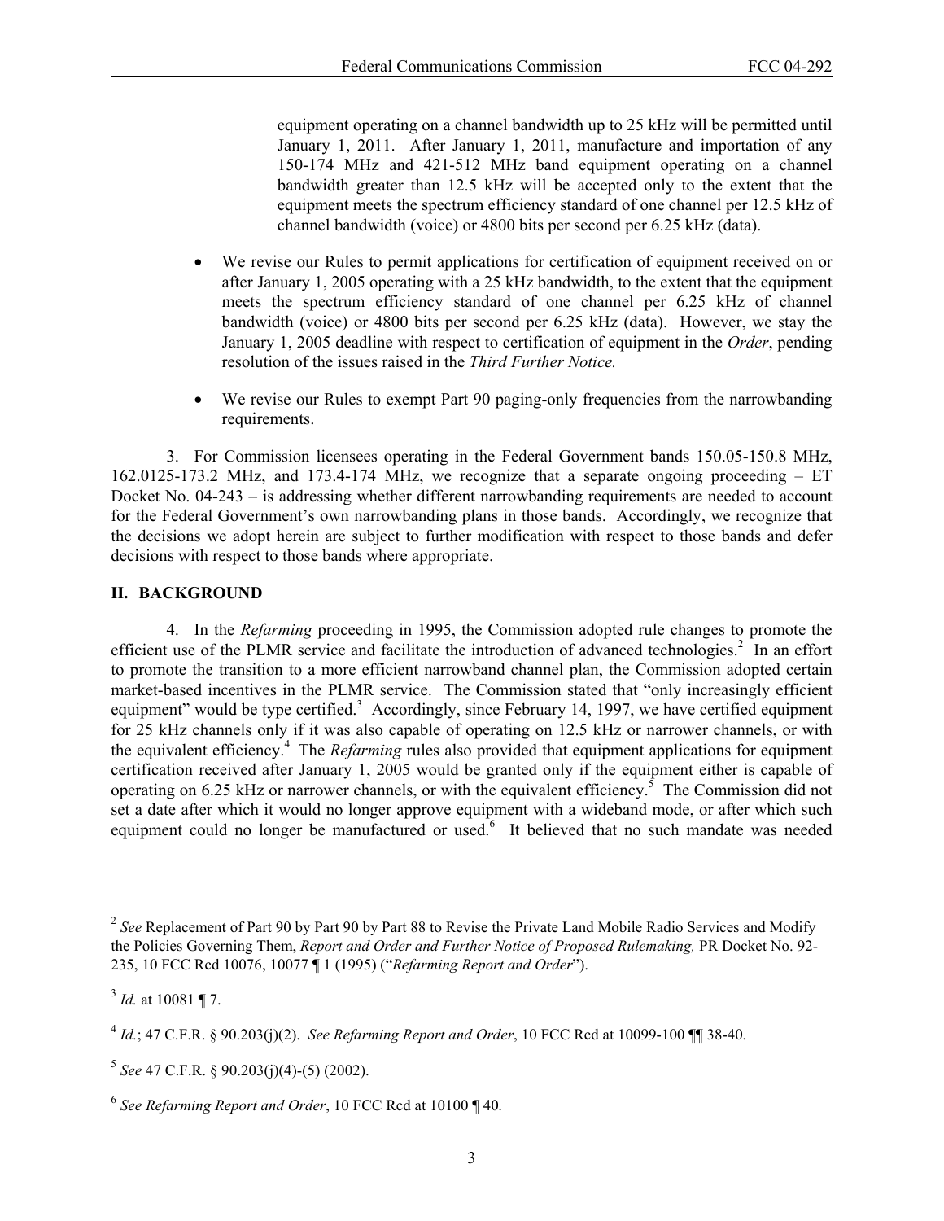equipment operating on a channel bandwidth up to 25 kHz will be permitted until January 1, 2011. After January 1, 2011, manufacture and importation of any 150-174 MHz and 421-512 MHz band equipment operating on a channel bandwidth greater than 12.5 kHz will be accepted only to the extent that the equipment meets the spectrum efficiency standard of one channel per 12.5 kHz of channel bandwidth (voice) or 4800 bits per second per 6.25 kHz (data).

- We revise our Rules to permit applications for certification of equipment received on or after January 1, 2005 operating with a 25 kHz bandwidth, to the extent that the equipment meets the spectrum efficiency standard of one channel per 6.25 kHz of channel bandwidth (voice) or 4800 bits per second per 6.25 kHz (data). However, we stay the January 1, 2005 deadline with respect to certification of equipment in the *Order*, pending resolution of the issues raised in the *Third Further Notice.*

- We revise our Rules to exempt Part 90 paging-only frequencies from the narrowbanding requirements.

3. For Commission licensees operating in the Federal Government bands 150.05-150.8 MHz, 162.0125-173.2 MHz, and 173.4-174 MHz, we recognize that a separate ongoing proceeding – ET Docket No. 04-243 – is addressing whether different narrowbanding requirements are needed to account for the Federal Government's own narrowbanding plans in those bands. Accordingly, we recognize that the decisions we adopt herein are subject to further modification with respect to those bands and defer decisions with respect to those bands where appropriate.

## II. BACKGROUND

4. In the *Refarming* proceeding in 1995, the Commission adopted rule changes to promote the efficient use of the PLMR service and facilitate the introduction of advanced technologies.[2] In an effort to promote the transition to a more efficient narrowband channel plan, the Commission adopted certain market-based incentives in the PLMR service. The Commission stated that "only increasingly efficient equipment" would be type certified.[3] Accordingly, since February 14, 1997, we have certified equipment for 25 kHz channels only if it was also capable of operating on 12.5 kHz or narrower channels, or with the equivalent efficiency.[4] The *Refarming* rules also provided that equipment applications for equipment certification received after January 1, 2005 would be granted only if the equipment either is capable of operating on 6.25 kHz or narrower channels, or with the equivalent efficiency.[5] The Commission did not set a date after which it would no longer approve equipment with a wideband mode, or after which such equipment could no longer be manufactured or used.[6] It believed that no such mandate was needed

---

[2] *See* Replacement of Part 90 by Part 90 by Part 88 to Revise the Private Land Mobile Radio Services and Modify the Policies Governing Them, *Report and Order and Further Notice of Proposed Rulemaking,* PR Docket No. 92-235, 10 FCC Rcd 10076, 10077 ¶ 1 (1995) ("*Refarming Report and Order*").

[3] *Id.* at 10081 ¶ 7.

[4] *Id.*; 47 C.F.R. § 90.203(j)(2). *See Refarming Report and Order*, 10 FCC Rcd at 10099-100 ¶¶ 38-40.

[5] *See* 47 C.F.R. § 90.203(j)(4)-(5) (2002).

[6] *See Refarming Report and Order*, 10 FCC Rcd at 10100 ¶ 40.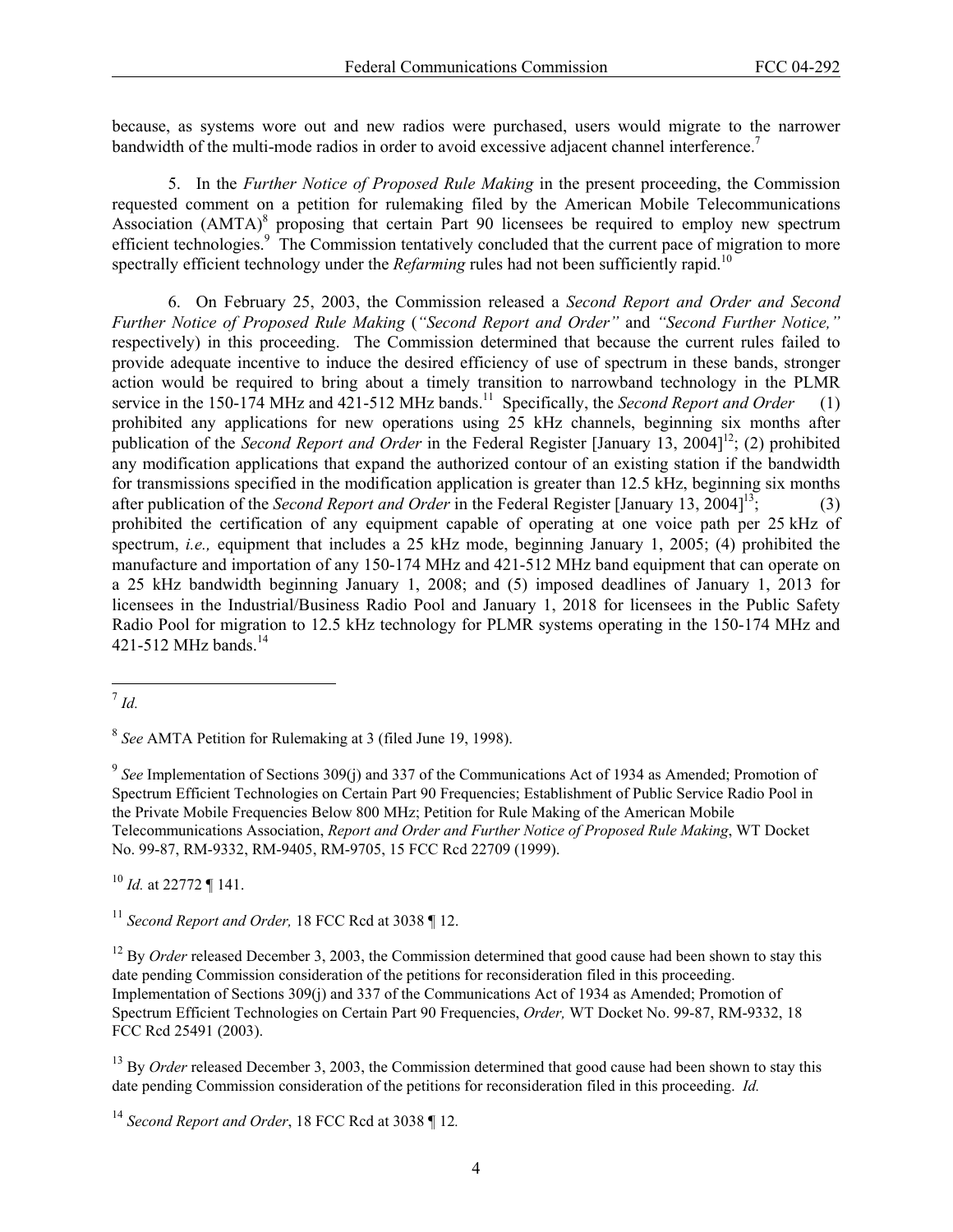because, as systems wore out and new radios were purchased, users would migrate to the narrower bandwidth of the multi-mode radios in order to avoid excessive adjacent channel interference.[7]

5. In the *Further Notice of Proposed Rule Making* in the present proceeding, the Commission requested comment on a petition for rulemaking filed by the American Mobile Telecommunications Association (AMTA)[8] proposing that certain Part 90 licensees be required to employ new spectrum efficient technologies.[9] The Commission tentatively concluded that the current pace of migration to more spectrally efficient technology under the *Refarming* rules had not been sufficiently rapid.[10]

6. On February 25, 2003, the Commission released a *Second Report and Order and Second Further Notice of Proposed Rule Making* (*"Second Report and Order"* and *"Second Further Notice,"* respectively) in this proceeding. The Commission determined that because the current rules failed to provide adequate incentive to induce the desired efficiency of use of spectrum in these bands, stronger action would be required to bring about a timely transition to narrowband technology in the PLMR service in the 150-174 MHz and 421-512 MHz bands.[11] Specifically, the *Second Report and Order* (1) prohibited any applications for new operations using 25 kHz channels, beginning six months after publication of the *Second Report and Order* in the Federal Register [January 13, 2004][12]; (2) prohibited any modification applications that expand the authorized contour of an existing station if the bandwidth for transmissions specified in the modification application is greater than 12.5 kHz, beginning six months after publication of the *Second Report and Order* in the Federal Register [January 13, 2004][13]; (3) prohibited the certification of any equipment capable of operating at one voice path per 25 kHz of spectrum, *i.e.,* equipment that includes a 25 kHz mode, beginning January 1, 2005; (4) prohibited the manufacture and importation of any 150-174 MHz and 421-512 MHz band equipment that can operate on a 25 kHz bandwidth beginning January 1, 2008; and (5) imposed deadlines of January 1, 2013 for licensees in the Industrial/Business Radio Pool and January 1, 2018 for licensees in the Public Safety Radio Pool for migration to 12.5 kHz technology for PLMR systems operating in the 150-174 MHz and 421-512 MHz bands.[14]

---

[7] *Id.*

[8] *See* AMTA Petition for Rulemaking at 3 (filed June 19, 1998).

[9] *See* Implementation of Sections 309(j) and 337 of the Communications Act of 1934 as Amended; Promotion of Spectrum Efficient Technologies on Certain Part 90 Frequencies; Establishment of Public Service Radio Pool in the Private Mobile Frequencies Below 800 MHz; Petition for Rule Making of the American Mobile Telecommunications Association, *Report and Order and Further Notice of Proposed Rule Making*, WT Docket No. 99-87, RM-9332, RM-9405, RM-9705, 15 FCC Rcd 22709 (1999).

[10] *Id.* at 22772 ¶ 141.

[11] *Second Report and Order,* 18 FCC Rcd at 3038 ¶ 12.

[12] By *Order* released December 3, 2003, the Commission determined that good cause had been shown to stay this date pending Commission consideration of the petitions for reconsideration filed in this proceeding. Implementation of Sections 309(j) and 337 of the Communications Act of 1934 as Amended; Promotion of Spectrum Efficient Technologies on Certain Part 90 Frequencies, *Order,* WT Docket No. 99-87, RM-9332, 18 FCC Rcd 25491 (2003).

[13] By *Order* released December 3, 2003, the Commission determined that good cause had been shown to stay this date pending Commission consideration of the petitions for reconsideration filed in this proceeding. *Id.*

[14] *Second Report and Order*, 18 FCC Rcd at 3038 ¶ 12.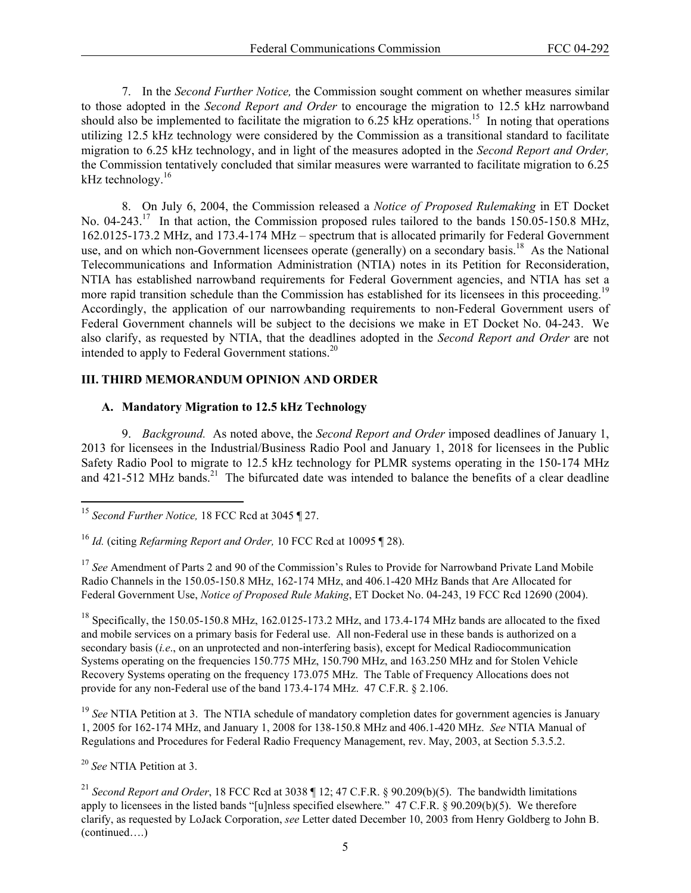7. In the *Second Further Notice,* the Commission sought comment on whether measures similar to those adopted in the *Second Report and Order* to encourage the migration to 12.5 kHz narrowband should also be implemented to facilitate the migration to 6.25 kHz operations.[15] In noting that operations utilizing 12.5 kHz technology were considered by the Commission as a transitional standard to facilitate migration to 6.25 kHz technology, and in light of the measures adopted in the *Second Report and Order,* the Commission tentatively concluded that similar measures were warranted to facilitate migration to 6.25 kHz technology.[16]

8. On July 6, 2004, the Commission released a *Notice of Proposed Rulemaking* in ET Docket No. 04-243.[17] In that action, the Commission proposed rules tailored to the bands 150.05-150.8 MHz, 162.0125-173.2 MHz, and 173.4-174 MHz – spectrum that is allocated primarily for Federal Government use, and on which non-Government licensees operate (generally) on a secondary basis.[18] As the National Telecommunications and Information Administration (NTIA) notes in its Petition for Reconsideration, NTIA has established narrowband requirements for Federal Government agencies, and NTIA has set a more rapid transition schedule than the Commission has established for its licensees in this proceeding.[19] Accordingly, the application of our narrowbanding requirements to non-Federal Government users of Federal Government channels will be subject to the decisions we make in ET Docket No. 04-243. We also clarify, as requested by NTIA, that the deadlines adopted in the *Second Report and Order* are not intended to apply to Federal Government stations.[20]

## III. THIRD MEMORANDUM OPINION AND ORDER

### A. Mandatory Migration to 12.5 kHz Technology

9. *Background.* As noted above, the *Second Report and Order* imposed deadlines of January 1, 2013 for licensees in the Industrial/Business Radio Pool and January 1, 2018 for licensees in the Public Safety Radio Pool to migrate to 12.5 kHz technology for PLMR systems operating in the 150-174 MHz and 421-512 MHz bands.[21] The bifurcated date was intended to balance the benefits of a clear deadline

---

[15] *Second Further Notice,* 18 FCC Rcd at 3045 ¶ 27.

[16] *Id.* (citing *Refarming Report and Order,* 10 FCC Rcd at 10095 ¶ 28).

[17] *See* Amendment of Parts 2 and 90 of the Commission's Rules to Provide for Narrowband Private Land Mobile Radio Channels in the 150.05-150.8 MHz, 162-174 MHz, and 406.1-420 MHz Bands that Are Allocated for Federal Government Use, *Notice of Proposed Rule Making*, ET Docket No. 04-243, 19 FCC Rcd 12690 (2004).

[18] Specifically, the 150.05-150.8 MHz, 162.0125-173.2 MHz, and 173.4-174 MHz bands are allocated to the fixed and mobile services on a primary basis for Federal use. All non-Federal use in these bands is authorized on a secondary basis (*i.e*., on an unprotected and non-interfering basis), except for Medical Radiocommunication Systems operating on the frequencies 150.775 MHz, 150.790 MHz, and 163.250 MHz and for Stolen Vehicle Recovery Systems operating on the frequency 173.075 MHz. The Table of Frequency Allocations does not provide for any non-Federal use of the band 173.4-174 MHz. 47 C.F.R. § 2.106.

[19] *See* NTIA Petition at 3. The NTIA schedule of mandatory completion dates for government agencies is January 1, 2005 for 162-174 MHz, and January 1, 2008 for 138-150.8 MHz and 406.1-420 MHz. *See* NTIA Manual of Regulations and Procedures for Federal Radio Frequency Management, rev. May, 2003, at Section 5.3.5.2.

[20] *See* NTIA Petition at 3.

[21] *Second Report and Order*, 18 FCC Rcd at 3038 ¶ 12; 47 C.F.R. § 90.209(b)(5). The bandwidth limitations apply to licensees in the listed bands "[u]nless specified elsewhere." 47 C.F.R. § 90.209(b)(5). We therefore clarify, as requested by LoJack Corporation, *see* Letter dated December 10, 2003 from Henry Goldberg to John B. (continued….)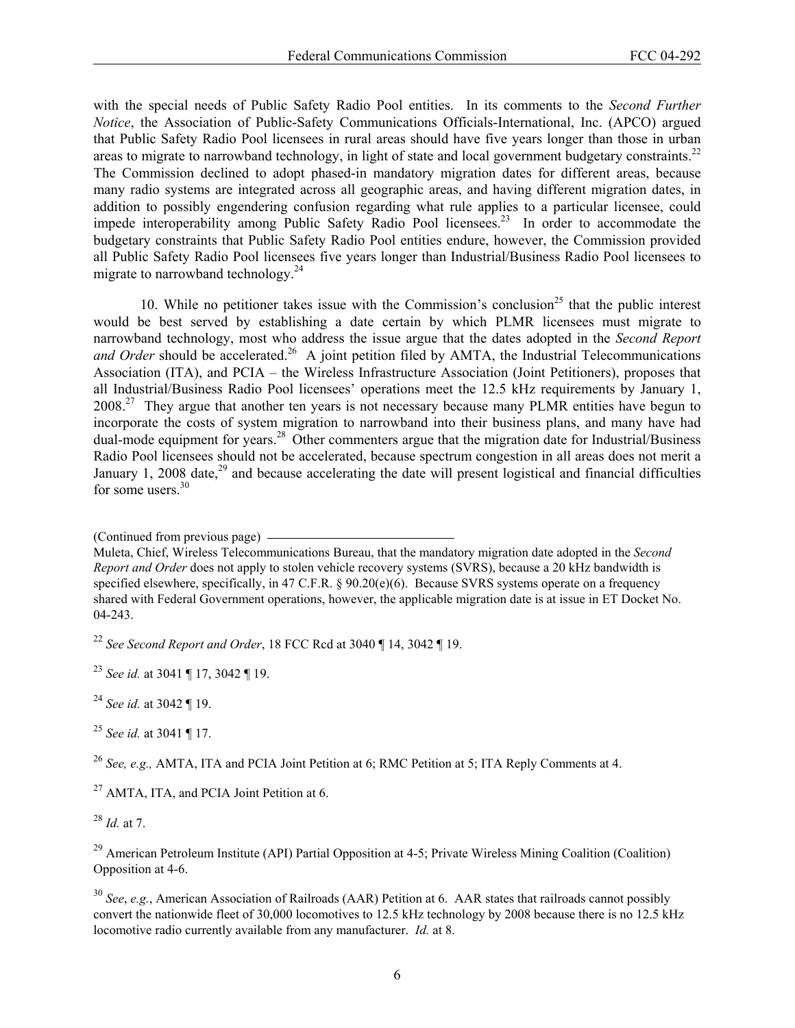with the special needs of Public Safety Radio Pool entities. In its comments to the *Second Further Notice*, the Association of Public-Safety Communications Officials-International, Inc. (APCO) argued that Public Safety Radio Pool licensees in rural areas should have five years longer than those in urban areas to migrate to narrowband technology, in light of state and local government budgetary constraints.[22] The Commission declined to adopt phased-in mandatory migration dates for different areas, because many radio systems are integrated across all geographic areas, and having different migration dates, in addition to possibly engendering confusion regarding what rule applies to a particular licensee, could impede interoperability among Public Safety Radio Pool licensees.[23] In order to accommodate the budgetary constraints that Public Safety Radio Pool entities endure, however, the Commission provided all Public Safety Radio Pool licensees five years longer than Industrial/Business Radio Pool licensees to migrate to narrowband technology.[24]

10. While no petitioner takes issue with the Commission's conclusion[25] that the public interest would be best served by establishing a date certain by which PLMR licensees must migrate to narrowband technology, most who address the issue argue that the dates adopted in the *Second Report and Order* should be accelerated.[26] A joint petition filed by AMTA, the Industrial Telecommunications Association (ITA), and PCIA – the Wireless Infrastructure Association (Joint Petitioners), proposes that all Industrial/Business Radio Pool licensees' operations meet the 12.5 kHz requirements by January 1, 2008.[27] They argue that another ten years is not necessary because many PLMR entities have begun to incorporate the costs of system migration to narrowband into their business plans, and many have had dual-mode equipment for years.[28] Other commenters argue that the migration date for Industrial/Business Radio Pool licensees should not be accelerated, because spectrum congestion in all areas does not merit a January 1, 2008 date,[29] and because accelerating the date will present logistical and financial difficulties for some users.[30]

(Continued from previous page)

Muleta, Chief, Wireless Telecommunications Bureau, that the mandatory migration date adopted in the *Second Report and Order* does not apply to stolen vehicle recovery systems (SVRS), because a 20 kHz bandwidth is specified elsewhere, specifically, in 47 C.F.R. § 90.20(e)(6). Because SVRS systems operate on a frequency shared with Federal Government operations, however, the applicable migration date is at issue in ET Docket No. 04-243.

[22] *See Second Report and Order*, 18 FCC Rcd at 3040 ¶ 14, 3042 ¶ 19.

[23] *See id.* at 3041 ¶ 17, 3042 ¶ 19.

[24] *See id.* at 3042 ¶ 19.

[25] *See id.* at 3041 ¶ 17.

[26] *See, e.g.,* AMTA, ITA and PCIA Joint Petition at 6; RMC Petition at 5; ITA Reply Comments at 4.

[27] AMTA, ITA, and PCIA Joint Petition at 6.

[28] *Id.* at 7.

[29] American Petroleum Institute (API) Partial Opposition at 4-5; Private Wireless Mining Coalition (Coalition) Opposition at 4-6.

[30] *See*, *e.g.*, American Association of Railroads (AAR) Petition at 6. AAR states that railroads cannot possibly convert the nationwide fleet of 30,000 locomotives to 12.5 kHz technology by 2008 because there is no 12.5 kHz locomotive radio currently available from any manufacturer. *Id.* at 8.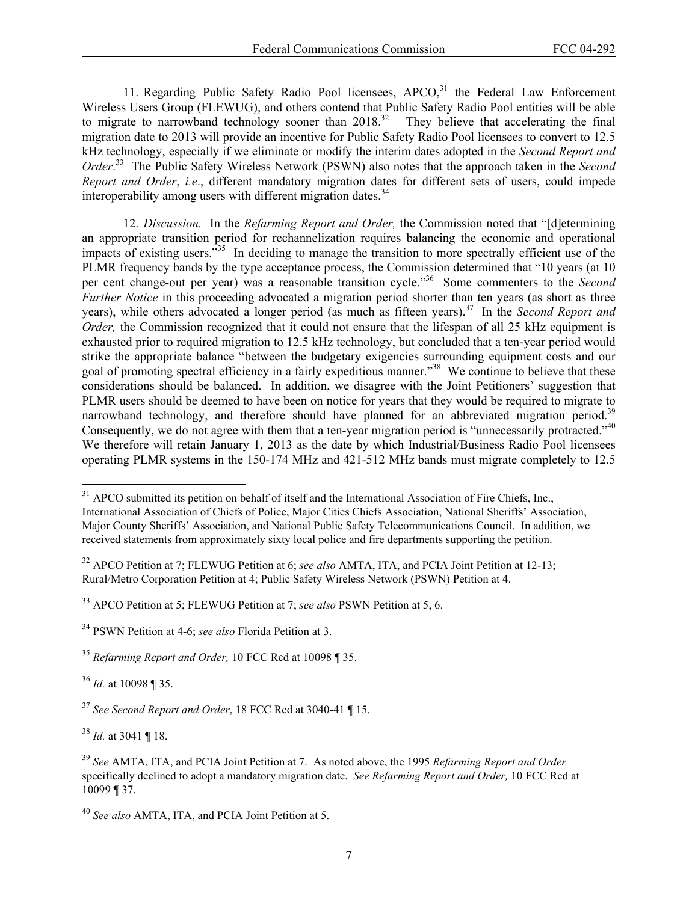11. Regarding Public Safety Radio Pool licensees, APCO,[31] the Federal Law Enforcement Wireless Users Group (FLEWUG), and others contend that Public Safety Radio Pool entities will be able to migrate to narrowband technology sooner than 2018.[32] They believe that accelerating the final migration date to 2013 will provide an incentive for Public Safety Radio Pool licensees to convert to 12.5 kHz technology, especially if we eliminate or modify the interim dates adopted in the *Second Report and Order*.[33] The Public Safety Wireless Network (PSWN) also notes that the approach taken in the *Second Report and Order*, *i.e*., different mandatory migration dates for different sets of users, could impede interoperability among users with different migration dates.[34]

12. *Discussion.* In the *Refarming Report and Order,* the Commission noted that "[d]etermining an appropriate transition period for rechannelization requires balancing the economic and operational impacts of existing users."[35] In deciding to manage the transition to more spectrally efficient use of the PLMR frequency bands by the type acceptance process, the Commission determined that "10 years (at 10 per cent change-out per year) was a reasonable transition cycle."[36] Some commenters to the *Second Further Notice* in this proceeding advocated a migration period shorter than ten years (as short as three years), while others advocated a longer period (as much as fifteen years).[37] In the *Second Report and Order,* the Commission recognized that it could not ensure that the lifespan of all 25 kHz equipment is exhausted prior to required migration to 12.5 kHz technology, but concluded that a ten-year period would strike the appropriate balance "between the budgetary exigencies surrounding equipment costs and our goal of promoting spectral efficiency in a fairly expeditious manner."[38] We continue to believe that these considerations should be balanced. In addition, we disagree with the Joint Petitioners' suggestion that PLMR users should be deemed to have been on notice for years that they would be required to migrate to narrowband technology, and therefore should have planned for an abbreviated migration period.[39] Consequently, we do not agree with them that a ten-year migration period is "unnecessarily protracted."[40] We therefore will retain January 1, 2013 as the date by which Industrial/Business Radio Pool licensees operating PLMR systems in the 150-174 MHz and 421-512 MHz bands must migrate completely to 12.5

---

[31] APCO submitted its petition on behalf of itself and the International Association of Fire Chiefs, Inc., International Association of Chiefs of Police, Major Cities Chiefs Association, National Sheriffs' Association, Major County Sheriffs' Association, and National Public Safety Telecommunications Council. In addition, we received statements from approximately sixty local police and fire departments supporting the petition.

[32] APCO Petition at 7; FLEWUG Petition at 6; *see also* AMTA, ITA, and PCIA Joint Petition at 12-13; Rural/Metro Corporation Petition at 4; Public Safety Wireless Network (PSWN) Petition at 4.

[33] APCO Petition at 5; FLEWUG Petition at 7; *see also* PSWN Petition at 5, 6.

[34] PSWN Petition at 4-6; *see also* Florida Petition at 3.

[35] *Refarming Report and Order,* 10 FCC Rcd at 10098 ¶ 35.

[36] *Id.* at 10098 ¶ 35.

[37] *See Second Report and Order*, 18 FCC Rcd at 3040-41 ¶ 15.

[38] *Id.* at 3041 ¶ 18.

[39] *See* AMTA, ITA, and PCIA Joint Petition at 7. As noted above, the 1995 *Refarming Report and Order* specifically declined to adopt a mandatory migration date. *See Refarming Report and Order,* 10 FCC Rcd at 10099 ¶ 37.

[40] *See also* AMTA, ITA, and PCIA Joint Petition at 5.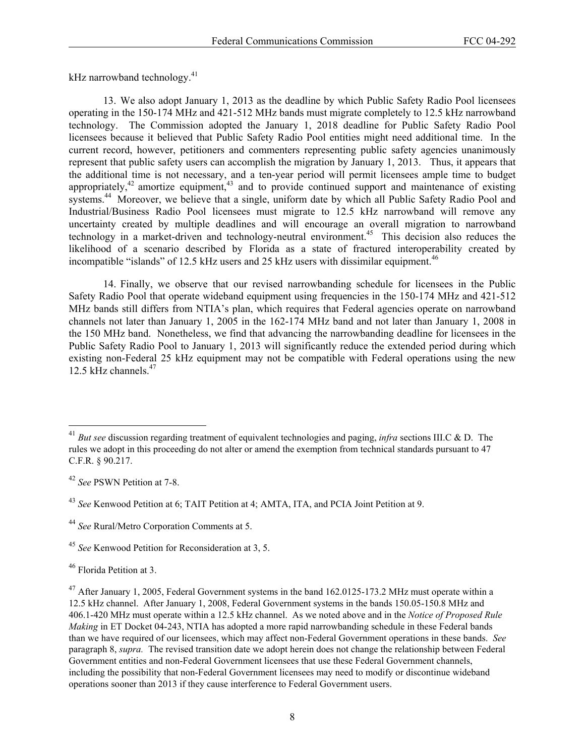kHz narrowband technology.[41]

13. We also adopt January 1, 2013 as the deadline by which Public Safety Radio Pool licensees operating in the 150-174 MHz and 421-512 MHz bands must migrate completely to 12.5 kHz narrowband technology. The Commission adopted the January 1, 2018 deadline for Public Safety Radio Pool licensees because it believed that Public Safety Radio Pool entities might need additional time. In the current record, however, petitioners and commenters representing public safety agencies unanimously represent that public safety users can accomplish the migration by January 1, 2013. Thus, it appears that the additional time is not necessary, and a ten-year period will permit licensees ample time to budget appropriately,[42] amortize equipment,[43] and to provide continued support and maintenance of existing systems.[44] Moreover, we believe that a single, uniform date by which all Public Safety Radio Pool and Industrial/Business Radio Pool licensees must migrate to 12.5 kHz narrowband will remove any uncertainty created by multiple deadlines and will encourage an overall migration to narrowband technology in a market-driven and technology-neutral environment.[45] This decision also reduces the likelihood of a scenario described by Florida as a state of fractured interoperability created by incompatible "islands" of 12.5 kHz users and 25 kHz users with dissimilar equipment.[46]

14. Finally, we observe that our revised narrowbanding schedule for licensees in the Public Safety Radio Pool that operate wideband equipment using frequencies in the 150-174 MHz and 421-512 MHz bands still differs from NTIA's plan, which requires that Federal agencies operate on narrowband channels not later than January 1, 2005 in the 162-174 MHz band and not later than January 1, 2008 in the 150 MHz band. Nonetheless, we find that advancing the narrowbanding deadline for licensees in the Public Safety Radio Pool to January 1, 2013 will significantly reduce the extended period during which existing non-Federal 25 kHz equipment may not be compatible with Federal operations using the new 12.5 kHz channels.[47]

---

[41] *But see* discussion regarding treatment of equivalent technologies and paging, *infra* sections III.C & D. The rules we adopt in this proceeding do not alter or amend the exemption from technical standards pursuant to 47 C.F.R. § 90.217.

[42] *See* PSWN Petition at 7-8.

[43] *See* Kenwood Petition at 6; TAIT Petition at 4; AMTA, ITA, and PCIA Joint Petition at 9.

[44] *See* Rural/Metro Corporation Comments at 5.

[45] *See* Kenwood Petition for Reconsideration at 3, 5.

[46] Florida Petition at 3.

[47] After January 1, 2005, Federal Government systems in the band 162.0125-173.2 MHz must operate within a 12.5 kHz channel. After January 1, 2008, Federal Government systems in the bands 150.05-150.8 MHz and 406.1-420 MHz must operate within a 12.5 kHz channel. As we noted above and in the *Notice of Proposed Rule Making* in ET Docket 04-243, NTIA has adopted a more rapid narrowbanding schedule in these Federal bands than we have required of our licensees, which may affect non-Federal Government operations in these bands. *See* paragraph 8, *supra.* The revised transition date we adopt herein does not change the relationship between Federal Government entities and non-Federal Government licensees that use these Federal Government channels, including the possibility that non-Federal Government licensees may need to modify or discontinue wideband operations sooner than 2013 if they cause interference to Federal Government users.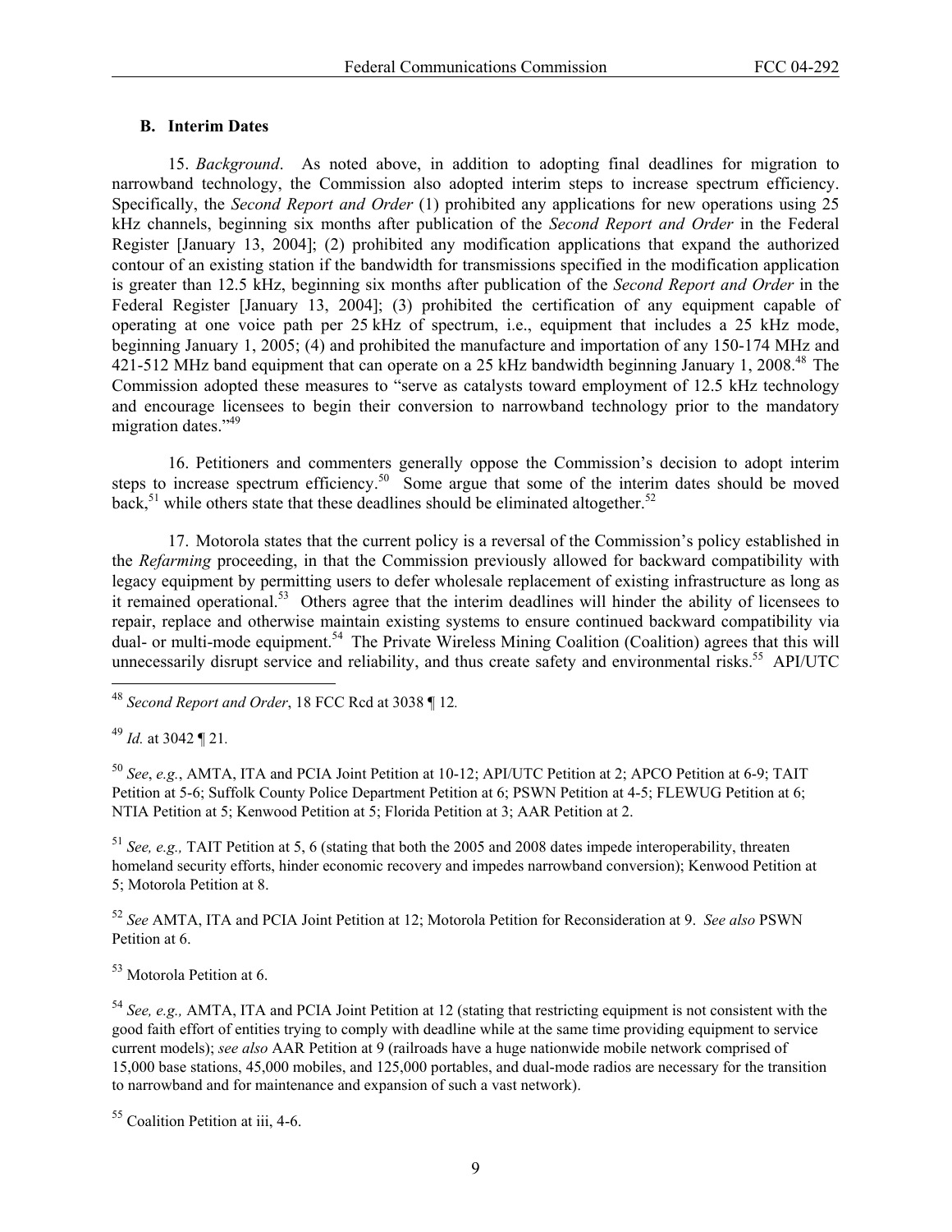### B. Interim Dates

15. *Background*. As noted above, in addition to adopting final deadlines for migration to narrowband technology, the Commission also adopted interim steps to increase spectrum efficiency. Specifically, the *Second Report and Order* (1) prohibited any applications for new operations using 25 kHz channels, beginning six months after publication of the *Second Report and Order* in the Federal Register [January 13, 2004]; (2) prohibited any modification applications that expand the authorized contour of an existing station if the bandwidth for transmissions specified in the modification application is greater than 12.5 kHz, beginning six months after publication of the *Second Report and Order* in the Federal Register [January 13, 2004]; (3) prohibited the certification of any equipment capable of operating at one voice path per 25 kHz of spectrum, i.e., equipment that includes a 25 kHz mode, beginning January 1, 2005; (4) and prohibited the manufacture and importation of any 150-174 MHz and 421-512 MHz band equipment that can operate on a 25 kHz bandwidth beginning January 1, 2008.[48] The Commission adopted these measures to "serve as catalysts toward employment of 12.5 kHz technology and encourage licensees to begin their conversion to narrowband technology prior to the mandatory migration dates."[49]

16. Petitioners and commenters generally oppose the Commission's decision to adopt interim steps to increase spectrum efficiency.[50] Some argue that some of the interim dates should be moved back,[51] while others state that these deadlines should be eliminated altogether.[52]

17. Motorola states that the current policy is a reversal of the Commission's policy established in the *Refarming* proceeding, in that the Commission previously allowed for backward compatibility with legacy equipment by permitting users to defer wholesale replacement of existing infrastructure as long as it remained operational.[53] Others agree that the interim deadlines will hinder the ability of licensees to repair, replace and otherwise maintain existing systems to ensure continued backward compatibility via dual- or multi-mode equipment.[54] The Private Wireless Mining Coalition (Coalition) agrees that this will unnecessarily disrupt service and reliability, and thus create safety and environmental risks.[55] API/UTC

---

[48] *Second Report and Order*, 18 FCC Rcd at 3038 ¶ 12.

[49] *Id.* at 3042 ¶ 21.

[50] *See*, *e.g.*, AMTA, ITA and PCIA Joint Petition at 10-12; API/UTC Petition at 2; APCO Petition at 6-9; TAIT Petition at 5-6; Suffolk County Police Department Petition at 6; PSWN Petition at 4-5; FLEWUG Petition at 6; NTIA Petition at 5; Kenwood Petition at 5; Florida Petition at 3; AAR Petition at 2.

[51] *See, e.g.,* TAIT Petition at 5, 6 (stating that both the 2005 and 2008 dates impede interoperability, threaten homeland security efforts, hinder economic recovery and impedes narrowband conversion); Kenwood Petition at 5; Motorola Petition at 8.

[52] *See* AMTA, ITA and PCIA Joint Petition at 12; Motorola Petition for Reconsideration at 9. *See also* PSWN Petition at 6.

[53] Motorola Petition at 6.

[54] *See, e.g.,* AMTA, ITA and PCIA Joint Petition at 12 (stating that restricting equipment is not consistent with the good faith effort of entities trying to comply with deadline while at the same time providing equipment to service current models); *see also* AAR Petition at 9 (railroads have a huge nationwide mobile network comprised of 15,000 base stations, 45,000 mobiles, and 125,000 portables, and dual-mode radios are necessary for the transition to narrowband and for maintenance and expansion of such a vast network).

[55] Coalition Petition at iii, 4-6.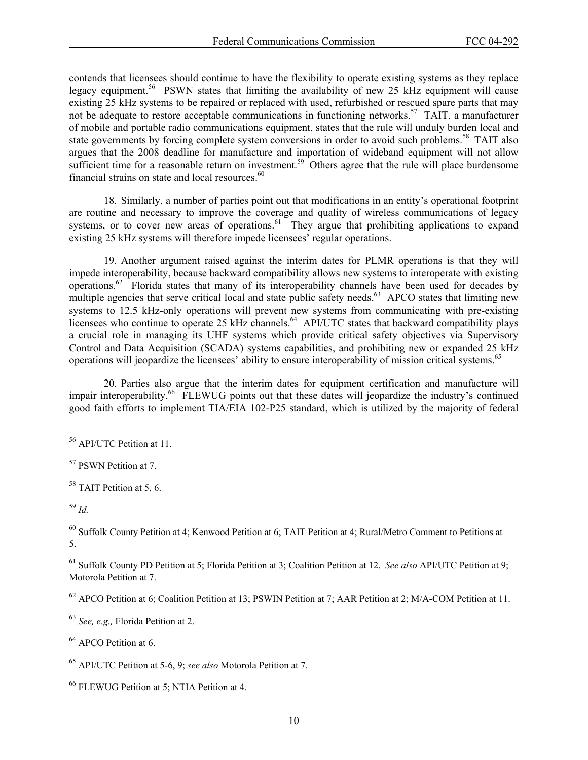contends that licensees should continue to have the flexibility to operate existing systems as they replace legacy equipment.[56] PSWN states that limiting the availability of new 25 kHz equipment will cause existing 25 kHz systems to be repaired or replaced with used, refurbished or rescued spare parts that may not be adequate to restore acceptable communications in functioning networks.[57] TAIT, a manufacturer of mobile and portable radio communications equipment, states that the rule will unduly burden local and state governments by forcing complete system conversions in order to avoid such problems.[58] TAIT also argues that the 2008 deadline for manufacture and importation of wideband equipment will not allow sufficient time for a reasonable return on investment.[59] Others agree that the rule will place burdensome financial strains on state and local resources.[60]

18. Similarly, a number of parties point out that modifications in an entity's operational footprint are routine and necessary to improve the coverage and quality of wireless communications of legacy systems, or to cover new areas of operations.[61] They argue that prohibiting applications to expand existing 25 kHz systems will therefore impede licensees' regular operations.

19. Another argument raised against the interim dates for PLMR operations is that they will impede interoperability, because backward compatibility allows new systems to interoperate with existing operations.[62] Florida states that many of its interoperability channels have been used for decades by multiple agencies that serve critical local and state public safety needs.[63] APCO states that limiting new systems to 12.5 kHz-only operations will prevent new systems from communicating with pre-existing licensees who continue to operate 25 kHz channels.[64] API/UTC states that backward compatibility plays a crucial role in managing its UHF systems which provide critical safety objectives via Supervisory Control and Data Acquisition (SCADA) systems capabilities, and prohibiting new or expanded 25 kHz operations will jeopardize the licensees' ability to ensure interoperability of mission critical systems.[65]

20. Parties also argue that the interim dates for equipment certification and manufacture will impair interoperability.[66] FLEWUG points out that these dates will jeopardize the industry's continued good faith efforts to implement TIA/EIA 102-P25 standard, which is utilized by the majority of federal

---

[56] API/UTC Petition at 11.

[57] PSWN Petition at 7.

[58] TAIT Petition at 5, 6.

[59] *Id.*

[60] Suffolk County Petition at 4; Kenwood Petition at 6; TAIT Petition at 4; Rural/Metro Comment to Petitions at 5.

[61] Suffolk County PD Petition at 5; Florida Petition at 3; Coalition Petition at 12. *See also* API/UTC Petition at 9; Motorola Petition at 7.

[62] APCO Petition at 6; Coalition Petition at 13; PSWIN Petition at 7; AAR Petition at 2; M/A-COM Petition at 11.

[63] *See, e.g.,* Florida Petition at 2.

[64] APCO Petition at 6.

[65] API/UTC Petition at 5-6, 9; *see also* Motorola Petition at 7.

[66] FLEWUG Petition at 5; NTIA Petition at 4.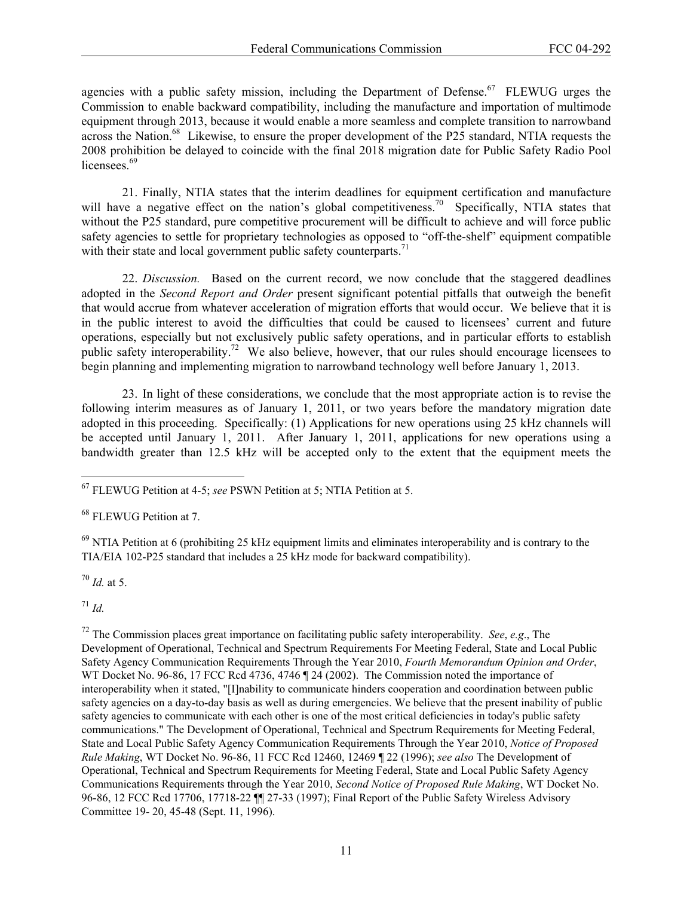agencies with a public safety mission, including the Department of Defense.[67] FLEWUG urges the Commission to enable backward compatibility, including the manufacture and importation of multimode equipment through 2013, because it would enable a more seamless and complete transition to narrowband across the Nation.[68] Likewise, to ensure the proper development of the P25 standard, NTIA requests the 2008 prohibition be delayed to coincide with the final 2018 migration date for Public Safety Radio Pool licensees.[69]

21. Finally, NTIA states that the interim deadlines for equipment certification and manufacture will have a negative effect on the nation's global competitiveness.[70] Specifically, NTIA states that without the P25 standard, pure competitive procurement will be difficult to achieve and will force public safety agencies to settle for proprietary technologies as opposed to "off-the-shelf" equipment compatible with their state and local government public safety counterparts.[71]

22. *Discussion.* Based on the current record, we now conclude that the staggered deadlines adopted in the *Second Report and Order* present significant potential pitfalls that outweigh the benefit that would accrue from whatever acceleration of migration efforts that would occur. We believe that it is in the public interest to avoid the difficulties that could be caused to licensees' current and future operations, especially but not exclusively public safety operations, and in particular efforts to establish public safety interoperability.[72] We also believe, however, that our rules should encourage licensees to begin planning and implementing migration to narrowband technology well before January 1, 2013.

23. In light of these considerations, we conclude that the most appropriate action is to revise the following interim measures as of January 1, 2011, or two years before the mandatory migration date adopted in this proceeding. Specifically: (1) Applications for new operations using 25 kHz channels will be accepted until January 1, 2011. After January 1, 2011, applications for new operations using a bandwidth greater than 12.5 kHz will be accepted only to the extent that the equipment meets the

---

[67] FLEWUG Petition at 4-5; *see* PSWN Petition at 5; NTIA Petition at 5.

[68] FLEWUG Petition at 7.

[69] NTIA Petition at 6 (prohibiting 25 kHz equipment limits and eliminates interoperability and is contrary to the TIA/EIA 102-P25 standard that includes a 25 kHz mode for backward compatibility).

[70] *Id.* at 5.

[71] *Id.*

[72] The Commission places great importance on facilitating public safety interoperability. *See*, *e.g*., The Development of Operational, Technical and Spectrum Requirements For Meeting Federal, State and Local Public Safety Agency Communication Requirements Through the Year 2010, *Fourth Memorandum Opinion and Order*, WT Docket No. 96-86, 17 FCC Rcd 4736, 4746 ¶ 24 (2002). The Commission noted the importance of interoperability when it stated, "[I]nability to communicate hinders cooperation and coordination between public safety agencies on a day-to-day basis as well as during emergencies. We believe that the present inability of public safety agencies to communicate with each other is one of the most critical deficiencies in today's public safety communications." The Development of Operational, Technical and Spectrum Requirements for Meeting Federal, State and Local Public Safety Agency Communication Requirements Through the Year 2010, *Notice of Proposed Rule Making*, WT Docket No. 96-86, 11 FCC Rcd 12460, 12469 ¶ 22 (1996); *see also* The Development of Operational, Technical and Spectrum Requirements for Meeting Federal, State and Local Public Safety Agency Communications Requirements through the Year 2010, *Second Notice of Proposed Rule Making*, WT Docket No. 96-86, 12 FCC Rcd 17706, 17718-22 ¶¶ 27-33 (1997); Final Report of the Public Safety Wireless Advisory Committee 19- 20, 45-48 (Sept. 11, 1996).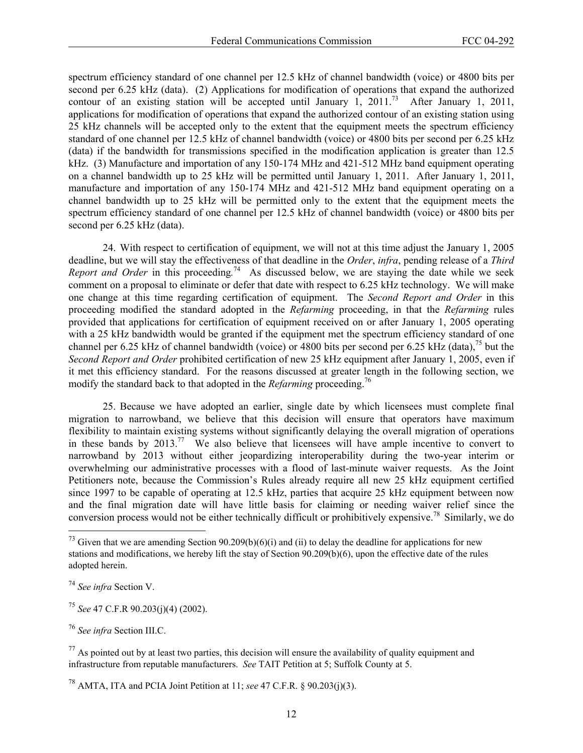spectrum efficiency standard of one channel per 12.5 kHz of channel bandwidth (voice) or 4800 bits per second per 6.25 kHz (data). (2) Applications for modification of operations that expand the authorized contour of an existing station will be accepted until January 1, 2011.[73] After January 1, 2011, applications for modification of operations that expand the authorized contour of an existing station using 25 kHz channels will be accepted only to the extent that the equipment meets the spectrum efficiency standard of one channel per 12.5 kHz of channel bandwidth (voice) or 4800 bits per second per 6.25 kHz (data) if the bandwidth for transmissions specified in the modification application is greater than 12.5 kHz. (3) Manufacture and importation of any 150-174 MHz and 421-512 MHz band equipment operating on a channel bandwidth up to 25 kHz will be permitted until January 1, 2011. After January 1, 2011, manufacture and importation of any 150-174 MHz and 421-512 MHz band equipment operating on a channel bandwidth up to 25 kHz will be permitted only to the extent that the equipment meets the spectrum efficiency standard of one channel per 12.5 kHz of channel bandwidth (voice) or 4800 bits per second per 6.25 kHz (data).

24. With respect to certification of equipment, we will not at this time adjust the January 1, 2005 deadline, but we will stay the effectiveness of that deadline in the *Order*, *infra*, pending release of a *Third Report and Order* in this proceeding.[74] As discussed below, we are staying the date while we seek comment on a proposal to eliminate or defer that date with respect to 6.25 kHz technology. We will make one change at this time regarding certification of equipment. The *Second Report and Order* in this proceeding modified the standard adopted in the *Refarming* proceeding, in that the *Refarming* rules provided that applications for certification of equipment received on or after January 1, 2005 operating with a 25 kHz bandwidth would be granted if the equipment met the spectrum efficiency standard of one channel per 6.25 kHz of channel bandwidth (voice) or 4800 bits per second per 6.25 kHz (data),[75] but the *Second Report and Order* prohibited certification of new 25 kHz equipment after January 1, 2005, even if it met this efficiency standard. For the reasons discussed at greater length in the following section, we modify the standard back to that adopted in the *Refarming* proceeding.[76]

25. Because we have adopted an earlier, single date by which licensees must complete final migration to narrowband, we believe that this decision will ensure that operators have maximum flexibility to maintain existing systems without significantly delaying the overall migration of operations in these bands by 2013.[77] We also believe that licensees will have ample incentive to convert to narrowband by 2013 without either jeopardizing interoperability during the two-year interim or overwhelming our administrative processes with a flood of last-minute waiver requests. As the Joint Petitioners note, because the Commission's Rules already require all new 25 kHz equipment certified since 1997 to be capable of operating at 12.5 kHz, parties that acquire 25 kHz equipment between now and the final migration date will have little basis for claiming or needing waiver relief since the conversion process would not be either technically difficult or prohibitively expensive.[78] Similarly, we do

---

[73] Given that we are amending Section 90.209(b)(6)(i) and (ii) to delay the deadline for applications for new stations and modifications, we hereby lift the stay of Section 90.209(b)(6), upon the effective date of the rules adopted herein.

[74] *See infra* Section V.

[75] *See* 47 C.F.R 90.203(j)(4) (2002).

[76] *See infra* Section III.C.

[77] As pointed out by at least two parties, this decision will ensure the availability of quality equipment and infrastructure from reputable manufacturers. *See* TAIT Petition at 5; Suffolk County at 5.

[78] AMTA, ITA and PCIA Joint Petition at 11; *see* 47 C.F.R. § 90.203(j)(3).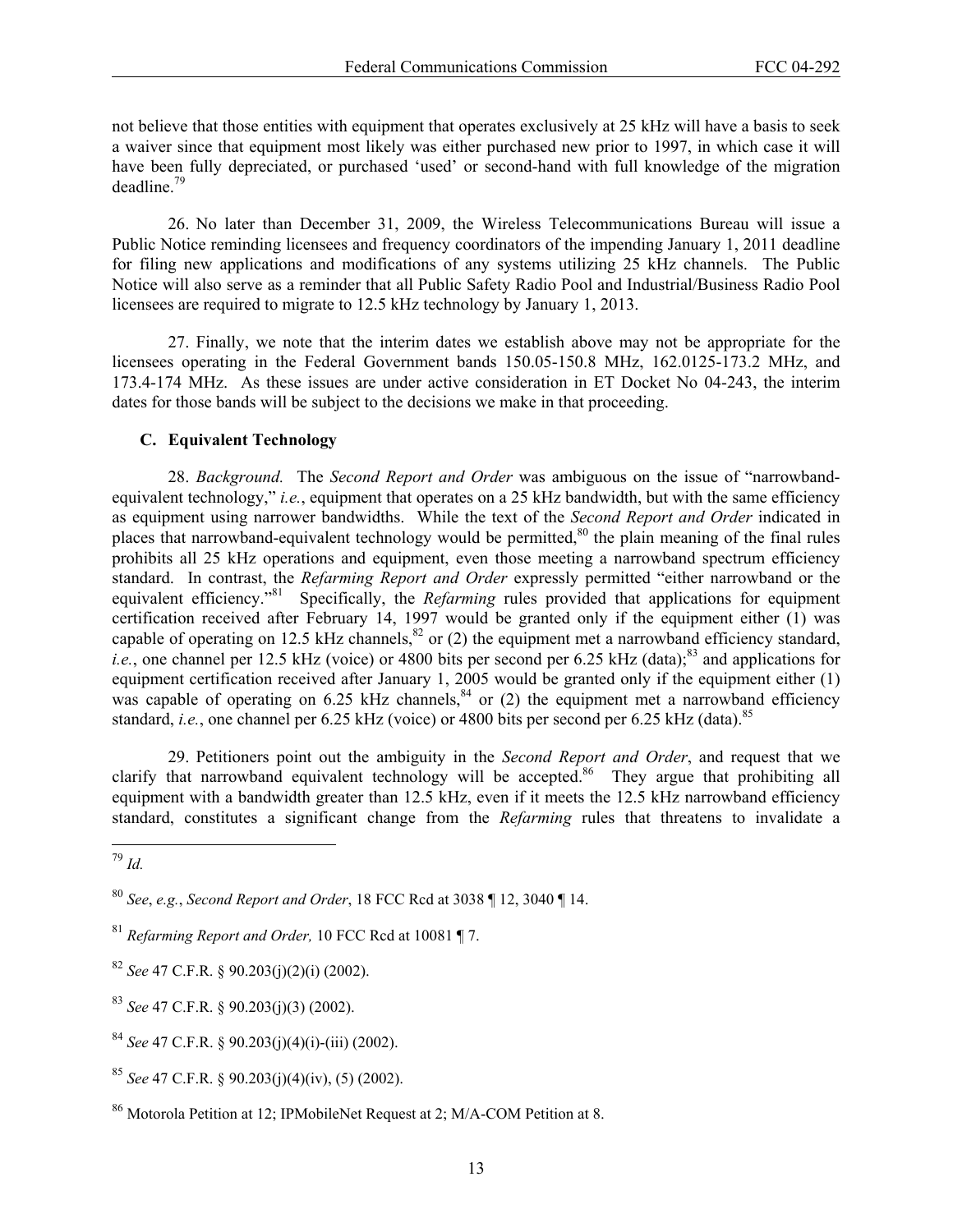not believe that those entities with equipment that operates exclusively at 25 kHz will have a basis to seek a waiver since that equipment most likely was either purchased new prior to 1997, in which case it will have been fully depreciated, or purchased 'used' or second-hand with full knowledge of the migration deadline.[79]

26. No later than December 31, 2009, the Wireless Telecommunications Bureau will issue a Public Notice reminding licensees and frequency coordinators of the impending January 1, 2011 deadline for filing new applications and modifications of any systems utilizing 25 kHz channels. The Public Notice will also serve as a reminder that all Public Safety Radio Pool and Industrial/Business Radio Pool licensees are required to migrate to 12.5 kHz technology by January 1, 2013.

27. Finally, we note that the interim dates we establish above may not be appropriate for the licensees operating in the Federal Government bands 150.05-150.8 MHz, 162.0125-173.2 MHz, and 173.4-174 MHz. As these issues are under active consideration in ET Docket No 04-243, the interim dates for those bands will be subject to the decisions we make in that proceeding.

### C. Equivalent Technology

28. *Background.* The *Second Report and Order* was ambiguous on the issue of "narrowband-equivalent technology," *i.e.*, equipment that operates on a 25 kHz bandwidth, but with the same efficiency as equipment using narrower bandwidths. While the text of the *Second Report and Order* indicated in places that narrowband-equivalent technology would be permitted,[80] the plain meaning of the final rules prohibits all 25 kHz operations and equipment, even those meeting a narrowband spectrum efficiency standard. In contrast, the *Refarming Report and Order* expressly permitted "either narrowband or the equivalent efficiency."[81] Specifically, the *Refarming* rules provided that applications for equipment certification received after February 14, 1997 would be granted only if the equipment either (1) was capable of operating on 12.5 kHz channels,[82] or (2) the equipment met a narrowband efficiency standard, *i.e.*, one channel per 12.5 kHz (voice) or 4800 bits per second per 6.25 kHz (data);[83] and applications for equipment certification received after January 1, 2005 would be granted only if the equipment either (1) was capable of operating on 6.25 kHz channels,[84] or (2) the equipment met a narrowband efficiency standard, *i.e.*, one channel per 6.25 kHz (voice) or 4800 bits per second per 6.25 kHz (data).[85]

29. Petitioners point out the ambiguity in the *Second Report and Order*, and request that we clarify that narrowband equivalent technology will be accepted.[86] They argue that prohibiting all equipment with a bandwidth greater than 12.5 kHz, even if it meets the 12.5 kHz narrowband efficiency standard, constitutes a significant change from the *Refarming* rules that threatens to invalidate a

---

[79] *Id.*

[80] *See*, *e.g.*, *Second Report and Order*, 18 FCC Rcd at 3038 ¶ 12, 3040 ¶ 14.

[81] *Refarming Report and Order,* 10 FCC Rcd at 10081 ¶ 7.

[82] *See* 47 C.F.R. § 90.203(j)(2)(i) (2002).

[83] *See* 47 C.F.R. § 90.203(j)(3) (2002).

[84] *See* 47 C.F.R. § 90.203(j)(4)(i)-(iii) (2002).

[85] *See* 47 C.F.R. § 90.203(j)(4)(iv), (5) (2002).

[86] Motorola Petition at 12; IPMobileNet Request at 2; M/A-COM Petition at 8.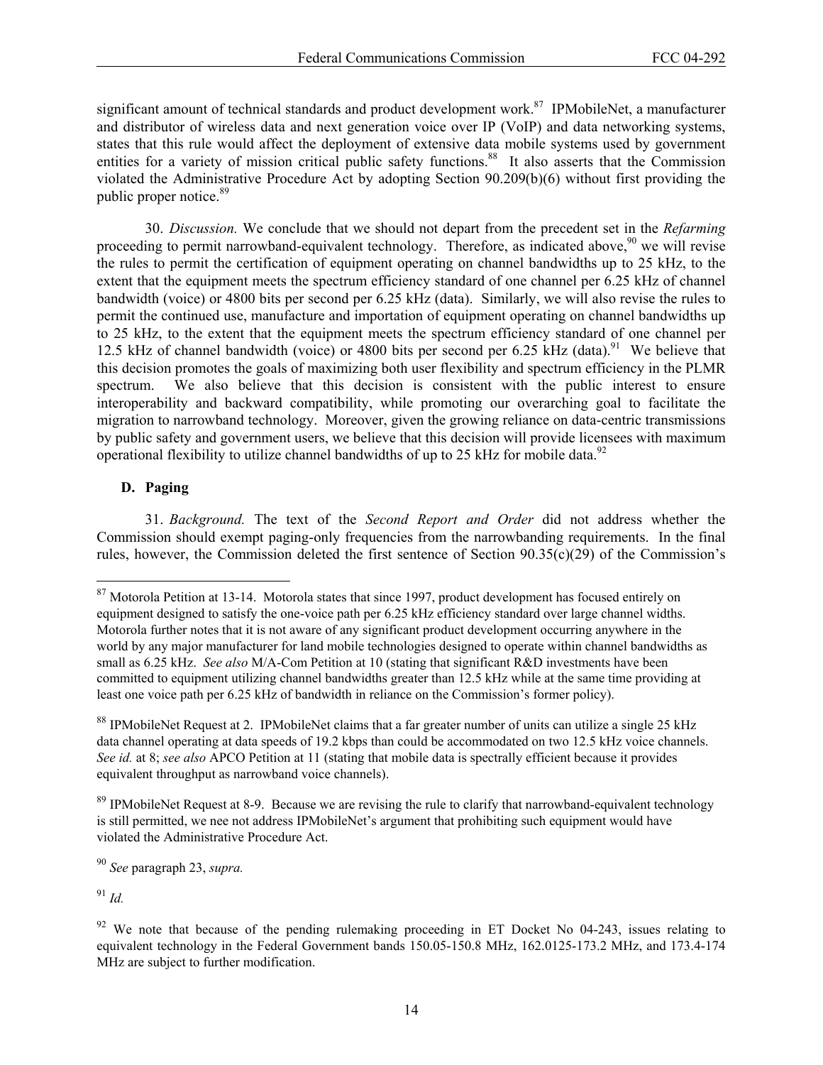significant amount of technical standards and product development work.[87] IPMobileNet, a manufacturer and distributor of wireless data and next generation voice over IP (VoIP) and data networking systems, states that this rule would affect the deployment of extensive data mobile systems used by government entities for a variety of mission critical public safety functions.[88] It also asserts that the Commission violated the Administrative Procedure Act by adopting Section 90.209(b)(6) without first providing the public proper notice.[89]

30. *Discussion.* We conclude that we should not depart from the precedent set in the *Refarming* proceeding to permit narrowband-equivalent technology. Therefore, as indicated above,[90] we will revise the rules to permit the certification of equipment operating on channel bandwidths up to 25 kHz, to the extent that the equipment meets the spectrum efficiency standard of one channel per 6.25 kHz of channel bandwidth (voice) or 4800 bits per second per 6.25 kHz (data). Similarly, we will also revise the rules to permit the continued use, manufacture and importation of equipment operating on channel bandwidths up to 25 kHz, to the extent that the equipment meets the spectrum efficiency standard of one channel per 12.5 kHz of channel bandwidth (voice) or 4800 bits per second per 6.25 kHz (data).[91] We believe that this decision promotes the goals of maximizing both user flexibility and spectrum efficiency in the PLMR spectrum. We also believe that this decision is consistent with the public interest to ensure interoperability and backward compatibility, while promoting our overarching goal to facilitate the migration to narrowband technology. Moreover, given the growing reliance on data-centric transmissions by public safety and government users, we believe that this decision will provide licensees with maximum operational flexibility to utilize channel bandwidths of up to 25 kHz for mobile data.[92]

### D. Paging

31. *Background.* The text of the *Second Report and Order* did not address whether the Commission should exempt paging-only frequencies from the narrowbanding requirements. In the final rules, however, the Commission deleted the first sentence of Section 90.35(c)(29) of the Commission's

---

[87] Motorola Petition at 13-14. Motorola states that since 1997, product development has focused entirely on equipment designed to satisfy the one-voice path per 6.25 kHz efficiency standard over large channel widths. Motorola further notes that it is not aware of any significant product development occurring anywhere in the world by any major manufacturer for land mobile technologies designed to operate within channel bandwidths as small as 6.25 kHz. *See also* M/A-Com Petition at 10 (stating that significant R&D investments have been committed to equipment utilizing channel bandwidths greater than 12.5 kHz while at the same time providing at least one voice path per 6.25 kHz of bandwidth in reliance on the Commission's former policy).

[88] IPMobileNet Request at 2. IPMobileNet claims that a far greater number of units can utilize a single 25 kHz data channel operating at data speeds of 19.2 kbps than could be accommodated on two 12.5 kHz voice channels. *See id.* at 8; *see also* APCO Petition at 11 (stating that mobile data is spectrally efficient because it provides equivalent throughput as narrowband voice channels).

[89] IPMobileNet Request at 8-9. Because we are revising the rule to clarify that narrowband-equivalent technology is still permitted, we nee not address IPMobileNet's argument that prohibiting such equipment would have violated the Administrative Procedure Act.

[90] *See* paragraph 23, *supra.*

[91] *Id.*

[92] We note that because of the pending rulemaking proceeding in ET Docket No 04-243, issues relating to equivalent technology in the Federal Government bands 150.05-150.8 MHz, 162.0125-173.2 MHz, and 173.4-174 MHz are subject to further modification.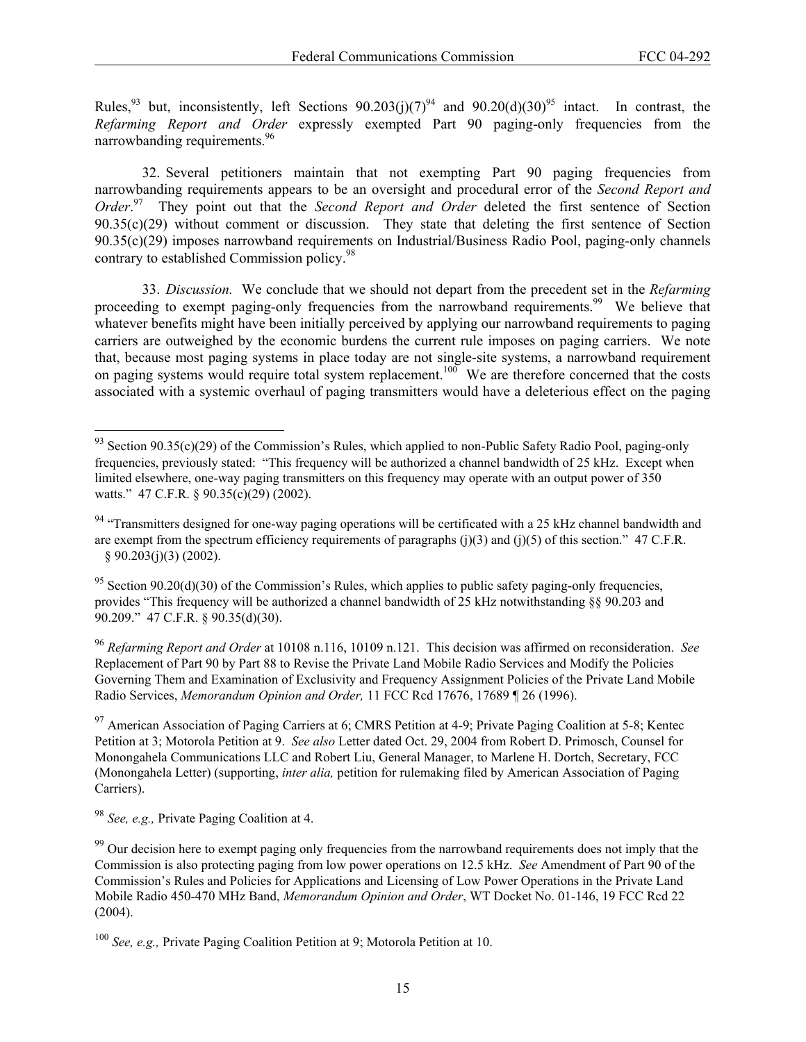Rules,[93] but, inconsistently, left Sections 90.203(j)(7)[94] and 90.20(d)(30)[95] intact. In contrast, the *Refarming Report and Order* expressly exempted Part 90 paging-only frequencies from the narrowbanding requirements.[96]

32. Several petitioners maintain that not exempting Part 90 paging frequencies from narrowbanding requirements appears to be an oversight and procedural error of the *Second Report and Order*.[97] They point out that the *Second Report and Order* deleted the first sentence of Section 90.35(c)(29) without comment or discussion. They state that deleting the first sentence of Section 90.35(c)(29) imposes narrowband requirements on Industrial/Business Radio Pool, paging-only channels contrary to established Commission policy.[98]

33. *Discussion.* We conclude that we should not depart from the precedent set in the *Refarming* proceeding to exempt paging-only frequencies from the narrowband requirements.[99] We believe that whatever benefits might have been initially perceived by applying our narrowband requirements to paging carriers are outweighed by the economic burdens the current rule imposes on paging carriers. We note that, because most paging systems in place today are not single-site systems, a narrowband requirement on paging systems would require total system replacement.[100] We are therefore concerned that the costs associated with a systemic overhaul of paging transmitters would have a deleterious effect on the paging

---

[93] Section 90.35(c)(29) of the Commission's Rules, which applied to non-Public Safety Radio Pool, paging-only frequencies, previously stated: "This frequency will be authorized a channel bandwidth of 25 kHz. Except when limited elsewhere, one-way paging transmitters on this frequency may operate with an output power of 350 watts." 47 C.F.R. § 90.35(c)(29) (2002).

[94] "Transmitters designed for one-way paging operations will be certificated with a 25 kHz channel bandwidth and are exempt from the spectrum efficiency requirements of paragraphs (j)(3) and (j)(5) of this section." 47 C.F.R. § 90.203(j)(3) (2002).

[95] Section 90.20(d)(30) of the Commission's Rules, which applies to public safety paging-only frequencies, provides "This frequency will be authorized a channel bandwidth of 25 kHz notwithstanding §§ 90.203 and 90.209." 47 C.F.R. § 90.35(d)(30).

[96] *Refarming Report and Order* at 10108 n.116, 10109 n.121. This decision was affirmed on reconsideration. *See* Replacement of Part 90 by Part 88 to Revise the Private Land Mobile Radio Services and Modify the Policies Governing Them and Examination of Exclusivity and Frequency Assignment Policies of the Private Land Mobile Radio Services, *Memorandum Opinion and Order,* 11 FCC Rcd 17676, 17689 ¶ 26 (1996).

[97] American Association of Paging Carriers at 6; CMRS Petition at 4-9; Private Paging Coalition at 5-8; Kentec Petition at 3; Motorola Petition at 9. *See also* Letter dated Oct. 29, 2004 from Robert D. Primosch, Counsel for Monongahela Communications LLC and Robert Liu, General Manager, to Marlene H. Dortch, Secretary, FCC (Monongahela Letter) (supporting, *inter alia,* petition for rulemaking filed by American Association of Paging Carriers).

[98] *See, e.g.,* Private Paging Coalition at 4.

[99] Our decision here to exempt paging only frequencies from the narrowband requirements does not imply that the Commission is also protecting paging from low power operations on 12.5 kHz. *See* Amendment of Part 90 of the Commission's Rules and Policies for Applications and Licensing of Low Power Operations in the Private Land Mobile Radio 450-470 MHz Band, *Memorandum Opinion and Order*, WT Docket No. 01-146, 19 FCC Rcd 22 (2004).

[100] *See, e.g.,* Private Paging Coalition Petition at 9; Motorola Petition at 10.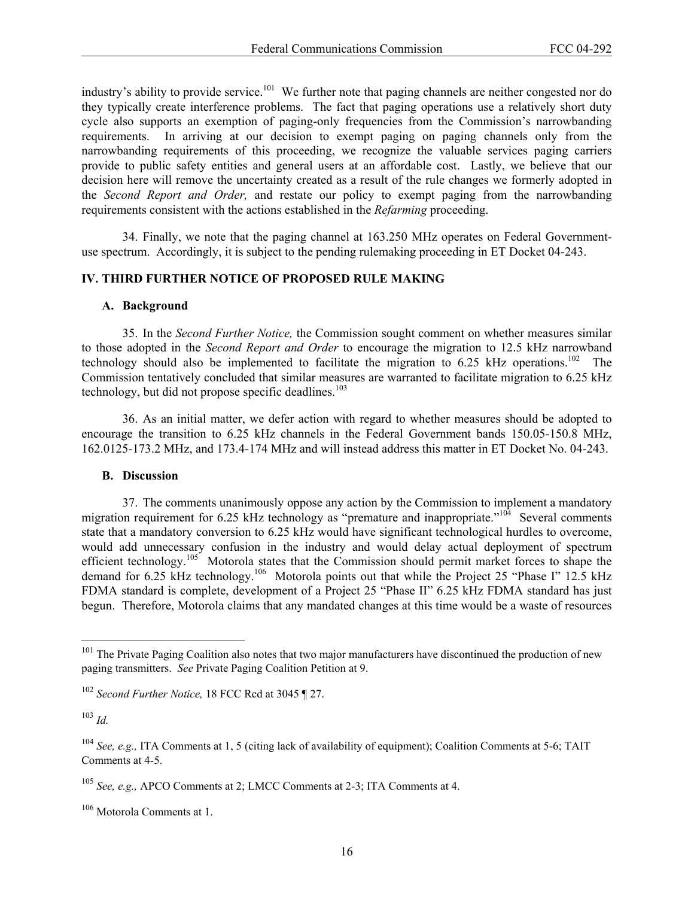industry's ability to provide service.[101] We further note that paging channels are neither congested nor do they typically create interference problems. The fact that paging operations use a relatively short duty cycle also supports an exemption of paging-only frequencies from the Commission's narrowbanding requirements. In arriving at our decision to exempt paging on paging channels only from the narrowbanding requirements of this proceeding, we recognize the valuable services paging carriers provide to public safety entities and general users at an affordable cost. Lastly, we believe that our decision here will remove the uncertainty created as a result of the rule changes we formerly adopted in the *Second Report and Order,* and restate our policy to exempt paging from the narrowbanding requirements consistent with the actions established in the *Refarming* proceeding.

34. Finally, we note that the paging channel at 163.250 MHz operates on Federal Government-use spectrum. Accordingly, it is subject to the pending rulemaking proceeding in ET Docket 04-243.

## IV. THIRD FURTHER NOTICE OF PROPOSED RULE MAKING

### A. Background

35. In the *Second Further Notice,* the Commission sought comment on whether measures similar to those adopted in the *Second Report and Order* to encourage the migration to 12.5 kHz narrowband technology should also be implemented to facilitate the migration to 6.25 kHz operations.[102] The Commission tentatively concluded that similar measures are warranted to facilitate migration to 6.25 kHz technology, but did not propose specific deadlines.[103]

36. As an initial matter, we defer action with regard to whether measures should be adopted to encourage the transition to 6.25 kHz channels in the Federal Government bands 150.05-150.8 MHz, 162.0125-173.2 MHz, and 173.4-174 MHz and will instead address this matter in ET Docket No. 04-243.

### B. Discussion

37. The comments unanimously oppose any action by the Commission to implement a mandatory migration requirement for 6.25 kHz technology as "premature and inappropriate."[104] Several comments state that a mandatory conversion to 6.25 kHz would have significant technological hurdles to overcome, would add unnecessary confusion in the industry and would delay actual deployment of spectrum efficient technology.[105] Motorola states that the Commission should permit market forces to shape the demand for 6.25 kHz technology.[106] Motorola points out that while the Project 25 "Phase I" 12.5 kHz FDMA standard is complete, development of a Project 25 "Phase II" 6.25 kHz FDMA standard has just begun. Therefore, Motorola claims that any mandated changes at this time would be a waste of resources

---

[101] The Private Paging Coalition also notes that two major manufacturers have discontinued the production of new paging transmitters. *See* Private Paging Coalition Petition at 9.

[102] *Second Further Notice,* 18 FCC Rcd at 3045 ¶ 27.

[103] *Id.*

[104] *See, e.g.,* ITA Comments at 1, 5 (citing lack of availability of equipment); Coalition Comments at 5-6; TAIT Comments at 4-5.

[105] *See, e.g.,* APCO Comments at 2; LMCC Comments at 2-3; ITA Comments at 4.

[106] Motorola Comments at 1.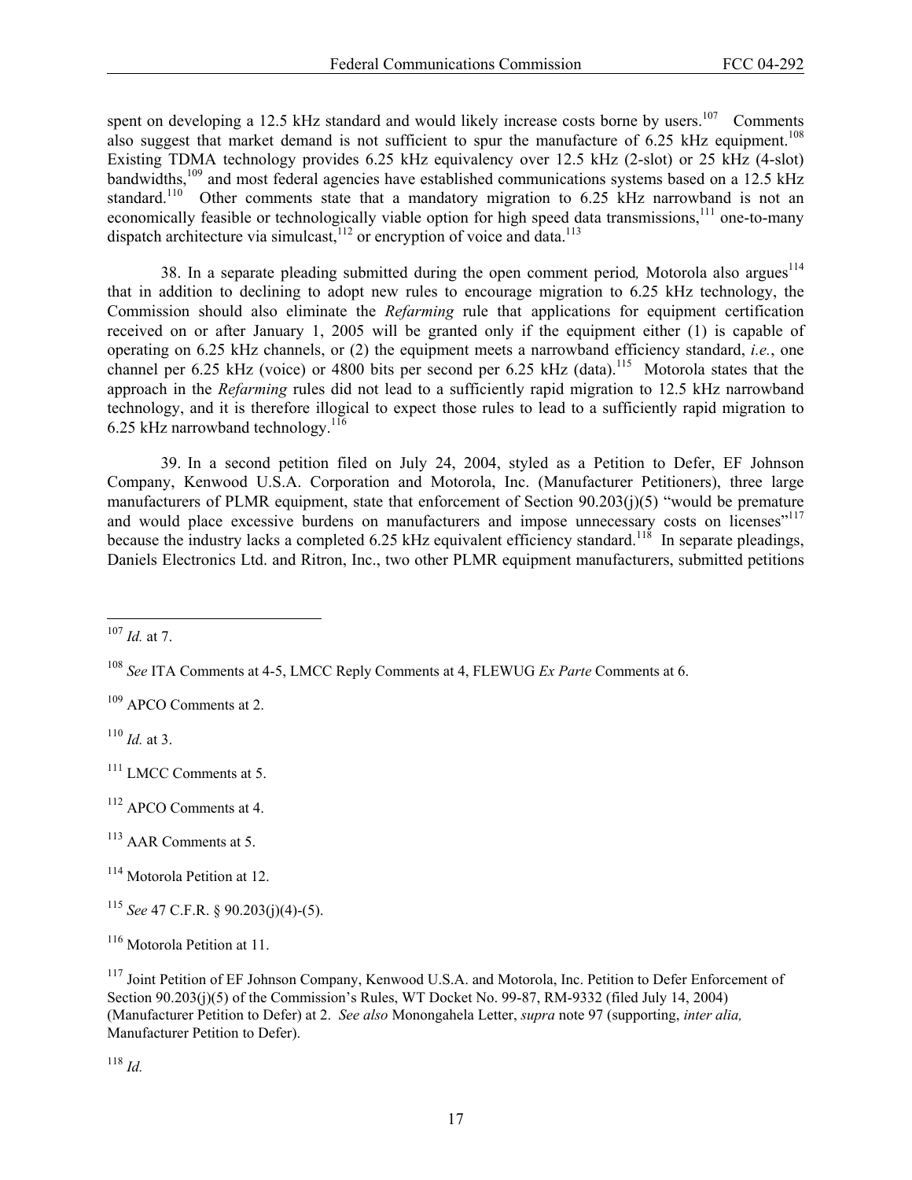spent on developing a 12.5 kHz standard and would likely increase costs borne by users.[107] Comments also suggest that market demand is not sufficient to spur the manufacture of 6.25 kHz equipment.[108] Existing TDMA technology provides 6.25 kHz equivalency over 12.5 kHz (2-slot) or 25 kHz (4-slot) bandwidths,[109] and most federal agencies have established communications systems based on a 12.5 kHz standard.[110] Other comments state that a mandatory migration to 6.25 kHz narrowband is not an economically feasible or technologically viable option for high speed data transmissions,[111] one-to-many dispatch architecture via simulcast,[112] or encryption of voice and data.[113]

38. In a separate pleading submitted during the open comment period*,* Motorola also argues[114] that in addition to declining to adopt new rules to encourage migration to 6.25 kHz technology, the Commission should also eliminate the *Refarming* rule that applications for equipment certification received on or after January 1, 2005 will be granted only if the equipment either (1) is capable of operating on 6.25 kHz channels, or (2) the equipment meets a narrowband efficiency standard, *i.e.*, one channel per 6.25 kHz (voice) or 4800 bits per second per 6.25 kHz (data).[115] Motorola states that the approach in the *Refarming* rules did not lead to a sufficiently rapid migration to 12.5 kHz narrowband technology, and it is therefore illogical to expect those rules to lead to a sufficiently rapid migration to 6.25 kHz narrowband technology.[116]

39. In a second petition filed on July 24, 2004, styled as a Petition to Defer, EF Johnson Company, Kenwood U.S.A. Corporation and Motorola, Inc. (Manufacturer Petitioners), three large manufacturers of PLMR equipment, state that enforcement of Section 90.203(j)(5) "would be premature and would place excessive burdens on manufacturers and impose unnecessary costs on licenses"[117] because the industry lacks a completed 6.25 kHz equivalent efficiency standard.[118] In separate pleadings, Daniels Electronics Ltd. and Ritron, Inc., two other PLMR equipment manufacturers, submitted petitions

---

[107] *Id.* at 7.

[108] *See* ITA Comments at 4-5, LMCC Reply Comments at 4, FLEWUG *Ex Parte* Comments at 6.

[109] APCO Comments at 2.

[110] *Id.* at 3.

[111] LMCC Comments at 5.

[112] APCO Comments at 4.

[113] AAR Comments at 5.

[114] Motorola Petition at 12.

[115] *See* 47 C.F.R. § 90.203(j)(4)-(5).

[116] Motorola Petition at 11.

[117] Joint Petition of EF Johnson Company, Kenwood U.S.A. and Motorola, Inc. Petition to Defer Enforcement of Section 90.203(j)(5) of the Commission's Rules, WT Docket No. 99-87, RM-9332 (filed July 14, 2004) (Manufacturer Petition to Defer) at 2. *See also* Monongahela Letter, *supra* note 97 (supporting, *inter alia,* Manufacturer Petition to Defer).

[118] *Id.*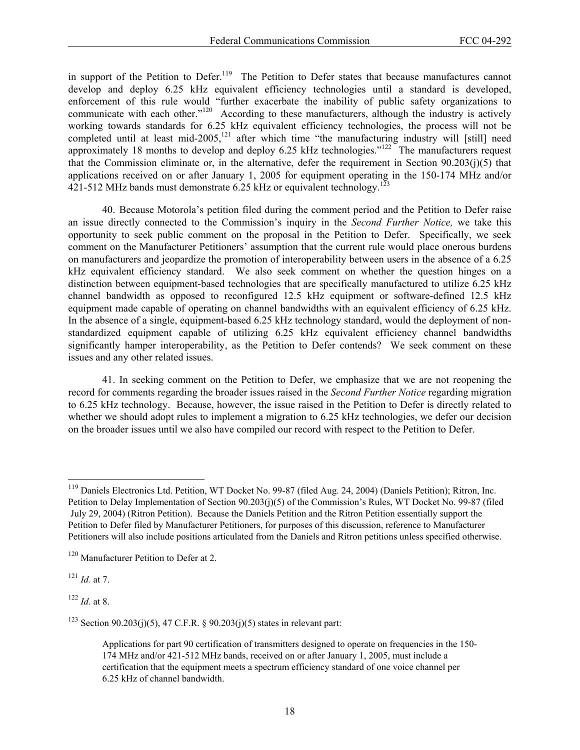in support of the Petition to Defer.[119] The Petition to Defer states that because manufactures cannot develop and deploy 6.25 kHz equivalent efficiency technologies until a standard is developed, enforcement of this rule would "further exacerbate the inability of public safety organizations to communicate with each other."[120] According to these manufacturers, although the industry is actively working towards standards for 6.25 kHz equivalent efficiency technologies, the process will not be completed until at least mid-2005,[121] after which time "the manufacturing industry will [still] need approximately 18 months to develop and deploy 6.25 kHz technologies."[122] The manufacturers request that the Commission eliminate or, in the alternative, defer the requirement in Section 90.203(j)(5) that applications received on or after January 1, 2005 for equipment operating in the 150-174 MHz and/or 421-512 MHz bands must demonstrate 6.25 kHz or equivalent technology.[123]

40. Because Motorola's petition filed during the comment period and the Petition to Defer raise an issue directly connected to the Commission's inquiry in the *Second Further Notice,* we take this opportunity to seek public comment on the proposal in the Petition to Defer. Specifically, we seek comment on the Manufacturer Petitioners' assumption that the current rule would place onerous burdens on manufacturers and jeopardize the promotion of interoperability between users in the absence of a 6.25 kHz equivalent efficiency standard. We also seek comment on whether the question hinges on a distinction between equipment-based technologies that are specifically manufactured to utilize 6.25 kHz channel bandwidth as opposed to reconfigured 12.5 kHz equipment or software-defined 12.5 kHz equipment made capable of operating on channel bandwidths with an equivalent efficiency of 6.25 kHz. In the absence of a single, equipment-based 6.25 kHz technology standard, would the deployment of non-standardized equipment capable of utilizing 6.25 kHz equivalent efficiency channel bandwidths significantly hamper interoperability, as the Petition to Defer contends? We seek comment on these issues and any other related issues.

41. In seeking comment on the Petition to Defer, we emphasize that we are not reopening the record for comments regarding the broader issues raised in the *Second Further Notice* regarding migration to 6.25 kHz technology. Because, however, the issue raised in the Petition to Defer is directly related to whether we should adopt rules to implement a migration to 6.25 kHz technologies, we defer our decision on the broader issues until we also have compiled our record with respect to the Petition to Defer.

---

[119] Daniels Electronics Ltd. Petition, WT Docket No. 99-87 (filed Aug. 24, 2004) (Daniels Petition); Ritron, Inc. Petition to Delay Implementation of Section 90.203(j)(5) of the Commission's Rules, WT Docket No. 99-87 (filed July 29, 2004) (Ritron Petition). Because the Daniels Petition and the Ritron Petition essentially support the Petition to Defer filed by Manufacturer Petitioners, for purposes of this discussion, reference to Manufacturer Petitioners will also include positions articulated from the Daniels and Ritron petitions unless specified otherwise.

[120] Manufacturer Petition to Defer at 2.

[121] *Id.* at 7.

[122] *Id.* at 8.

[123] Section 90.203(j)(5), 47 C.F.R. § 90.203(j)(5) states in relevant part:

> Applications for part 90 certification of transmitters designed to operate on frequencies in the 150-174 MHz and/or 421-512 MHz bands, received on or after January 1, 2005, must include a certification that the equipment meets a spectrum efficiency standard of one voice channel per 6.25 kHz of channel bandwidth.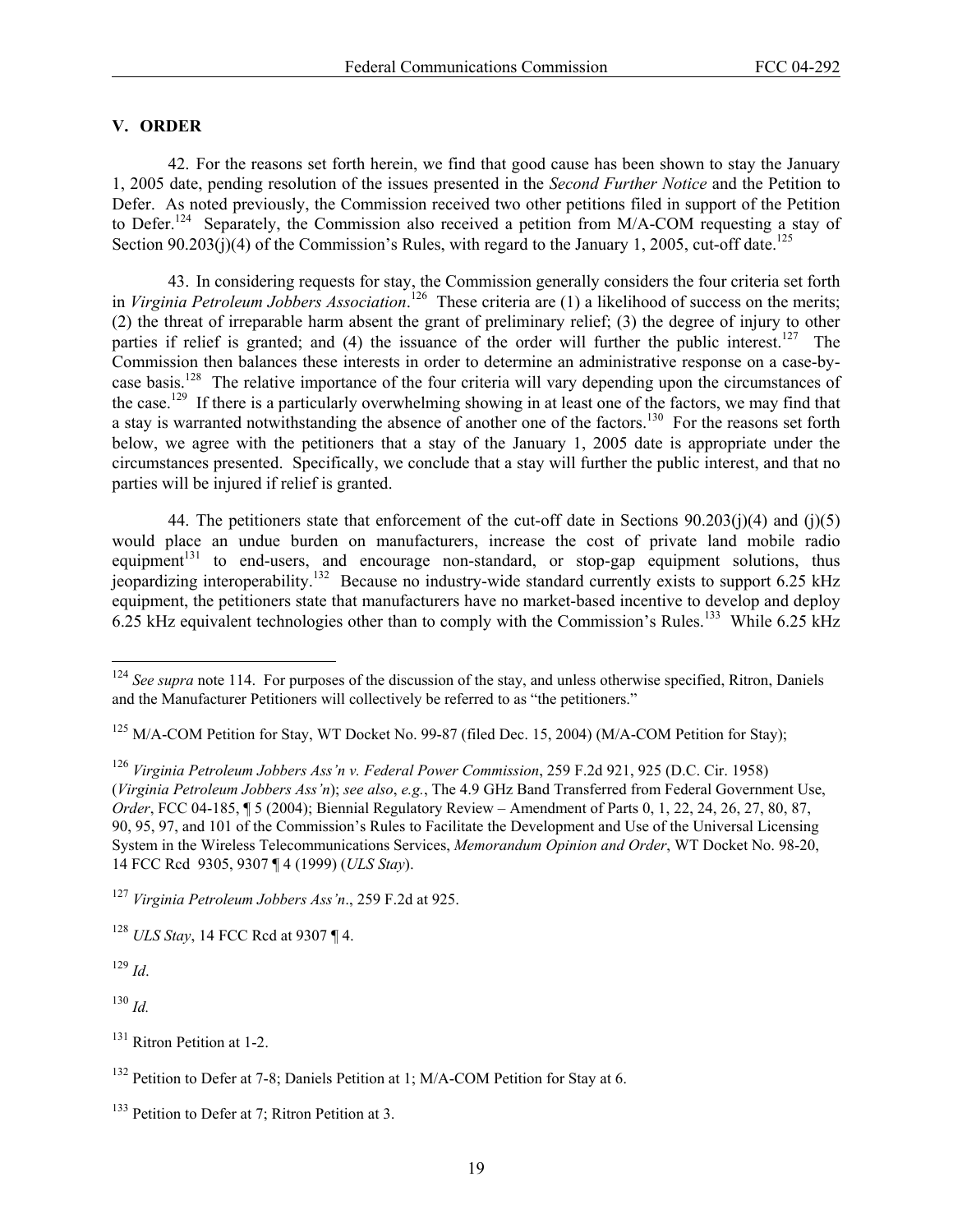## V. ORDER

42. For the reasons set forth herein, we find that good cause has been shown to stay the January 1, 2005 date, pending resolution of the issues presented in the *Second Further Notice* and the Petition to Defer. As noted previously, the Commission received two other petitions filed in support of the Petition to Defer.[124] Separately, the Commission also received a petition from M/A-COM requesting a stay of Section 90.203(j)(4) of the Commission's Rules, with regard to the January 1, 2005, cut-off date.[125]

43. In considering requests for stay, the Commission generally considers the four criteria set forth in *Virginia Petroleum Jobbers Association*.[126] These criteria are (1) a likelihood of success on the merits; (2) the threat of irreparable harm absent the grant of preliminary relief; (3) the degree of injury to other parties if relief is granted; and (4) the issuance of the order will further the public interest.[127] The Commission then balances these interests in order to determine an administrative response on a case-by-case basis.[128] The relative importance of the four criteria will vary depending upon the circumstances of the case.[129] If there is a particularly overwhelming showing in at least one of the factors, we may find that a stay is warranted notwithstanding the absence of another one of the factors.[130] For the reasons set forth below, we agree with the petitioners that a stay of the January 1, 2005 date is appropriate under the circumstances presented. Specifically, we conclude that a stay will further the public interest, and that no parties will be injured if relief is granted.

44. The petitioners state that enforcement of the cut-off date in Sections 90.203(j)(4) and (j)(5) would place an undue burden on manufacturers, increase the cost of private land mobile radio equipment[131] to end-users, and encourage non-standard, or stop-gap equipment solutions, thus jeopardizing interoperability.[132] Because no industry-wide standard currently exists to support 6.25 kHz equipment, the petitioners state that manufacturers have no market-based incentive to develop and deploy 6.25 kHz equivalent technologies other than to comply with the Commission's Rules.[133] While 6.25 kHz

---

[124] *See supra* note 114. For purposes of the discussion of the stay, and unless otherwise specified, Ritron, Daniels and the Manufacturer Petitioners will collectively be referred to as "the petitioners."

[125] M/A-COM Petition for Stay, WT Docket No. 99-87 (filed Dec. 15, 2004) (M/A-COM Petition for Stay);

[126] *Virginia Petroleum Jobbers Ass'n v. Federal Power Commission*, 259 F.2d 921, 925 (D.C. Cir. 1958) (*Virginia Petroleum Jobbers Ass'n*); *see also*, *e.g.*, The 4.9 GHz Band Transferred from Federal Government Use, *Order*, FCC 04-185, ¶ 5 (2004); Biennial Regulatory Review – Amendment of Parts 0, 1, 22, 24, 26, 27, 80, 87, 90, 95, 97, and 101 of the Commission's Rules to Facilitate the Development and Use of the Universal Licensing System in the Wireless Telecommunications Services, *Memorandum Opinion and Order*, WT Docket No. 98-20, 14 FCC Rcd 9305, 9307 ¶ 4 (1999) (*ULS Stay*).

[127] *Virginia Petroleum Jobbers Ass'n*., 259 F.2d at 925.

[128] *ULS Stay*, 14 FCC Rcd at 9307 ¶ 4.

[129] *Id*.

[130] *Id.*

[131] Ritron Petition at 1-2.

[132] Petition to Defer at 7-8; Daniels Petition at 1; M/A-COM Petition for Stay at 6.

[133] Petition to Defer at 7; Ritron Petition at 3.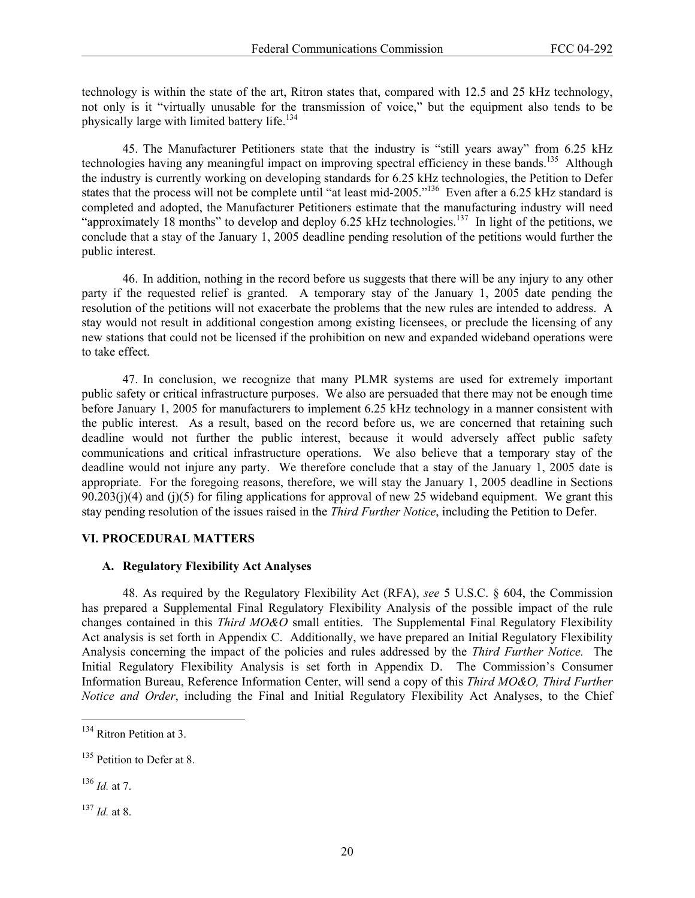technology is within the state of the art, Ritron states that, compared with 12.5 and 25 kHz technology, not only is it "virtually unusable for the transmission of voice," but the equipment also tends to be physically large with limited battery life.[134]

45. The Manufacturer Petitioners state that the industry is "still years away" from 6.25 kHz technologies having any meaningful impact on improving spectral efficiency in these bands.[135] Although the industry is currently working on developing standards for 6.25 kHz technologies, the Petition to Defer states that the process will not be complete until "at least mid-2005."[136] Even after a 6.25 kHz standard is completed and adopted, the Manufacturer Petitioners estimate that the manufacturing industry will need "approximately 18 months" to develop and deploy 6.25 kHz technologies.[137] In light of the petitions, we conclude that a stay of the January 1, 2005 deadline pending resolution of the petitions would further the public interest.

46. In addition, nothing in the record before us suggests that there will be any injury to any other party if the requested relief is granted. A temporary stay of the January 1, 2005 date pending the resolution of the petitions will not exacerbate the problems that the new rules are intended to address. A stay would not result in additional congestion among existing licensees, or preclude the licensing of any new stations that could not be licensed if the prohibition on new and expanded wideband operations were to take effect.

47. In conclusion, we recognize that many PLMR systems are used for extremely important public safety or critical infrastructure purposes. We also are persuaded that there may not be enough time before January 1, 2005 for manufacturers to implement 6.25 kHz technology in a manner consistent with the public interest. As a result, based on the record before us, we are concerned that retaining such deadline would not further the public interest, because it would adversely affect public safety communications and critical infrastructure operations. We also believe that a temporary stay of the deadline would not injure any party. We therefore conclude that a stay of the January 1, 2005 date is appropriate. For the foregoing reasons, therefore, we will stay the January 1, 2005 deadline in Sections 90.203(j)(4) and (j)(5) for filing applications for approval of new 25 wideband equipment. We grant this stay pending resolution of the issues raised in the *Third Further Notice*, including the Petition to Defer.

## VI. PROCEDURAL MATTERS

### A. Regulatory Flexibility Act Analyses

48. As required by the Regulatory Flexibility Act (RFA), *see* 5 U.S.C. § 604, the Commission has prepared a Supplemental Final Regulatory Flexibility Analysis of the possible impact of the rule changes contained in this *Third MO&O* small entities. The Supplemental Final Regulatory Flexibility Act analysis is set forth in Appendix C. Additionally, we have prepared an Initial Regulatory Flexibility Analysis concerning the impact of the policies and rules addressed by the *Third Further Notice.* The Initial Regulatory Flexibility Analysis is set forth in Appendix D. The Commission's Consumer Information Bureau, Reference Information Center, will send a copy of this *Third MO&O, Third Further Notice and Order*, including the Final and Initial Regulatory Flexibility Act Analyses, to the Chief

---

[134] Ritron Petition at 3.

[135] Petition to Defer at 8.

[136] *Id.* at 7.

[137] *Id.* at 8.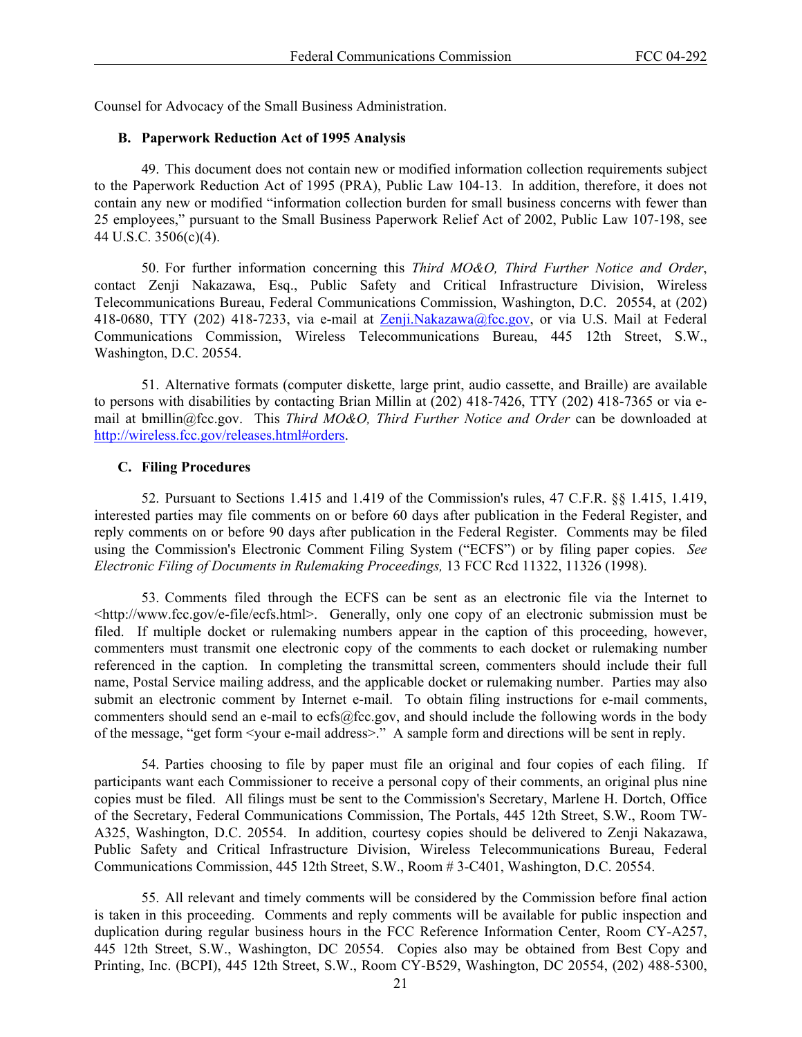Counsel for Advocacy of the Small Business Administration.

### B. Paperwork Reduction Act of 1995 Analysis

49. This document does not contain new or modified information collection requirements subject to the Paperwork Reduction Act of 1995 (PRA), Public Law 104-13. In addition, therefore, it does not contain any new or modified "information collection burden for small business concerns with fewer than 25 employees," pursuant to the Small Business Paperwork Relief Act of 2002, Public Law 107-198, see 44 U.S.C. 3506(c)(4).

50. For further information concerning this *Third MO&O, Third Further Notice and Order*, contact Zenji Nakazawa, Esq., Public Safety and Critical Infrastructure Division, Wireless Telecommunications Bureau, Federal Communications Commission, Washington, D.C. 20554, at (202) 418-0680, TTY (202) 418-7233, via e-mail at Zenji.Nakazawa@fcc.gov, or via U.S. Mail at Federal Communications Commission, Wireless Telecommunications Bureau, 445 12th Street, S.W., Washington, D.C. 20554.

51. Alternative formats (computer diskette, large print, audio cassette, and Braille) are available to persons with disabilities by contacting Brian Millin at (202) 418-7426, TTY (202) 418-7365 or via e-mail at bmillin@fcc.gov. This *Third MO&O, Third Further Notice and Order* can be downloaded at http://wireless.fcc.gov/releases.html#orders.

### C. Filing Procedures

52. Pursuant to Sections 1.415 and 1.419 of the Commission's rules, 47 C.F.R. §§ 1.415, 1.419, interested parties may file comments on or before 60 days after publication in the Federal Register, and reply comments on or before 90 days after publication in the Federal Register. Comments may be filed using the Commission's Electronic Comment Filing System ("ECFS") or by filing paper copies. *See Electronic Filing of Documents in Rulemaking Proceedings,* 13 FCC Rcd 11322, 11326 (1998).

53. Comments filed through the ECFS can be sent as an electronic file via the Internet to <http://www.fcc.gov/e-file/ecfs.html>. Generally, only one copy of an electronic submission must be filed. If multiple docket or rulemaking numbers appear in the caption of this proceeding, however, commenters must transmit one electronic copy of the comments to each docket or rulemaking number referenced in the caption. In completing the transmittal screen, commenters should include their full name, Postal Service mailing address, and the applicable docket or rulemaking number. Parties may also submit an electronic comment by Internet e-mail. To obtain filing instructions for e-mail comments, commenters should send an e-mail to ecfs@fcc.gov, and should include the following words in the body of the message, "get form <your e-mail address>." A sample form and directions will be sent in reply.

54. Parties choosing to file by paper must file an original and four copies of each filing. If participants want each Commissioner to receive a personal copy of their comments, an original plus nine copies must be filed. All filings must be sent to the Commission's Secretary, Marlene H. Dortch, Office of the Secretary, Federal Communications Commission, The Portals, 445 12th Street, S.W., Room TW-A325, Washington, D.C. 20554. In addition, courtesy copies should be delivered to Zenji Nakazawa, Public Safety and Critical Infrastructure Division, Wireless Telecommunications Bureau, Federal Communications Commission, 445 12th Street, S.W., Room # 3-C401, Washington, D.C. 20554.

55. All relevant and timely comments will be considered by the Commission before final action is taken in this proceeding. Comments and reply comments will be available for public inspection and duplication during regular business hours in the FCC Reference Information Center, Room CY-A257, 445 12th Street, S.W., Washington, DC 20554. Copies also may be obtained from Best Copy and Printing, Inc. (BCPI), 445 12th Street, S.W., Room CY-B529, Washington, DC 20554, (202) 488-5300,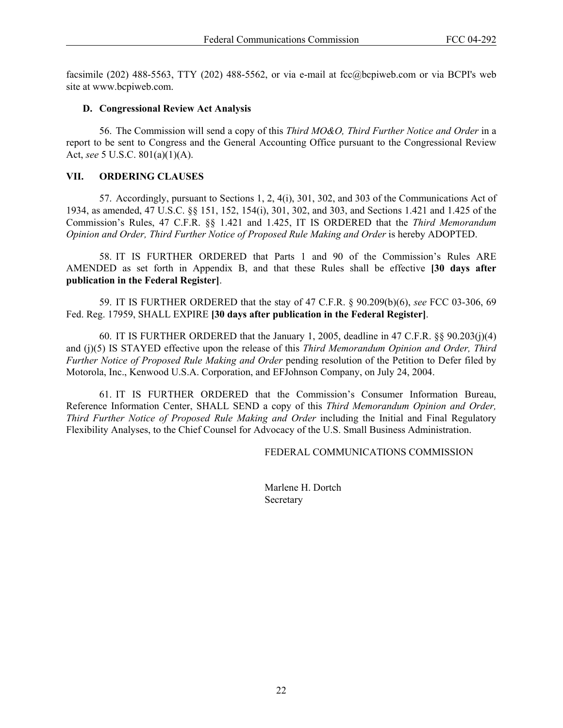facsimile (202) 488-5563, TTY (202) 488-5562, or via e-mail at fcc@bcpiweb.com or via BCPI's web site at www.bcpiweb.com.

### D. Congressional Review Act Analysis

56. The Commission will send a copy of this *Third MO&O, Third Further Notice and Order* in a report to be sent to Congress and the General Accounting Office pursuant to the Congressional Review Act, *see* 5 U.S.C. 801(a)(1)(A).

## VII. ORDERING CLAUSES

57. Accordingly, pursuant to Sections 1, 2, 4(i), 301, 302, and 303 of the Communications Act of 1934, as amended, 47 U.S.C. §§ 151, 152, 154(i), 301, 302, and 303, and Sections 1.421 and 1.425 of the Commission's Rules, 47 C.F.R. §§ 1.421 and 1.425, IT IS ORDERED that the *Third Memorandum Opinion and Order, Third Further Notice of Proposed Rule Making and Order* is hereby ADOPTED.

58. IT IS FURTHER ORDERED that Parts 1 and 90 of the Commission's Rules ARE AMENDED as set forth in Appendix B, and that these Rules shall be effective **[30 days after publication in the Federal Register]**.

59. IT IS FURTHER ORDERED that the stay of 47 C.F.R. § 90.209(b)(6), *see* FCC 03-306, 69 Fed. Reg. 17959, SHALL EXPIRE **[30 days after publication in the Federal Register]**.

60. IT IS FURTHER ORDERED that the January 1, 2005, deadline in 47 C.F.R. §§ 90.203(j)(4) and (j)(5) IS STAYED effective upon the release of this *Third Memorandum Opinion and Order, Third Further Notice of Proposed Rule Making and Order* pending resolution of the Petition to Defer filed by Motorola, Inc., Kenwood U.S.A. Corporation, and EFJohnson Company, on July 24, 2004.

61. IT IS FURTHER ORDERED that the Commission's Consumer Information Bureau, Reference Information Center, SHALL SEND a copy of this *Third Memorandum Opinion and Order, Third Further Notice of Proposed Rule Making and Order* including the Initial and Final Regulatory Flexibility Analyses, to the Chief Counsel for Advocacy of the U.S. Small Business Administration.

FEDERAL COMMUNICATIONS COMMISSION

Marlene H. Dortch
Secretary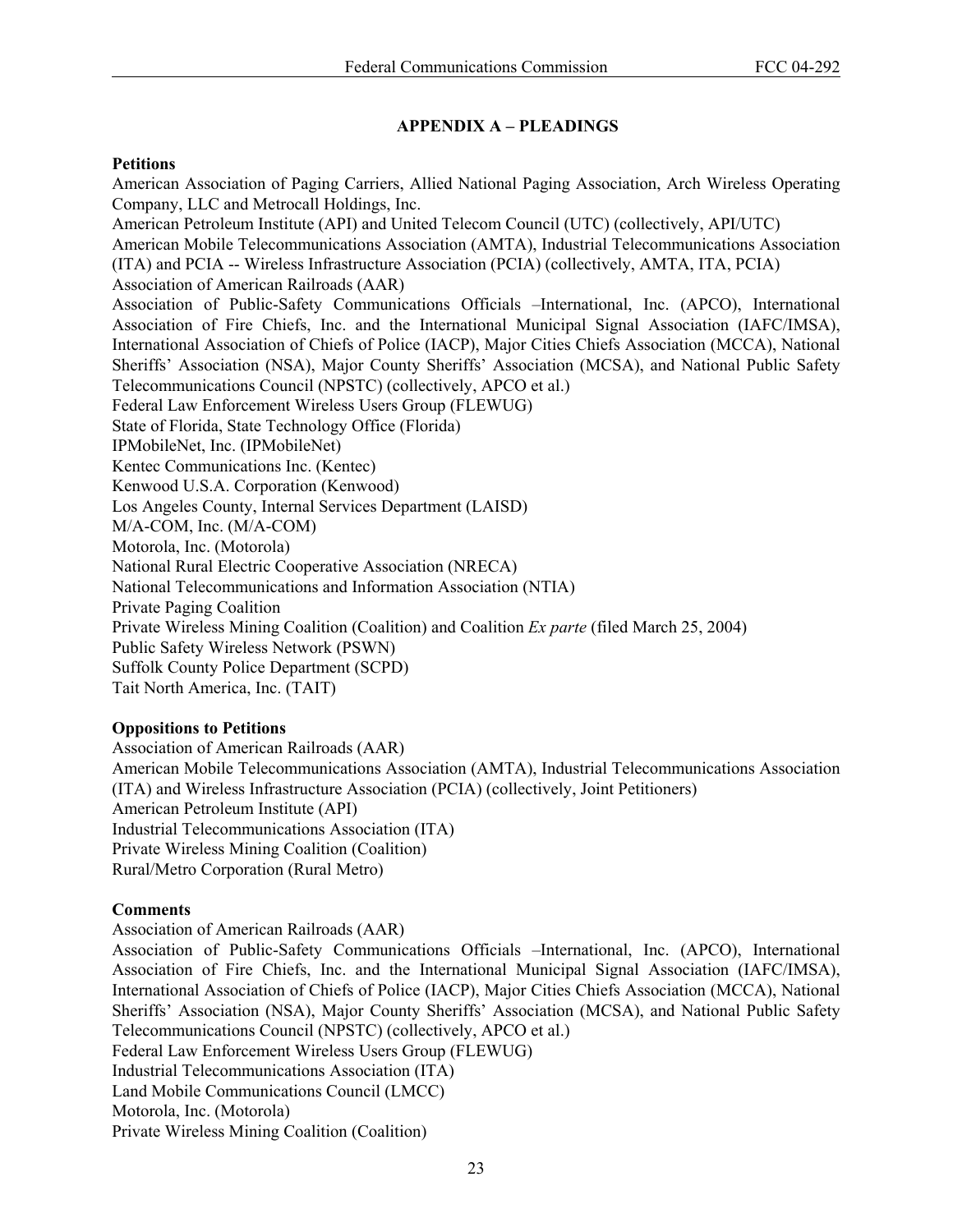## APPENDIX A – PLEADINGS

**Petitions**

American Association of Paging Carriers, Allied National Paging Association, Arch Wireless Operating Company, LLC and Metrocall Holdings, Inc.
American Petroleum Institute (API) and United Telecom Council (UTC) (collectively, API/UTC)
American Mobile Telecommunications Association (AMTA), Industrial Telecommunications Association (ITA) and PCIA -- Wireless Infrastructure Association (PCIA) (collectively, AMTA, ITA, PCIA)
Association of American Railroads (AAR)
Association of Public-Safety Communications Officials –International, Inc. (APCO), International Association of Fire Chiefs, Inc. and the International Municipal Signal Association (IAFC/IMSA), International Association of Chiefs of Police (IACP), Major Cities Chiefs Association (MCCA), National Sheriffs' Association (NSA), Major County Sheriffs' Association (MCSA), and National Public Safety Telecommunications Council (NPSTC) (collectively, APCO et al.)
Federal Law Enforcement Wireless Users Group (FLEWUG)
State of Florida, State Technology Office (Florida)
IPMobileNet, Inc. (IPMobileNet)
Kentec Communications Inc. (Kentec)
Kenwood U.S.A. Corporation (Kenwood)
Los Angeles County, Internal Services Department (LAISD)
M/A-COM, Inc. (M/A-COM)
Motorola, Inc. (Motorola)
National Rural Electric Cooperative Association (NRECA)
National Telecommunications and Information Association (NTIA)
Private Paging Coalition
Private Wireless Mining Coalition (Coalition) and Coalition *Ex parte* (filed March 25, 2004)
Public Safety Wireless Network (PSWN)
Suffolk County Police Department (SCPD)
Tait North America, Inc. (TAIT)

**Oppositions to Petitions**

Association of American Railroads (AAR)
American Mobile Telecommunications Association (AMTA), Industrial Telecommunications Association (ITA) and Wireless Infrastructure Association (PCIA) (collectively, Joint Petitioners)
American Petroleum Institute (API)
Industrial Telecommunications Association (ITA)
Private Wireless Mining Coalition (Coalition)
Rural/Metro Corporation (Rural Metro)

**Comments**

Association of American Railroads (AAR)
Association of Public-Safety Communications Officials –International, Inc. (APCO), International Association of Fire Chiefs, Inc. and the International Municipal Signal Association (IAFC/IMSA), International Association of Chiefs of Police (IACP), Major Cities Chiefs Association (MCCA), National Sheriffs' Association (NSA), Major County Sheriffs' Association (MCSA), and National Public Safety Telecommunications Council (NPSTC) (collectively, APCO et al.)
Federal Law Enforcement Wireless Users Group (FLEWUG)
Industrial Telecommunications Association (ITA)
Land Mobile Communications Council (LMCC)
Motorola, Inc. (Motorola)
Private Wireless Mining Coalition (Coalition)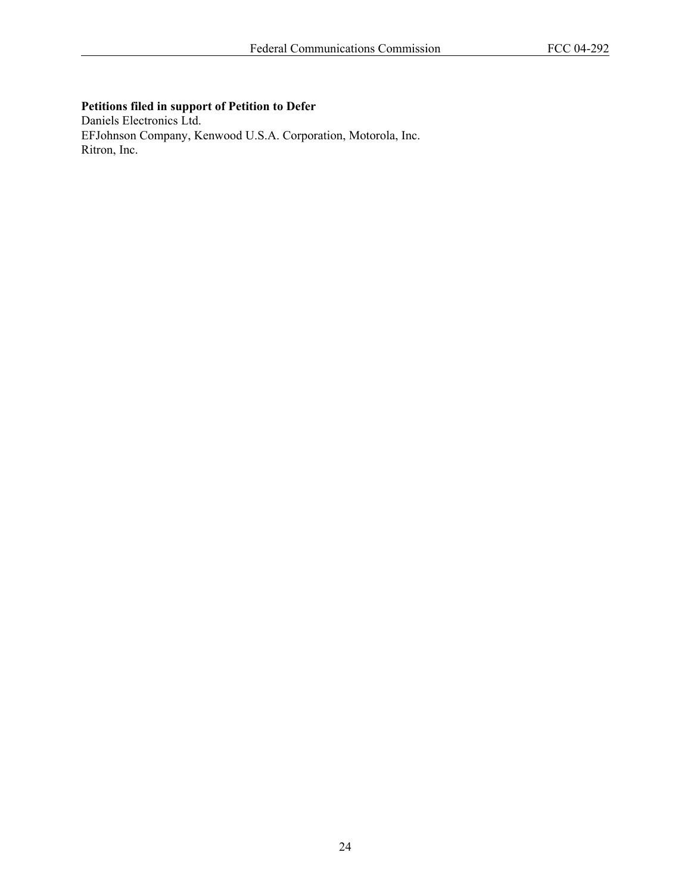**Petitions filed in support of Petition to Defer**
Daniels Electronics Ltd.
EFJohnson Company, Kenwood U.S.A. Corporation, Motorola, Inc.
Ritron, Inc.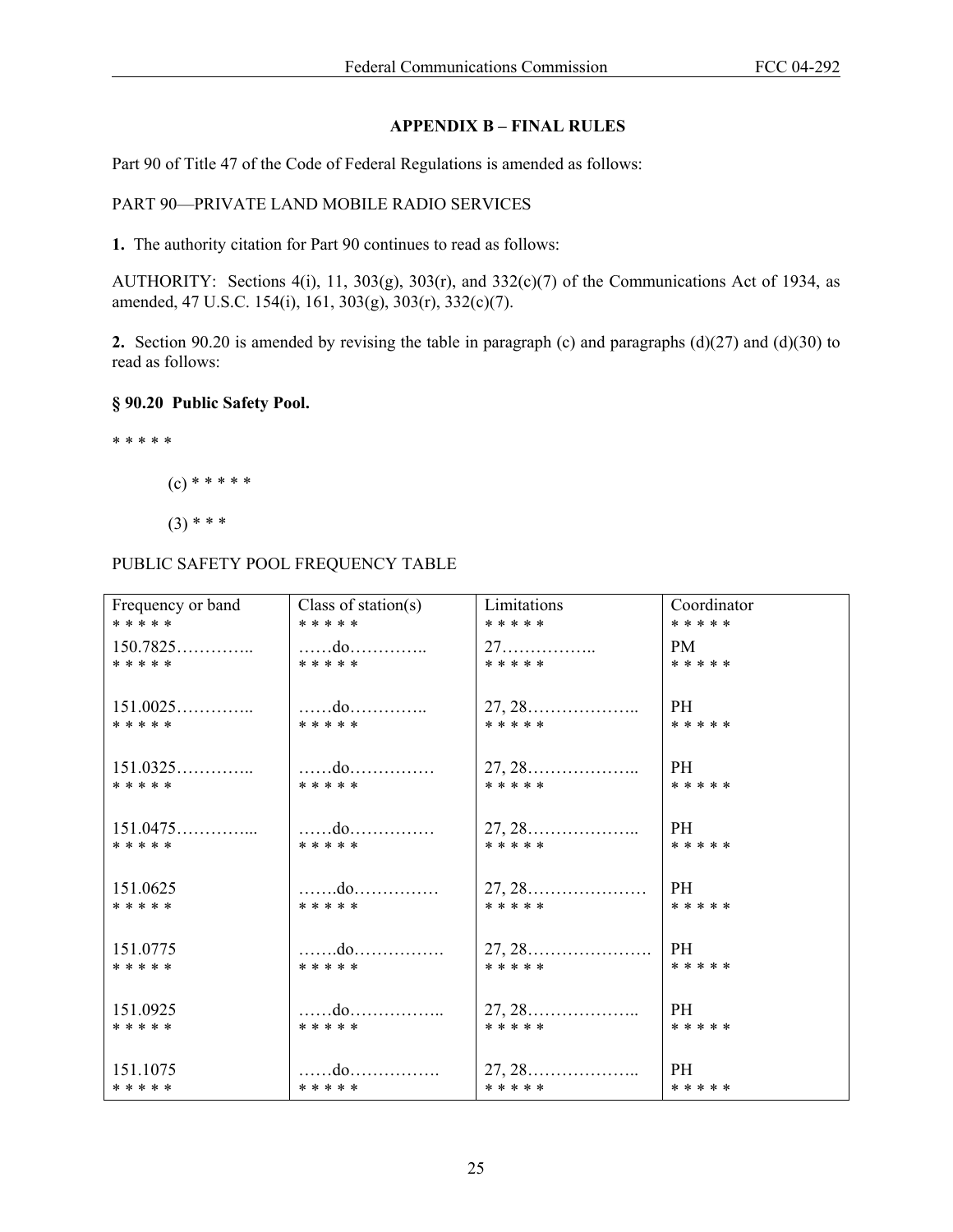## APPENDIX B – FINAL RULES

Part 90 of Title 47 of the Code of Federal Regulations is amended as follows:

PART 90—PRIVATE LAND MOBILE RADIO SERVICES

**1.** The authority citation for Part 90 continues to read as follows:

AUTHORITY: Sections 4(i), 11, 303(g), 303(r), and 332(c)(7) of the Communications Act of 1934, as amended, 47 U.S.C. 154(i), 161, 303(g), 303(r), 332(c)(7).

**2.** Section 90.20 is amended by revising the table in paragraph (c) and paragraphs (d)(27) and (d)(30) to read as follows:

### § 90.20 Public Safety Pool.

* * * * *

(c) * * * * *

(3) * * *

PUBLIC SAFETY POOL FREQUENCY TABLE

| Frequency or band | Class of station(s) | Limitations | Coordinator |
|---|---|---|---|
| * * * * * | * * * * * | * * * * * | * * * * * |
| 150.7825………….. | ……do………….. | 27…………….. | PM |
| * * * * * | * * * * * | * * * * * | * * * * * |
| 151.0025………….. | ……do………….. | 27, 28……………….. | PH |
| * * * * * | * * * * * | * * * * * | * * * * * |
| 151.0325………….. | ……do…………… | 27, 28……………….. | PH |
| * * * * * | * * * * * | * * * * * | * * * * * |
| 151.0475………….... | ……do…………… | 27, 28……………….. | PH |
| * * * * * | * * * * * | * * * * * | * * * * * |
| 151.0625 | …….do…………… | 27, 28………………… | PH |
| * * * * * | * * * * * | * * * * * | * * * * * |
| 151.0775 | …….do……………. | 27, 28…………………. | PH |
| * * * * * | * * * * * | * * * * * | * * * * * |
| 151.0925 | ……do…………….. | 27, 28……………….. | PH |
| * * * * * | * * * * * | * * * * * | * * * * * |
| 151.1075 | ……do……………. | 27, 28……………….. | PH |
| * * * * * | * * * * * | * * * * * | * * * * * |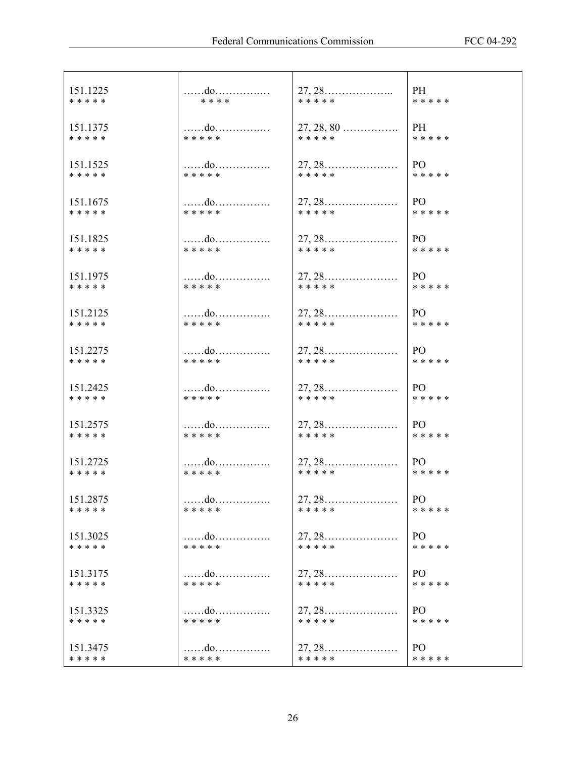| | | | |
|---|---|---|---|
| 151.1225<br>* * * * * | ……do……………<br>* * * * | 27, 28………………..<br>* * * * * | PH<br>* * * * * |
| 151.1375<br>* * * * * | ……do……………<br>* * * * * | 27, 28, 80 …………….<br>* * * * * | PH<br>* * * * * |
| 151.1525<br>* * * * * | ……do…………….<br>* * * * * | 27, 28…………………<br>* * * * * | PO<br>* * * * * |
| 151.1675<br>* * * * * | ……do…………….<br>* * * * * | 27, 28…………………<br>* * * * * | PO<br>* * * * * |
| 151.1825<br>* * * * * | ……do…………….<br>* * * * * | 27, 28…………………<br>* * * * * | PO<br>* * * * * |
| 151.1975<br>* * * * * | ……do…………….<br>* * * * * | 27, 28…………………<br>* * * * * | PO<br>* * * * * |
| 151.2125<br>* * * * * | ……do…………….<br>* * * * * | 27, 28…………………<br>* * * * * | PO<br>* * * * * |
| 151.2275<br>* * * * * | ……do…………….<br>* * * * * | 27, 28…………………<br>* * * * * | PO<br>* * * * * |
| 151.2425<br>* * * * * | ……do…………….<br>* * * * * | 27, 28…………………<br>* * * * * | PO<br>* * * * * |
| 151.2575<br>* * * * * | ……do…………….<br>* * * * * | 27, 28…………………<br>* * * * * | PO<br>* * * * * |
| 151.2725<br>* * * * * | ……do…………….<br>* * * * * | 27, 28…………………<br>* * * * * | PO<br>* * * * * |
| 151.2875<br>* * * * * | ……do…………….<br>* * * * * | 27, 28…………………<br>* * * * * | PO<br>* * * * * |
| 151.3025<br>* * * * * | ……do…………….<br>* * * * * | 27, 28…………………<br>* * * * * | PO<br>* * * * * |
| 151.3175<br>* * * * * | ……do…………….<br>* * * * * | 27, 28…………………<br>* * * * * | PO<br>* * * * * |
| 151.3325<br>* * * * * | ……do…………….<br>* * * * * | 27, 28…………………<br>* * * * * | PO<br>* * * * * |
| 151.3475<br>* * * * * | ……do…………….<br>* * * * * | 27, 28…………………<br>* * * * * | PO<br>* * * * * |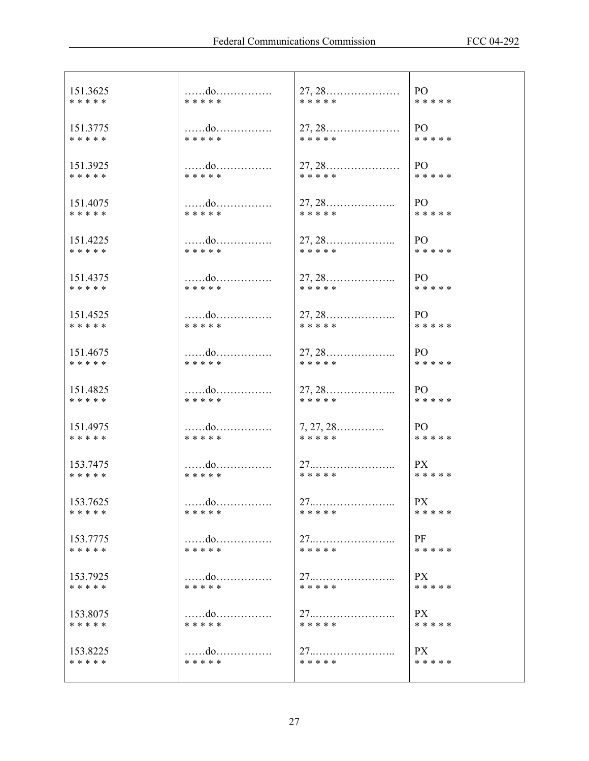| | | | |
|---|---|---|---|
| 151.3625<br>* * * * * | ……do…………….<br>* * * * * | 27, 28…………………<br>* * * * * | PO<br>* * * * * |
| 151.3775<br>* * * * * | ……do…………….<br>* * * * * | 27, 28…………………<br>* * * * * | PO<br>* * * * * |
| 151.3925<br>* * * * * | ……do…………….<br>* * * * * | 27, 28…………………<br>* * * * * | PO<br>* * * * * |
| 151.4075<br>* * * * * | ……do…………….<br>* * * * * | 27, 28………………..<br>* * * * * | PO<br>* * * * * |
| 151.4225<br>* * * * * | ……do…………….<br>* * * * * | 27, 28………………..<br>* * * * * | PO<br>* * * * * |
| 151.4375<br>* * * * * | ……do…………….<br>* * * * * | 27, 28………………..<br>* * * * * | PO<br>* * * * * |
| 151.4525<br>* * * * * | ……do…………….<br>* * * * * | 27, 28………………..<br>* * * * * | PO<br>* * * * * |
| 151.4675<br>* * * * * | ……do…………….<br>* * * * * | 27, 28………………..<br>* * * * * | PO<br>* * * * * |
| 151.4825<br>* * * * * | ……do…………….<br>* * * * * | 27, 28………………..<br>* * * * * | PO<br>* * * * * |
| 151.4975<br>* * * * * | ……do…………….<br>* * * * * | 7, 27, 28…………..<br>* * * * * | PO<br>* * * * * |
| 153.7475<br>* * * * * | ……do…………….<br>* * * * * | 27..…………………..<br>* * * * * | PX<br>* * * * * |
| 153.7625<br>* * * * * | ……do…………….<br>* * * * * | 27..…………………..<br>* * * * * | PX<br>* * * * * |
| 153.7775<br>* * * * * | ……do…………….<br>* * * * * | 27..…………………..<br>* * * * * | PF<br>* * * * * |
| 153.7925<br>* * * * * | ……do…………….<br>* * * * * | 27..…………………..<br>* * * * * | PX<br>* * * * * |
| 153.8075<br>* * * * * | ……do…………….<br>* * * * * | 27..…………………..<br>* * * * * | PX<br>* * * * * |
| 153.8225<br>* * * * * | ……do…………….<br>* * * * * | 27..…………………..<br>* * * * * | PX<br>* * * * * |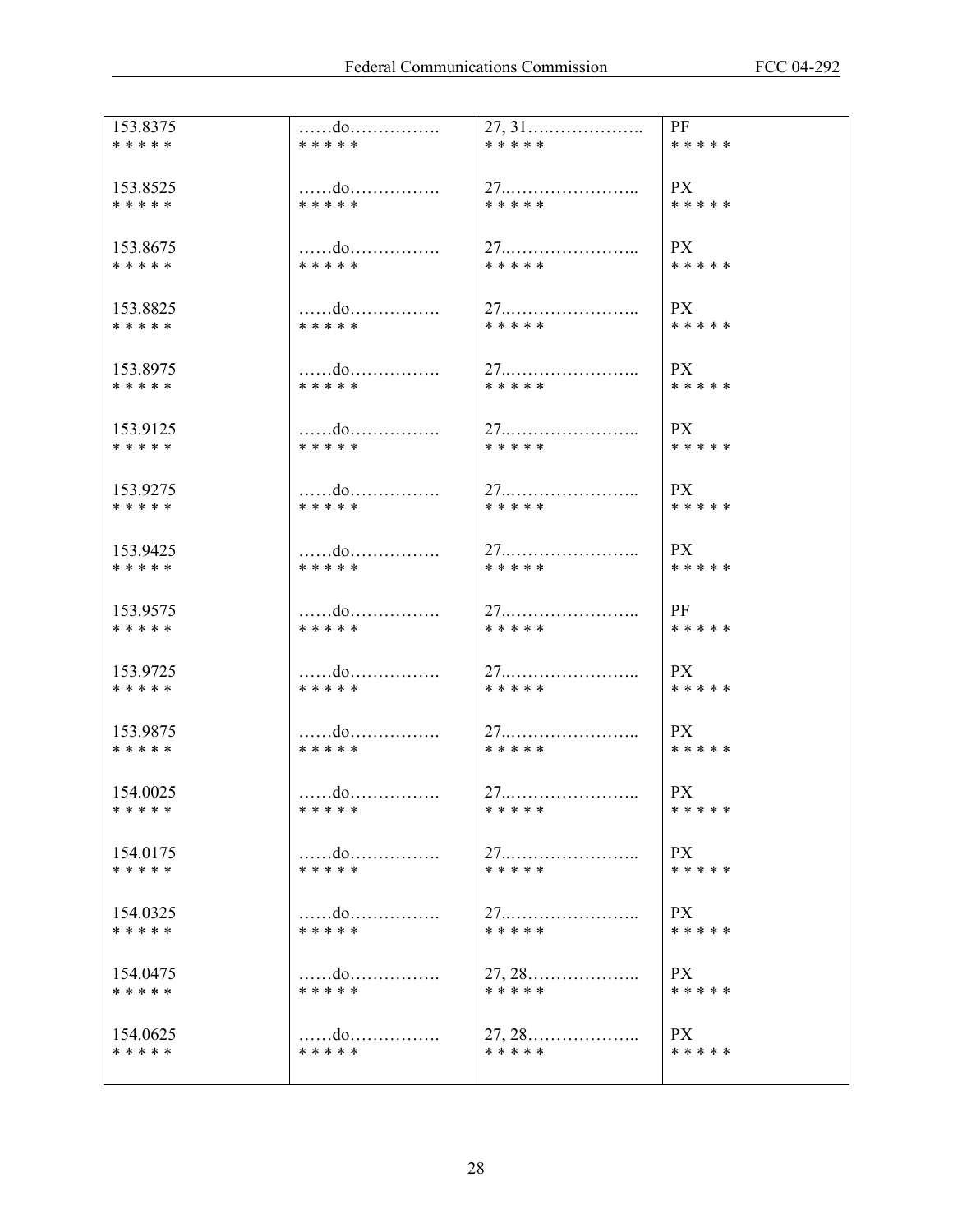| 153.8375<br>* * * * * | ……do…………….<br>* * * * * | 27, 31….………………..<br>* * * * * | PF<br>* * * * * |
|---|---|---|---|
| 153.8525<br>* * * * * | ……do…………….<br>* * * * * | 27..…………………..<br>* * * * * | PX<br>* * * * * |
| 153.8675<br>* * * * * | ……do…………….<br>* * * * * | 27..…………………..<br>* * * * * | PX<br>* * * * * |
| 153.8825<br>* * * * * | ……do…………….<br>* * * * * | 27..…………………..<br>* * * * * | PX<br>* * * * * |
| 153.8975<br>* * * * * | ……do…………….<br>* * * * * | 27..…………………..<br>* * * * * | PX<br>* * * * * |
| 153.9125<br>* * * * * | ……do…………….<br>* * * * * | 27..…………………..<br>* * * * * | PX<br>* * * * * |
| 153.9275<br>* * * * * | ……do…………….<br>* * * * * | 27..…………………..<br>* * * * * | PX<br>* * * * * |
| 153.9425<br>* * * * * | ……do…………….<br>* * * * * | 27..…………………..<br>* * * * * | PX<br>* * * * * |
| 153.9575<br>* * * * * | ……do…………….<br>* * * * * | 27..…………………..<br>* * * * * | PF<br>* * * * * |
| 153.9725<br>* * * * * | ……do…………….<br>* * * * * | 27..…………………..<br>* * * * * | PX<br>* * * * * |
| 153.9875<br>* * * * * | ……do…………….<br>* * * * * | 27..…………………..<br>* * * * * | PX<br>* * * * * |
| 154.0025<br>* * * * * | ……do…………….<br>* * * * * | 27..…………………..<br>* * * * * | PX<br>* * * * * |
| 154.0175<br>* * * * * | ……do…………….<br>* * * * * | 27..…………………..<br>* * * * * | PX<br>* * * * * |
| 154.0325<br>* * * * * | ……do…………….<br>* * * * * | 27..…………………..<br>* * * * * | PX<br>* * * * * |
| 154.0475<br>* * * * * | ……do…………….<br>* * * * * | 27, 28………………..<br>* * * * * | PX<br>* * * * * |
| 154.0625<br>* * * * * | ……do…………….<br>* * * * * | 27, 28………………..<br>* * * * * | PX<br>* * * * * |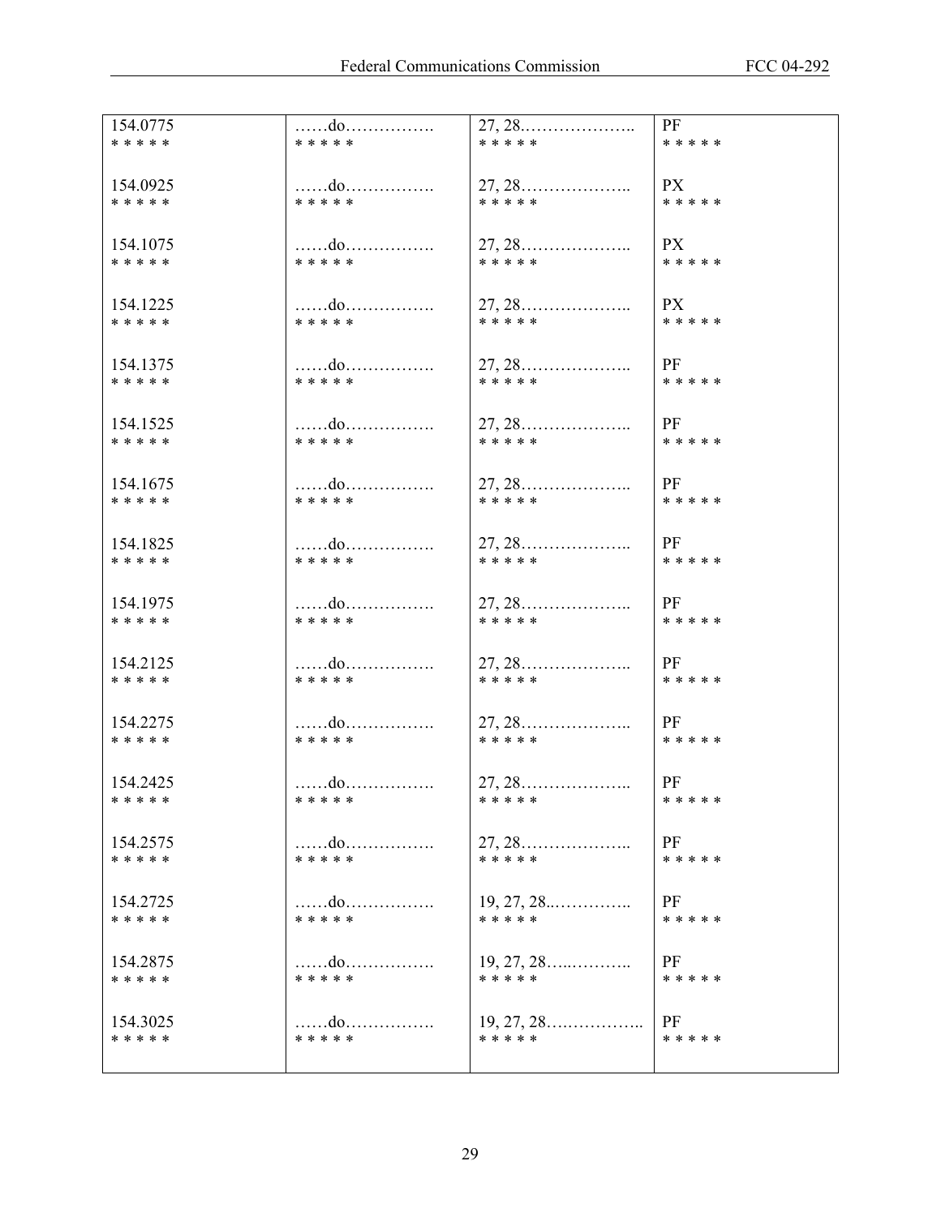| | | | |
|---|---|---|---|
| 154.0775<br>* * * * * | ……do……………. <br>* * * * * | 27, 28……………….. <br>* * * * * | PF<br>* * * * * |
| 154.0925<br>* * * * * | ……do……………. <br>* * * * * | 27, 28……………….. <br>* * * * * | PX<br>* * * * * |
| 154.1075<br>* * * * * | ……do……………. <br>* * * * * | 27, 28……………….. <br>* * * * * | PX<br>* * * * * |
| 154.1225<br>* * * * * | ……do……………. <br>* * * * * | 27, 28……………….. <br>* * * * * | PX<br>* * * * * |
| 154.1375<br>* * * * * | ……do……………. <br>* * * * * | 27, 28……………….. <br>* * * * * | PF<br>* * * * * |
| 154.1525<br>* * * * * | ……do……………. <br>* * * * * | 27, 28……………….. <br>* * * * * | PF<br>* * * * * |
| 154.1675<br>* * * * * | ……do……………. <br>* * * * * | 27, 28……………….. <br>* * * * * | PF<br>* * * * * |
| 154.1825<br>* * * * * | ……do……………. <br>* * * * * | 27, 28……………….. <br>* * * * * | PF<br>* * * * * |
| 154.1975<br>* * * * * | ……do……………. <br>* * * * * | 27, 28……………….. <br>* * * * * | PF<br>* * * * * |
| 154.2125<br>* * * * * | ……do……………. <br>* * * * * | 27, 28……………….. <br>* * * * * | PF<br>* * * * * |
| 154.2275<br>* * * * * | ……do……………. <br>* * * * * | 27, 28……………….. <br>* * * * * | PF<br>* * * * * |
| 154.2425<br>* * * * * | ……do……………. <br>* * * * * | 27, 28……………….. <br>* * * * * | PF<br>* * * * * |
| 154.2575<br>* * * * * | ……do……………. <br>* * * * * | 27, 28……………….. <br>* * * * * | PF<br>* * * * * |
| 154.2725<br>* * * * * | ……do……………. <br>* * * * * | 19, 27, 28..………….. <br>* * * * * | PF<br>* * * * * |
| 154.2875<br>* * * * * | ……do……………. <br>* * * * * | 19, 27, 28…..……….. <br>* * * * * | PF<br>* * * * * |
| 154.3025<br>* * * * * | ……do……………. <br>* * * * * | 19, 27, 28……………... <br>* * * * * | PF<br>* * * * * |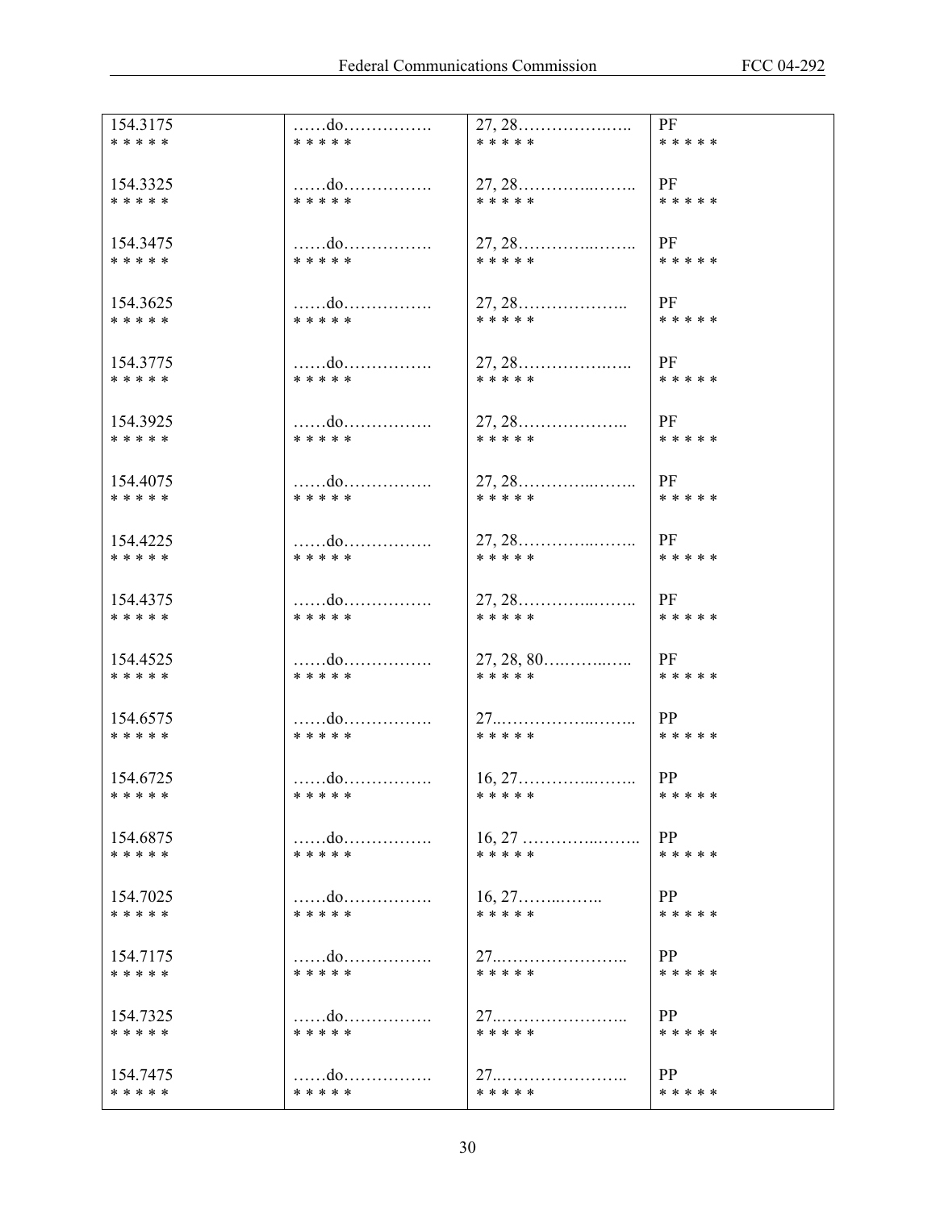| | | | |
|---|---|---|---|
| 154.3175<br>* * * * * | ……do…………….<br>* * * * * | 27, 28……………..…..<br>* * * * * | PF<br>* * * * * |
| 154.3325<br>* * * * * | ……do…………….<br>* * * * * | 27, 28…………..……..<br>* * * * * | PF<br>* * * * * |
| 154.3475<br>* * * * * | ……do…………….<br>* * * * * | 27, 28…………..……..<br>* * * * * | PF<br>* * * * * |
| 154.3625<br>* * * * * | ……do…………….<br>* * * * * | 27, 28………………..<br>* * * * * | PF<br>* * * * * |
| 154.3775<br>* * * * * | ……do…………….<br>* * * * * | 27, 28……………..…..<br>* * * * * | PF<br>* * * * * |
| 154.3925<br>* * * * * | ……do…………….<br>* * * * * | 27, 28………………..<br>* * * * * | PF<br>* * * * * |
| 154.4075<br>* * * * * | ……do…………….<br>* * * * * | 27, 28…………..……..<br>* * * * * | PF<br>* * * * * |
| 154.4225<br>* * * * * | ……do…………….<br>* * * * * | 27, 28…………..……..<br>* * * * * | PF<br>* * * * * |
| 154.4375<br>* * * * * | ……do…………….<br>* * * * * | 27, 28…………..……..<br>* * * * * | PF<br>* * * * * |
| 154.4525<br>* * * * * | ……do…………….<br>* * * * * | 27, 28, 80….……..…..<br>* * * * * | PF<br>* * * * * |
| 154.6575<br>* * * * * | ……do…………….<br>* * * * * | 27..……………..……..<br>* * * * * | PP<br>* * * * * |
| 154.6725<br>* * * * * | ……do…………….<br>* * * * * | 16, 27…………..……..<br>* * * * * | PP<br>* * * * * |
| 154.6875<br>* * * * * | ……do…………….<br>* * * * * | 16, 27 …………..……..<br>* * * * * | PP<br>* * * * * |
| 154.7025<br>* * * * * | ……do…………….<br>* * * * * | 16, 27……..……..<br>* * * * * | PP<br>* * * * * |
| 154.7175<br>* * * * * | ……do…………….<br>* * * * * | 27..…………………..<br>* * * * * | PP<br>* * * * * |
| 154.7325<br>* * * * * | ……do…………….<br>* * * * * | 27..…………………..<br>* * * * * | PP<br>* * * * * |
| 154.7475<br>* * * * * | ……do…………….<br>* * * * * | 27..…………………..<br>* * * * * | PP<br>* * * * * |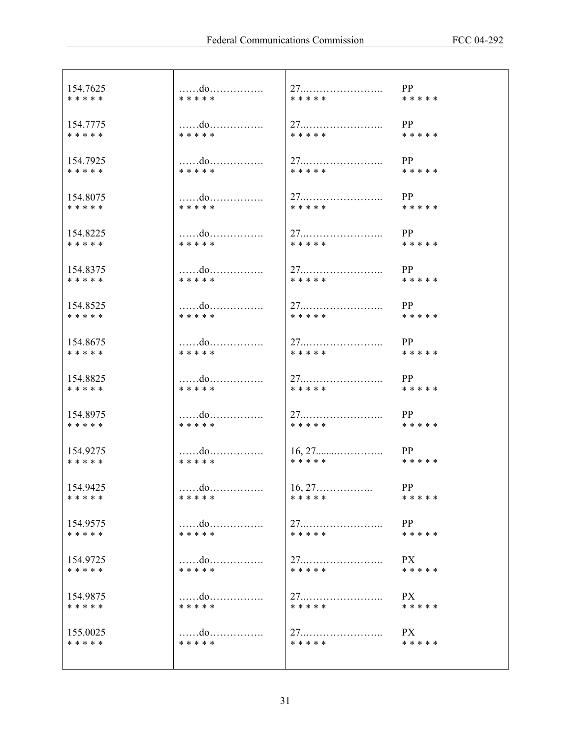| | | | |
|---|---|---|---|
| 154.7625<br>* * * * * | ……do……………. <br>* * * * * | 27..………………….. <br>* * * * * | PP<br>* * * * * |
| 154.7775<br>* * * * * | ……do……………. <br>* * * * * | 27..………………….. <br>* * * * * | PP<br>* * * * * |
| 154.7925<br>* * * * * | ……do……………. <br>* * * * * | 27..………………….. <br>* * * * * | PP<br>* * * * * |
| 154.8075<br>* * * * * | ……do……………. <br>* * * * * | 27..………………….. <br>* * * * * | PP<br>* * * * * |
| 154.8225<br>* * * * * | ……do……………. <br>* * * * * | 27..………………….. <br>* * * * * | PP<br>* * * * * |
| 154.8375<br>* * * * * | ……do……………. <br>* * * * * | 27..………………….. <br>* * * * * | PP<br>* * * * * |
| 154.8525<br>* * * * * | ……do……………. <br>* * * * * | 27..………………….. <br>* * * * * | PP<br>* * * * * |
| 154.8675<br>* * * * * | ……do……………. <br>* * * * * | 27..………………….. <br>* * * * * | PP<br>* * * * * |
| 154.8825<br>* * * * * | ……do……………. <br>* * * * * | 27..………………….. <br>* * * * * | PP<br>* * * * * |
| 154.8975<br>* * * * * | ……do……………. <br>* * * * * | 27..………………….. <br>* * * * * | PP<br>* * * * * |
| 154.9275<br>* * * * * | ……do……………. <br>* * * * * | 16, 27........………….. <br>* * * * * | PP<br>* * * * * |
| 154.9425<br>* * * * * | ……do……………. <br>* * * * * | 16, 27…………….. <br>* * * * * | PP<br>* * * * * |
| 154.9575<br>* * * * * | ……do……………. <br>* * * * * | 27..………………….. <br>* * * * * | PP<br>* * * * * |
| 154.9725<br>* * * * * | ……do……………. <br>* * * * * | 27..………………….. <br>* * * * * | PX<br>* * * * * |
| 154.9875<br>* * * * * | ……do……………. <br>* * * * * | 27..………………….. <br>* * * * * | PX<br>* * * * * |
| 155.0025<br>* * * * * | ……do……………. <br>* * * * * | 27..………………….. <br>* * * * * | PX<br>* * * * * |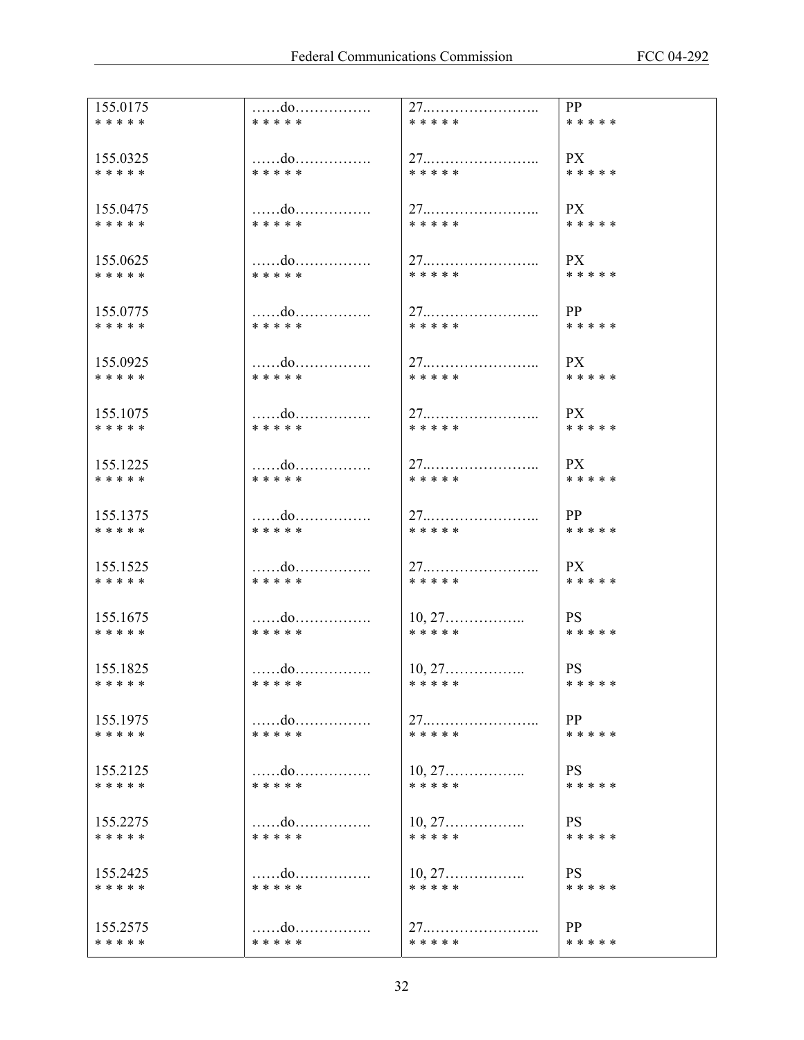| | | | |
|---|---|---|---|
| 155.0175<br>* * * * * | ……do…………….<br>* * * * * | 27..…………………..<br>* * * * * | PP<br>* * * * * |
| 155.0325<br>* * * * * | ……do…………….<br>* * * * * | 27..…………………..<br>* * * * * | PX<br>* * * * * |
| 155.0475<br>* * * * * | ……do…………….<br>* * * * * | 27..…………………..<br>* * * * * | PX<br>* * * * * |
| 155.0625<br>* * * * * | ……do…………….<br>* * * * * | 27..…………………..<br>* * * * * | PX<br>* * * * * |
| 155.0775<br>* * * * * | ……do…………….<br>* * * * * | 27..…………………..<br>* * * * * | PP<br>* * * * * |
| 155.0925<br>* * * * * | ……do…………….<br>* * * * * | 27..…………………..<br>* * * * * | PX<br>* * * * * |
| 155.1075<br>* * * * * | ……do…………….<br>* * * * * | 27..…………………..<br>* * * * * | PX<br>* * * * * |
| 155.1225<br>* * * * * | ……do…………….<br>* * * * * | 27..…………………..<br>* * * * * | PX<br>* * * * * |
| 155.1375<br>* * * * * | ……do…………….<br>* * * * * | 27..…………………..<br>* * * * * | PP<br>* * * * * |
| 155.1525<br>* * * * * | ……do…………….<br>* * * * * | 27..…………………..<br>* * * * * | PX<br>* * * * * |
| 155.1675<br>* * * * * | ……do…………….<br>* * * * * | 10, 27……………..<br>* * * * * | PS<br>* * * * * |
| 155.1825<br>* * * * * | ……do…………….<br>* * * * * | 10, 27……………..<br>* * * * * | PS<br>* * * * * |
| 155.1975<br>* * * * * | ……do…………….<br>* * * * * | 27..…………………..<br>* * * * * | PP<br>* * * * * |
| 155.2125<br>* * * * * | ……do…………….<br>* * * * * | 10, 27……………..<br>* * * * * | PS<br>* * * * * |
| 155.2275<br>* * * * * | ……do…………….<br>* * * * * | 10, 27……………..<br>* * * * * | PS<br>* * * * * |
| 155.2425<br>* * * * * | ……do…………….<br>* * * * * | 10, 27……………..<br>* * * * * | PS<br>* * * * * |
| 155.2575<br>* * * * * | ……do…………….<br>* * * * * | 27..…………………..<br>* * * * * | PP<br>* * * * * |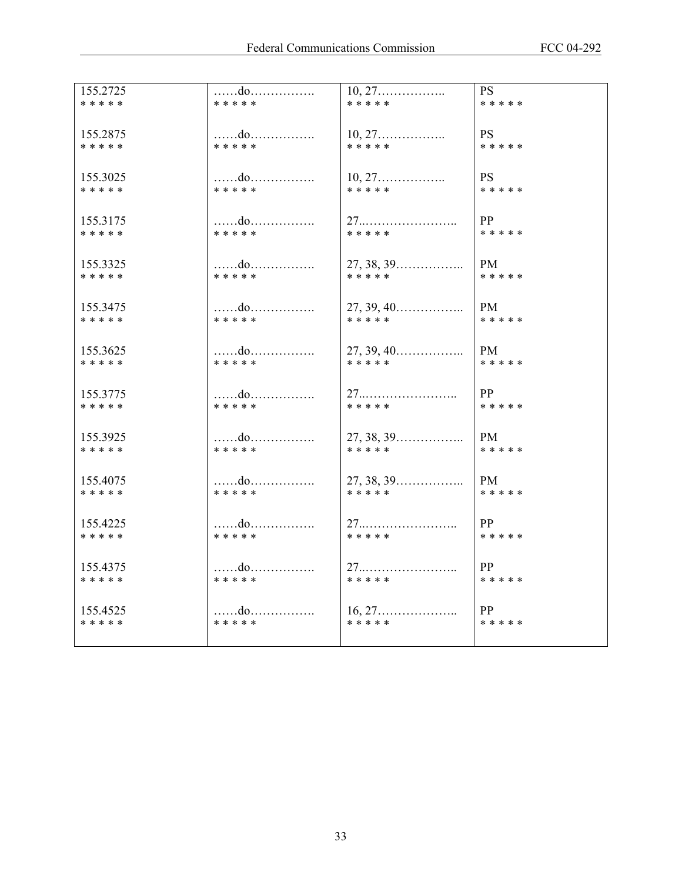| | | | |
|---|---|---|---|
| 155.2725<br>* * * * * | ……do…………….<br>* * * * * | 10, 27……………..<br>* * * * * | PS<br>* * * * * |
| 155.2875<br>* * * * * | ……do…………….<br>* * * * * | 10, 27……………..<br>* * * * * | PS<br>* * * * * |
| 155.3025<br>* * * * * | ……do…………….<br>* * * * * | 10, 27……………..<br>* * * * * | PS<br>* * * * * |
| 155.3175<br>* * * * * | ……do…………….<br>* * * * * | 27..…………………..<br>* * * * * | PP<br>* * * * * |
| 155.3325<br>* * * * * | ……do…………….<br>* * * * * | 27, 38, 39……………..<br>* * * * * | PM<br>* * * * * |
| 155.3475<br>* * * * * | ……do…………….<br>* * * * * | 27, 39, 40……………..<br>* * * * * | PM<br>* * * * * |
| 155.3625<br>* * * * * | ……do…………….<br>* * * * * | 27, 39, 40……………..<br>* * * * * | PM<br>* * * * * |
| 155.3775<br>* * * * * | ……do…………….<br>* * * * * | 27..…………………..<br>* * * * * | PP<br>* * * * * |
| 155.3925<br>* * * * * | ……do…………….<br>* * * * * | 27, 38, 39……………..<br>* * * * * | PM<br>* * * * * |
| 155.4075<br>* * * * * | ……do…………….<br>* * * * * | 27, 38, 39……………..<br>* * * * * | PM<br>* * * * * |
| 155.4225<br>* * * * * | ……do…………….<br>* * * * * | 27..…………………..<br>* * * * * | PP<br>* * * * * |
| 155.4375<br>* * * * * | ……do…………….<br>* * * * * | 27..…………………..<br>* * * * * | PP<br>* * * * * |
| 155.4525<br>* * * * * | ……do…………….<br>* * * * * | 16, 27………………..<br>* * * * * | PP<br>* * * * * |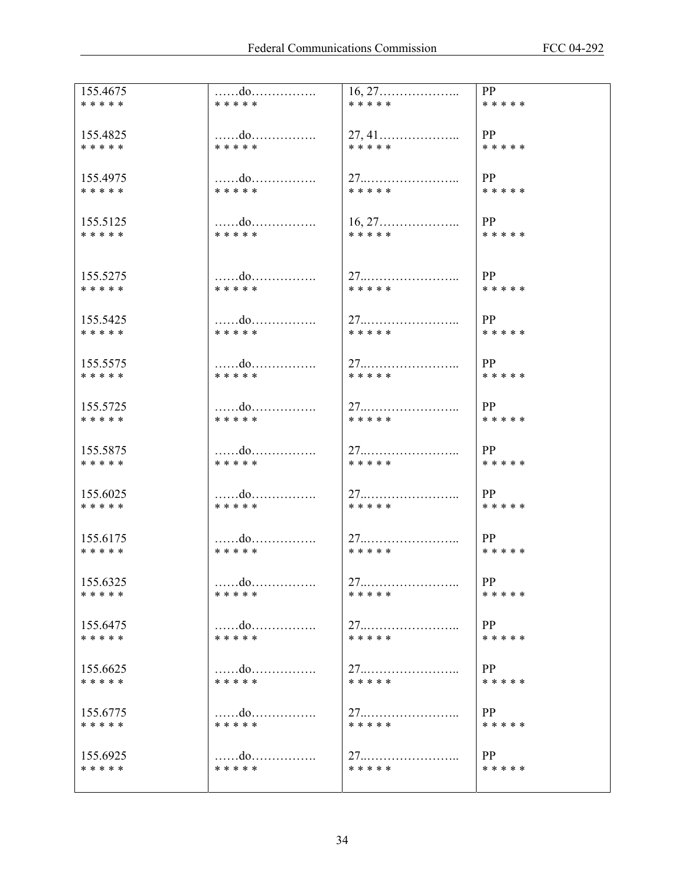| | | | |
|---|---|---|---|
| 155.4675<br>* * * * * | ……do…………….<br>* * * * * | 16, 27………………..<br>* * * * * | PP<br>* * * * * |
| 155.4825<br>* * * * * | ……do…………….<br>* * * * * | 27, 41………………..<br>* * * * * | PP<br>* * * * * |
| 155.4975<br>* * * * * | ……do…………….<br>* * * * * | 27..…………………..<br>* * * * * | PP<br>* * * * * |
| 155.5125<br>* * * * * | ……do…………….<br>* * * * * | 16, 27………………..<br>* * * * * | PP<br>* * * * * |
| 155.5275<br>* * * * * | ……do…………….<br>* * * * * | 27..…………………..<br>* * * * * | PP<br>* * * * * |
| 155.5425<br>* * * * * | ……do…………….<br>* * * * * | 27..…………………..<br>* * * * * | PP<br>* * * * * |
| 155.5575<br>* * * * * | ……do…………….<br>* * * * * | 27..…………………..<br>* * * * * | PP<br>* * * * * |
| 155.5725<br>* * * * * | ……do…………….<br>* * * * * | 27..…………………..<br>* * * * * | PP<br>* * * * * |
| 155.5875<br>* * * * * | ……do…………….<br>* * * * * | 27..…………………..<br>* * * * * | PP<br>* * * * * |
| 155.6025<br>* * * * * | ……do…………….<br>* * * * * | 27..…………………..<br>* * * * * | PP<br>* * * * * |
| 155.6175<br>* * * * * | ……do…………….<br>* * * * * | 27..…………………..<br>* * * * * | PP<br>* * * * * |
| 155.6325<br>* * * * * | ……do…………….<br>* * * * * | 27..…………………..<br>* * * * * | PP<br>* * * * * |
| 155.6475<br>* * * * * | ……do…………….<br>* * * * * | 27..…………………..<br>* * * * * | PP<br>* * * * * |
| 155.6625<br>* * * * * | ……do…………….<br>* * * * * | 27..…………………..<br>* * * * * | PP<br>* * * * * |
| 155.6775<br>* * * * * | ……do…………….<br>* * * * * | 27..…………………..<br>* * * * * | PP<br>* * * * * |
| 155.6925<br>* * * * * | ……do…………….<br>* * * * * | 27..…………………..<br>* * * * * | PP<br>* * * * * |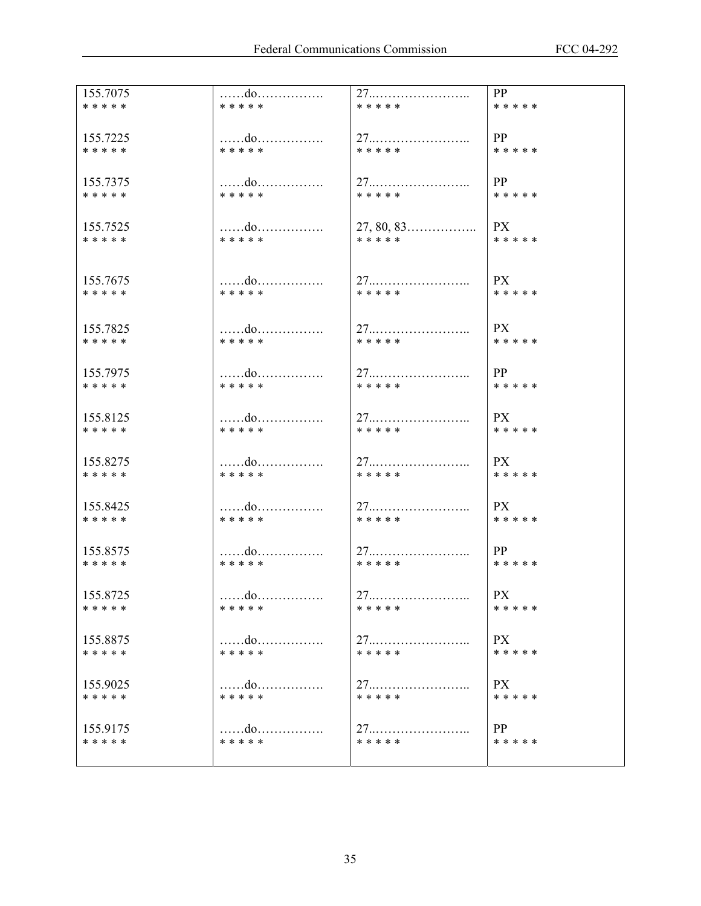| | | | |
|---|---|---|---|
| 155.7075 | ……do……………. | 27..…………………... | PP |
| * * * * * | * * * * * | * * * * * | * * * * * |
| 155.7225 | ……do……………. | 27..…………………... | PP |
| * * * * * | * * * * * | * * * * * | * * * * * |
| 155.7375 | ……do……………. | 27..…………………... | PP |
| * * * * * | * * * * * | * * * * * | * * * * * |
| 155.7525 | ……do……………. | 27, 80, 83…………….. | PX |
| * * * * * | * * * * * | * * * * * | * * * * * |
| 155.7675 | ……do……………. | 27..…………………... | PX |
| * * * * * | * * * * * | * * * * * | * * * * * |
| 155.7825 | ……do……………. | 27..…………………... | PX |
| * * * * * | * * * * * | * * * * * | * * * * * |
| 155.7975 | ……do……………. | 27..…………………... | PP |
| * * * * * | * * * * * | * * * * * | * * * * * |
| 155.8125 | ……do……………. | 27..…………………... | PX |
| * * * * * | * * * * * | * * * * * | * * * * * |
| 155.8275 | ……do……………. | 27..…………………... | PX |
| * * * * * | * * * * * | * * * * * | * * * * * |
| 155.8425 | ……do……………. | 27..…………………... | PX |
| * * * * * | * * * * * | * * * * * | * * * * * |
| 155.8575 | ……do……………. | 27..…………………... | PP |
| * * * * * | * * * * * | * * * * * | * * * * * |
| 155.8725 | ……do……………. | 27..…………………... | PX |
| * * * * * | * * * * * | * * * * * | * * * * * |
| 155.8875 | ……do……………. | 27..…………………... | PX |
| * * * * * | * * * * * | * * * * * | * * * * * |
| 155.9025 | ……do……………. | 27..…………………... | PX |
| * * * * * | * * * * * | * * * * * | * * * * * |
| 155.9175 | ……do……………. | 27..…………………... | PP |
| * * * * * | * * * * * | * * * * * | * * * * * |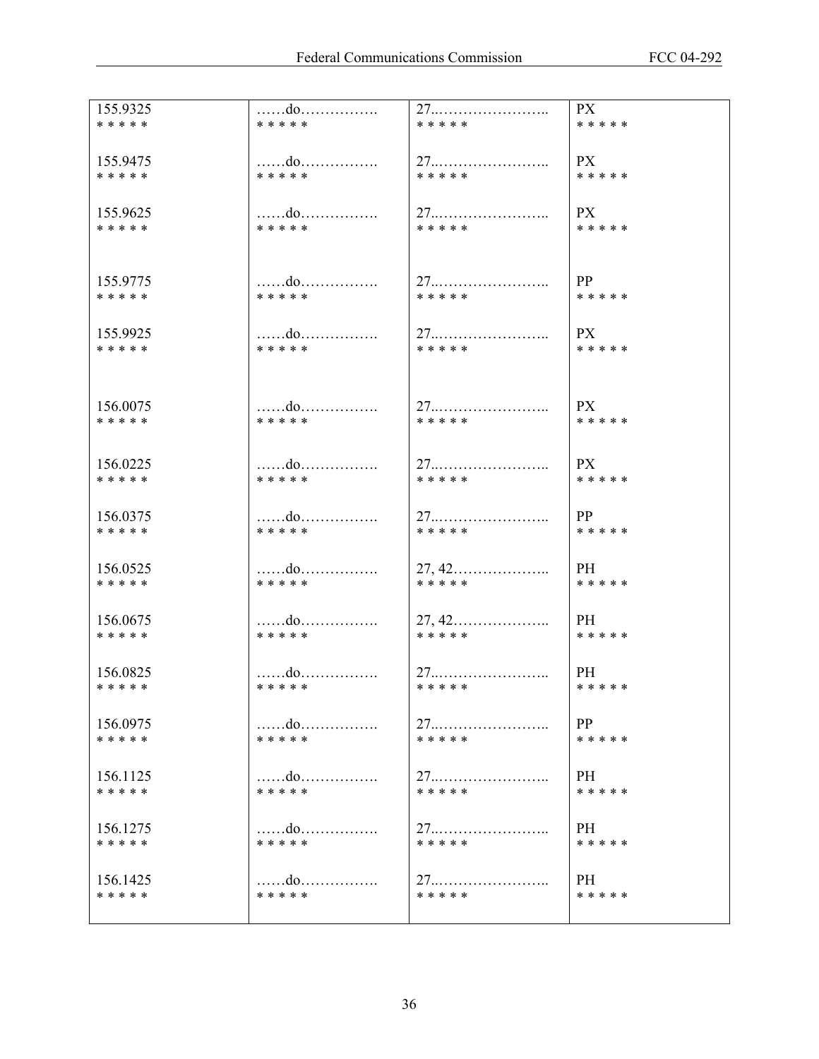| | | | |
|---|---|---|---|
| 155.9325<br>* * * * * | ……do……………. <br>* * * * * | 27..………………….. <br>* * * * * | PX<br>* * * * * |
| 155.9475<br>* * * * * | ……do……………. <br>* * * * * | 27..………………….. <br>* * * * * | PX<br>* * * * * |
| 155.9625<br>* * * * * | ……do……………. <br>* * * * * | 27..………………….. <br>* * * * * | PX<br>* * * * * |
| 155.9775<br>* * * * * | ……do……………. <br>* * * * * | 27..………………….. <br>* * * * * | PP<br>* * * * * |
| 155.9925<br>* * * * * | ……do……………. <br>* * * * * | 27..………………….. <br>* * * * * | PX<br>* * * * * |
| 156.0075<br>* * * * * | ……do……………. <br>* * * * * | 27..………………….. <br>* * * * * | PX<br>* * * * * |
| 156.0225<br>* * * * * | ……do……………. <br>* * * * * | 27..………………….. <br>* * * * * | PX<br>* * * * * |
| 156.0375<br>* * * * * | ……do……………. <br>* * * * * | 27..………………….. <br>* * * * * | PP<br>* * * * * |
| 156.0525<br>* * * * * | ……do……………. <br>* * * * * | 27, 42……………….. <br>* * * * * | PH<br>* * * * * |
| 156.0675<br>* * * * * | ……do……………. <br>* * * * * | 27, 42……………….. <br>* * * * * | PH<br>* * * * * |
| 156.0825<br>* * * * * | ……do……………. <br>* * * * * | 27..………………….. <br>* * * * * | PH<br>* * * * * |
| 156.0975<br>* * * * * | ……do……………. <br>* * * * * | 27..………………….. <br>* * * * * | PP<br>* * * * * |
| 156.1125<br>* * * * * | ……do……………. <br>* * * * * | 27..………………….. <br>* * * * * | PH<br>* * * * * |
| 156.1275<br>* * * * * | ……do……………. <br>* * * * * | 27..………………….. <br>* * * * * | PH<br>* * * * * |
| 156.1425<br>* * * * * | ……do……………. <br>* * * * * | 27..………………….. <br>* * * * * | PH<br>* * * * * |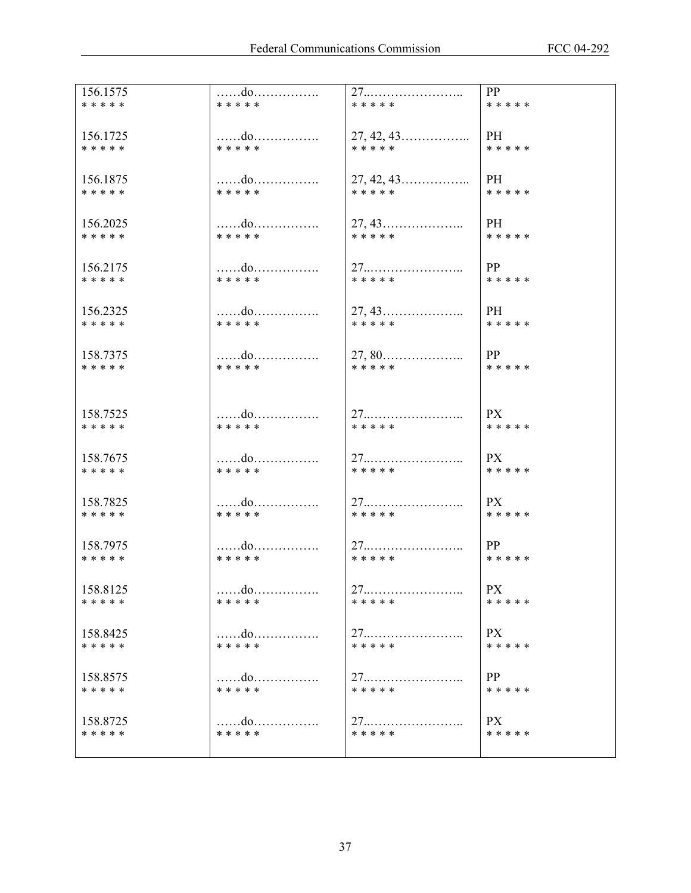| | | | |
|---|---|---|---|
| 156.1575 | ……do……………. | 27..………………….. | PP |
| * * * * * | * * * * * | * * * * * | * * * * * |
| 156.1725 | ……do……………. | 27, 42, 43…………….. | PH |
| * * * * * | * * * * * | * * * * * | * * * * * |
| 156.1875 | ……do……………. | 27, 42, 43…………….. | PH |
| * * * * * | * * * * * | * * * * * | * * * * * |
| 156.2025 | ……do……………. | 27, 43……………….. | PH |
| * * * * * | * * * * * | * * * * * | * * * * * |
| 156.2175 | ……do……………. | 27..………………….. | PP |
| * * * * * | * * * * * | * * * * * | * * * * * |
| 156.2325 | ……do……………. | 27, 43……………….. | PH |
| * * * * * | * * * * * | * * * * * | * * * * * |
| 158.7375 | ……do……………. | 27, 80……………….. | PP |
| * * * * * | * * * * * | * * * * * | * * * * * |
| 158.7525 | ……do……………. | 27..………………….. | PX |
| * * * * * | * * * * * | * * * * * | * * * * * |
| 158.7675 | ……do……………. | 27..………………….. | PX |
| * * * * * | * * * * * | * * * * * | * * * * * |
| 158.7825 | ……do……………. | 27..………………….. | PX |
| * * * * * | * * * * * | * * * * * | * * * * * |
| 158.7975 | ……do……………. | 27..………………….. | PP |
| * * * * * | * * * * * | * * * * * | * * * * * |
| 158.8125 | ……do……………. | 27..………………….. | PX |
| * * * * * | * * * * * | * * * * * | * * * * * |
| 158.8425 | ……do……………. | 27..………………….. | PX |
| * * * * * | * * * * * | * * * * * | * * * * * |
| 158.8575 | ……do……………. | 27..………………….. | PP |
| * * * * * | * * * * * | * * * * * | * * * * * |
| 158.8725 | ……do……………. | 27..………………….. | PX |
| * * * * * | * * * * * | * * * * * | * * * * * |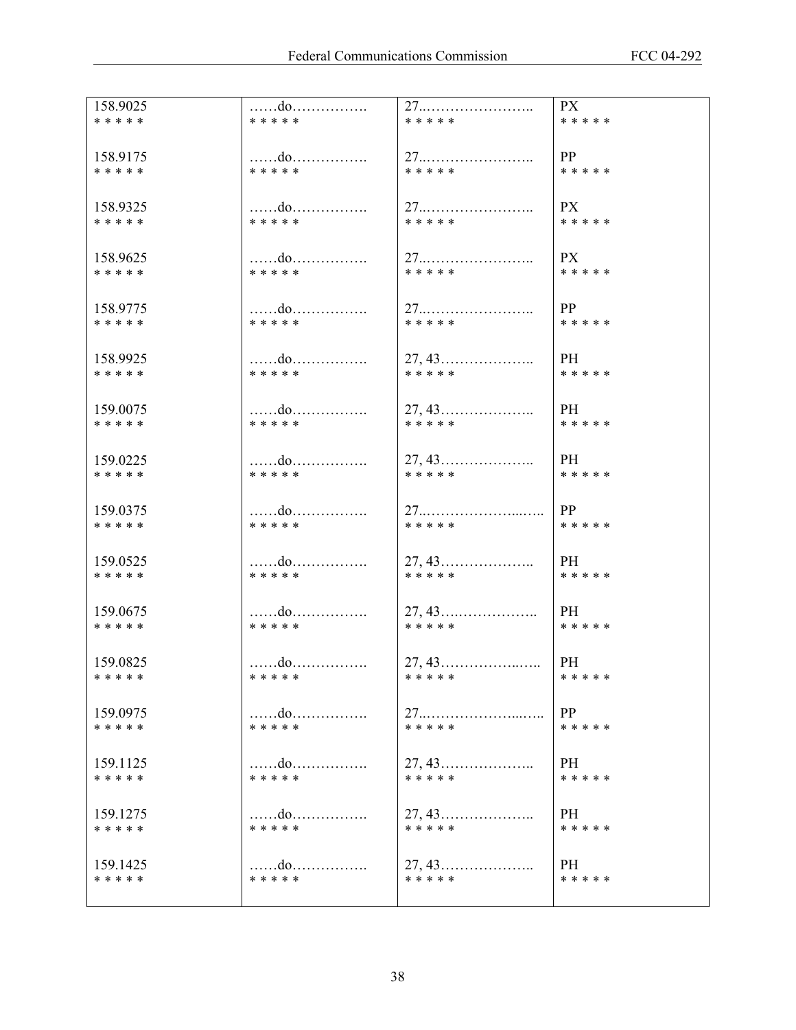| | | | |
|---|---|---|---|
| 158.9025<br>* * * * * | ……do…………….<br>* * * * * | 27..…………………..<br>* * * * * | PX<br>* * * * * |
| 158.9175<br>* * * * * | ……do…………….<br>* * * * * | 27..…………………..<br>* * * * * | PP<br>* * * * * |
| 158.9325<br>* * * * * | ……do…………….<br>* * * * * | 27..…………………..<br>* * * * * | PX<br>* * * * * |
| 158.9625<br>* * * * * | ……do…………….<br>* * * * * | 27..…………………..<br>* * * * * | PX<br>* * * * * |
| 158.9775<br>* * * * * | ……do…………….<br>* * * * * | 27..…………………..<br>* * * * * | PP<br>* * * * * |
| 158.9925<br>* * * * * | ……do…………….<br>* * * * * | 27, 43………………..<br>* * * * * | PH<br>* * * * * |
| 159.0075<br>* * * * * | ……do…………….<br>* * * * * | 27, 43………………..<br>* * * * * | PH<br>* * * * * |
| 159.0225<br>* * * * * | ……do…………….<br>* * * * * | 27, 43………………..<br>* * * * * | PH<br>* * * * * |
| 159.0375<br>* * * * * | ……do…………….<br>* * * * * | 27..………………...….<br>* * * * * | PP<br>* * * * * |
| 159.0525<br>* * * * * | ……do…………….<br>* * * * * | 27, 43………………..<br>* * * * * | PH<br>* * * * * |
| 159.0675<br>* * * * * | ……do…………….<br>* * * * * | 27, 43….……………..<br>* * * * * | PH<br>* * * * * |
| 159.0825<br>* * * * * | ……do…………….<br>* * * * * | 27, 43……………..…..<br>* * * * * | PH<br>* * * * * |
| 159.0975<br>* * * * * | ……do…………….<br>* * * * * | 27..………………...….<br>* * * * * | PP<br>* * * * * |
| 159.1125<br>* * * * * | ……do…………….<br>* * * * * | 27, 43………………..<br>* * * * * | PH<br>* * * * * |
| 159.1275<br>* * * * * | ……do…………….<br>* * * * * | 27, 43………………..<br>* * * * * | PH<br>* * * * * |
| 159.1425<br>* * * * * | ……do…………….<br>* * * * * | 27, 43………………..<br>* * * * * | PH<br>* * * * * |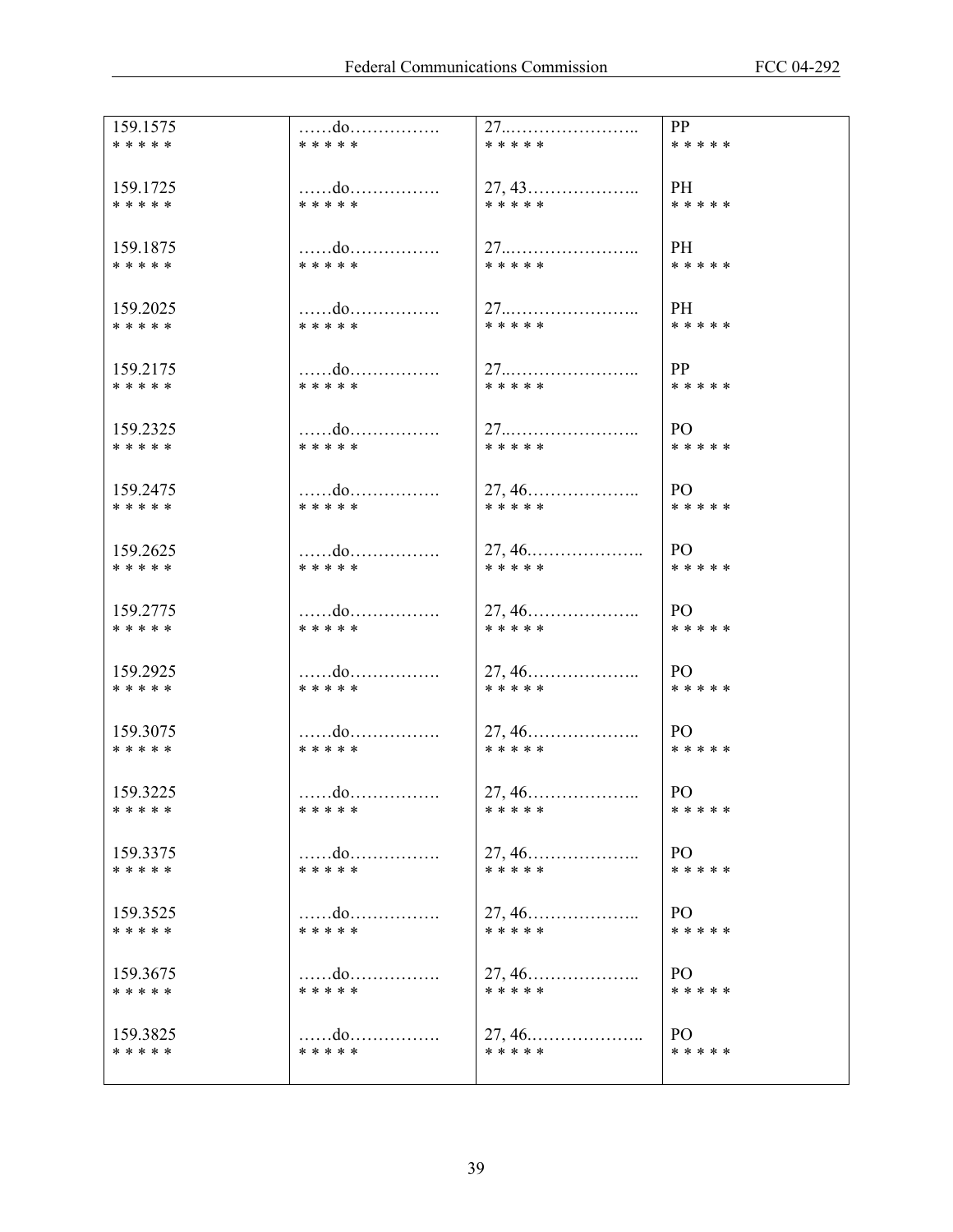| | | | |
|---|---|---|---|
| 159.1575<br>* * * * * | ……do……………. <br>* * * * * | 27..………………….. <br>* * * * * | PP<br>* * * * * |
| 159.1725<br>* * * * * | ……do……………. <br>* * * * * | 27, 43……………….. <br>* * * * * | PH<br>* * * * * |
| 159.1875<br>* * * * * | ……do……………. <br>* * * * * | 27..………………….. <br>* * * * * | PH<br>* * * * * |
| 159.2025<br>* * * * * | ……do……………. <br>* * * * * | 27..………………….. <br>* * * * * | PH<br>* * * * * |
| 159.2175<br>* * * * * | ……do……………. <br>* * * * * | 27..………………….. <br>* * * * * | PP<br>* * * * * |
| 159.2325<br>* * * * * | ……do……………. <br>* * * * * | 27..………………….. <br>* * * * * | PO<br>* * * * * |
| 159.2475<br>* * * * * | ……do……………. <br>* * * * * | 27, 46……………….. <br>* * * * * | PO<br>* * * * * |
| 159.2625<br>* * * * * | ……do……………. <br>* * * * * | 27, 46.……………….. <br>* * * * * | PO<br>* * * * * |
| 159.2775<br>* * * * * | ……do……………. <br>* * * * * | 27, 46……………….. <br>* * * * * | PO<br>* * * * * |
| 159.2925<br>* * * * * | ……do……………. <br>* * * * * | 27, 46……………….. <br>* * * * * | PO<br>* * * * * |
| 159.3075<br>* * * * * | ……do……………. <br>* * * * * | 27, 46……………….. <br>* * * * * | PO<br>* * * * * |
| 159.3225<br>* * * * * | ……do……………. <br>* * * * * | 27, 46……………….. <br>* * * * * | PO<br>* * * * * |
| 159.3375<br>* * * * * | ……do……………. <br>* * * * * | 27, 46……………….. <br>* * * * * | PO<br>* * * * * |
| 159.3525<br>* * * * * | ……do……………. <br>* * * * * | 27, 46……………….. <br>* * * * * | PO<br>* * * * * |
| 159.3675<br>* * * * * | ……do……………. <br>* * * * * | 27, 46……………….. <br>* * * * * | PO<br>* * * * * |
| 159.3825<br>* * * * * | ……do……………. <br>* * * * * | 27, 46.……………….. <br>* * * * * | PO<br>* * * * * |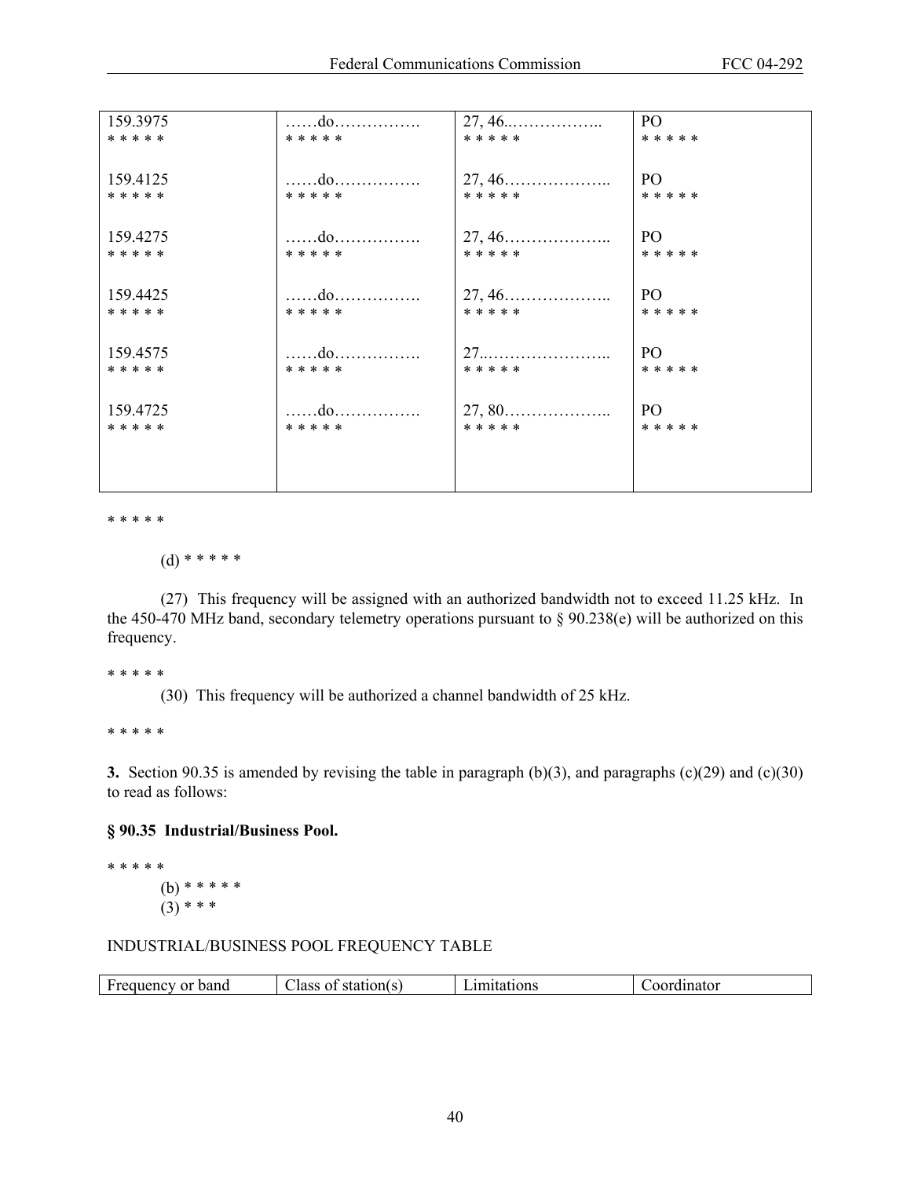| | | | |
|---|---|---|---|
| 159.3975 | ……do……………. | 27, 46..…………….. | PO |
| * * * * * | * * * * * | * * * * * | * * * * * |
| 159.4125 | ……do……………. | 27, 46……………….. | PO |
| * * * * * | * * * * * | * * * * * | * * * * * |
| 159.4275 | ……do……………. | 27, 46……………….. | PO |
| * * * * * | * * * * * | * * * * * | * * * * * |
| 159.4425 | ……do……………. | 27, 46……………….. | PO |
| * * * * * | * * * * * | * * * * * | * * * * * |
| 159.4575 | ……do……………. | 27..………………….. | PO |
| * * * * * | * * * * * | * * * * * | * * * * * |
| 159.4725 | ……do……………. | 27, 80……………….. | PO |
| * * * * * | * * * * * | * * * * * | * * * * * |

* * * * *

(d) * * * * *

(27) This frequency will be assigned with an authorized bandwidth not to exceed 11.25 kHz. In the 450-470 MHz band, secondary telemetry operations pursuant to § 90.238(e) will be authorized on this frequency.

* * * * *

(30) This frequency will be authorized a channel bandwidth of 25 kHz.

* * * * *

**3.** Section 90.35 is amended by revising the table in paragraph (b)(3), and paragraphs (c)(29) and (c)(30) to read as follows:

**§ 90.35 Industrial/Business Pool.**

* * * * *

(b) * * * * *

(3) * * *

INDUSTRIAL/BUSINESS POOL FREQUENCY TABLE

| Frequency or band | Class of station(s) | Limitations | Coordinator |
|---|---|---|---|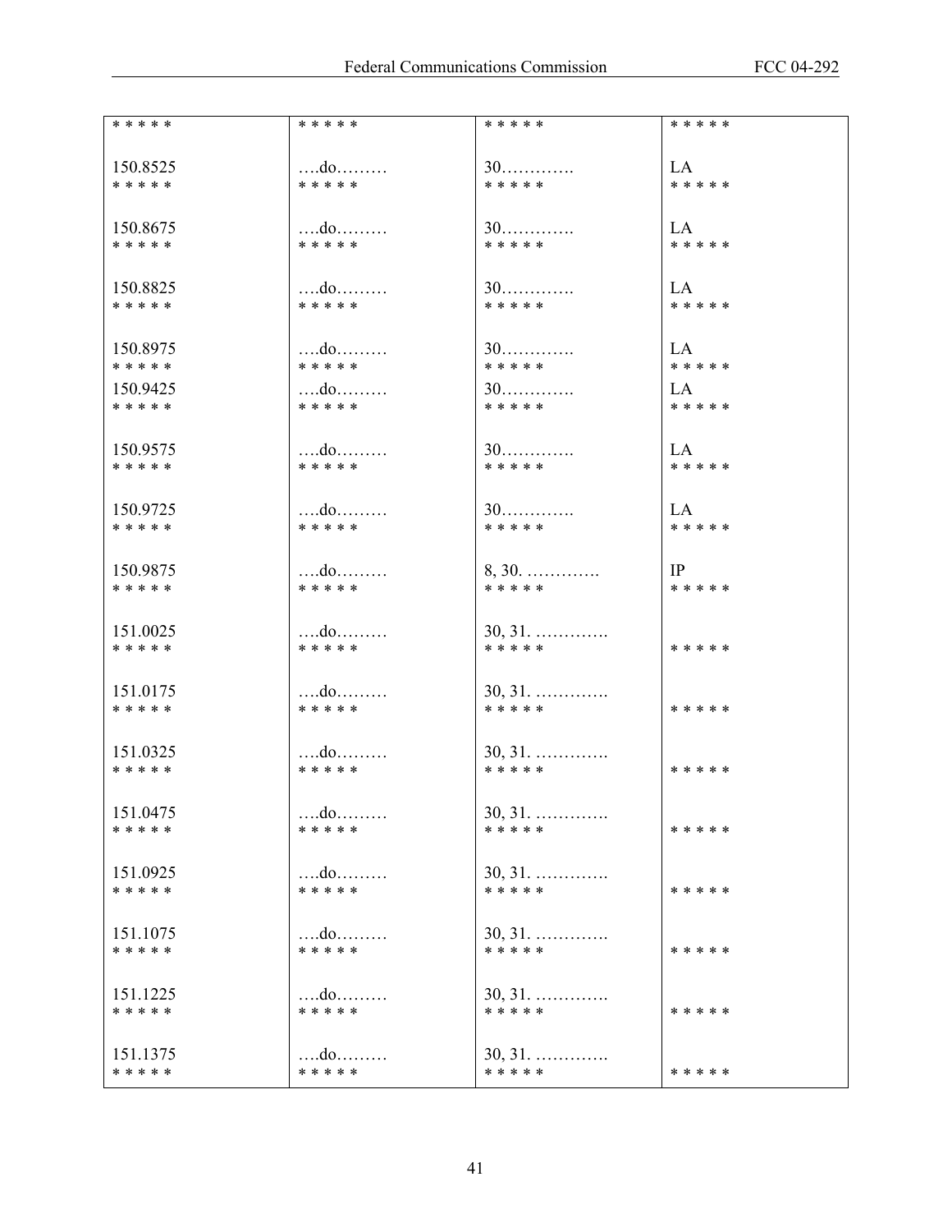| * * * * * | * * * * * | * * * * * | * * * * * |
|---|---|---|---|
| 150.8525 | ….do……… | 30…………. | LA |
| * * * * * | * * * * * | * * * * * | * * * * * |
| 150.8675 | ….do……… | 30…………. | LA |
| * * * * * | * * * * * | * * * * * | * * * * * |
| 150.8825 | ….do……… | 30…………. | LA |
| * * * * * | * * * * * | * * * * * | * * * * * |
| 150.8975 | ….do……… | 30…………. | LA |
| * * * * * | * * * * * | * * * * * | * * * * * |
| 150.9425 | ….do……… | 30…………. | LA |
| * * * * * | * * * * * | * * * * * | * * * * * |
| 150.9575 | ….do……… | 30…………. | LA |
| * * * * * | * * * * * | * * * * * | * * * * * |
| 150.9725 | ….do……… | 30…………. | LA |
| * * * * * | * * * * * | * * * * * | * * * * * |
| 150.9875 | ….do……… | 8, 30. …………. | IP |
| * * * * * | * * * * * | * * * * * | * * * * * |
| 151.0025 | ….do……… | 30, 31. …………. | |
| * * * * * | * * * * * | * * * * * | * * * * * |
| 151.0175 | ….do……… | 30, 31. …………. | |
| * * * * * | * * * * * | * * * * * | * * * * * |
| 151.0325 | ….do……… | 30, 31. …………. | |
| * * * * * | * * * * * | * * * * * | * * * * * |
| 151.0475 | ….do……… | 30, 31. …………. | |
| * * * * * | * * * * * | * * * * * | * * * * * |
| 151.0925 | ….do……… | 30, 31. …………. | |
| * * * * * | * * * * * | * * * * * | * * * * * |
| 151.1075 | ….do……… | 30, 31. …………. | |
| * * * * * | * * * * * | * * * * * | * * * * * |
| 151.1225 | ….do……… | 30, 31. …………. | |
| * * * * * | * * * * * | * * * * * | * * * * * |
| 151.1375 | ….do……… | 30, 31. …………. | |
| * * * * * | * * * * * | * * * * * | * * * * * |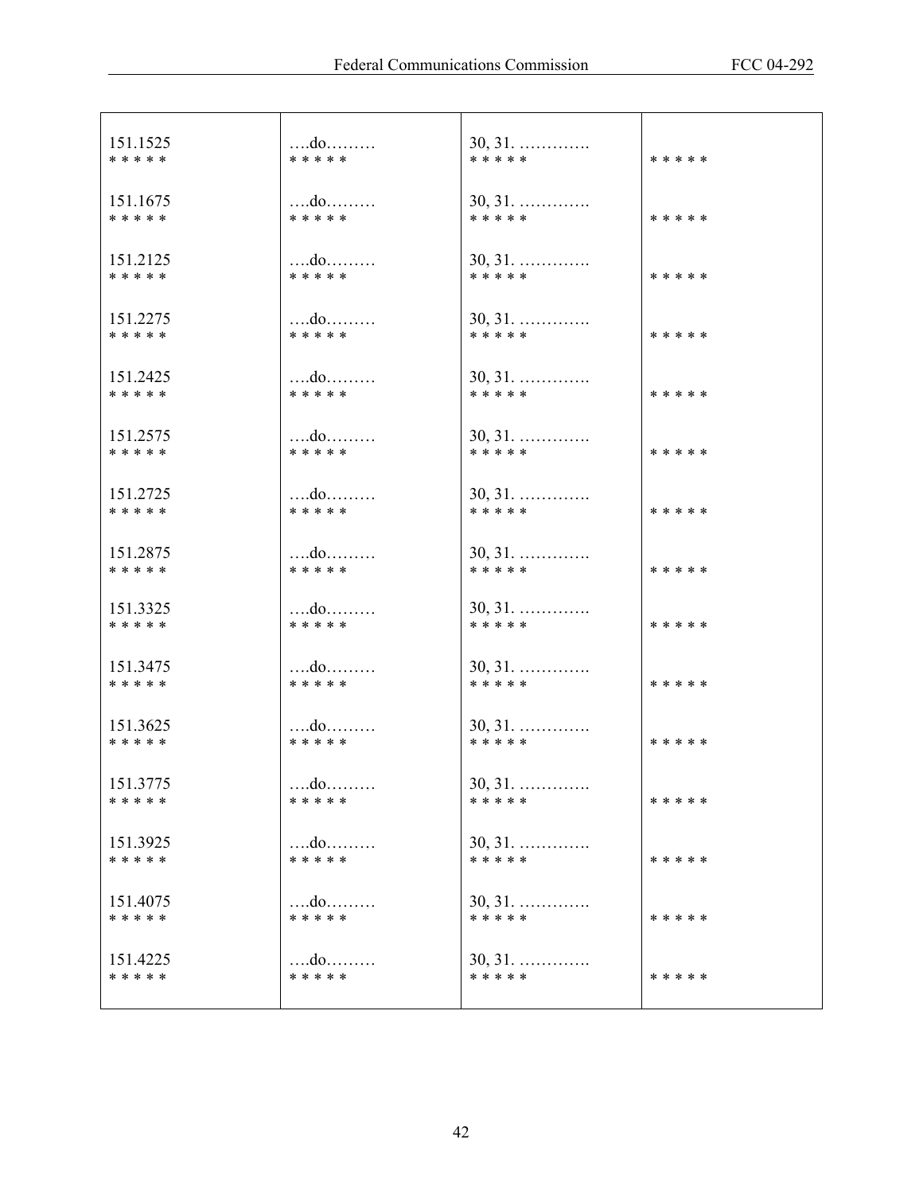| | | | |
|---|---|---|---|
| 151.1525<br>* * * * * | ….do………<br>* * * * * | 30, 31. ………….<br>* * * * * | * * * * * |
| 151.1675<br>* * * * * | ….do………<br>* * * * * | 30, 31. ………….<br>* * * * * | * * * * * |
| 151.2125<br>* * * * * | ….do………<br>* * * * * | 30, 31. ………….<br>* * * * * | * * * * * |
| 151.2275<br>* * * * * | ….do………<br>* * * * * | 30, 31. ………….<br>* * * * * | * * * * * |
| 151.2425<br>* * * * * | ….do………<br>* * * * * | 30, 31. ………….<br>* * * * * | * * * * * |
| 151.2575<br>* * * * * | ….do………<br>* * * * * | 30, 31. ………….<br>* * * * * | * * * * * |
| 151.2725<br>* * * * * | ….do………<br>* * * * * | 30, 31. ………….<br>* * * * * | * * * * * |
| 151.2875<br>* * * * * | ….do………<br>* * * * * | 30, 31. ………….<br>* * * * * | * * * * * |
| 151.3325<br>* * * * * | ….do………<br>* * * * * | 30, 31. ………….<br>* * * * * | * * * * * |
| 151.3475<br>* * * * * | ….do………<br>* * * * * | 30, 31. ………….<br>* * * * * | * * * * * |
| 151.3625<br>* * * * * | ….do………<br>* * * * * | 30, 31. ………….<br>* * * * * | * * * * * |
| 151.3775<br>* * * * * | ….do………<br>* * * * * | 30, 31. ………….<br>* * * * * | * * * * * |
| 151.3925<br>* * * * * | ….do………<br>* * * * * | 30, 31. ………….<br>* * * * * | * * * * * |
| 151.4075<br>* * * * * | ….do………<br>* * * * * | 30, 31. ………….<br>* * * * * | * * * * * |
| 151.4225<br>* * * * * | ….do………<br>* * * * * | 30, 31. ………….<br>* * * * * | * * * * * |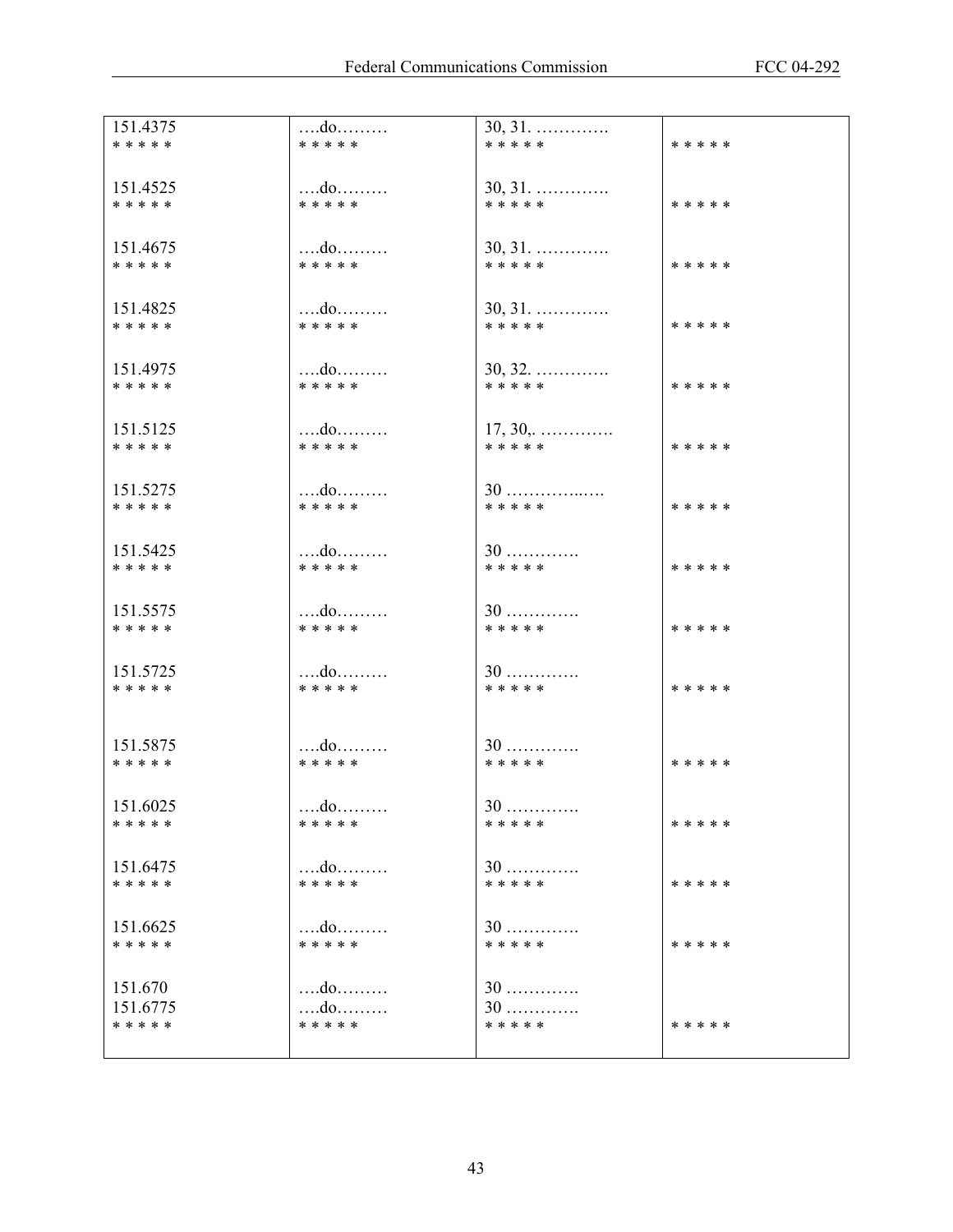| | | | |
|---|---|---|---|
| 151.4375<br>* * * * * | ….do………<br>* * * * * | 30, 31. ………….<br>* * * * * | * * * * * |
| 151.4525<br>* * * * * | ….do………<br>* * * * * | 30, 31. ………….<br>* * * * * | * * * * * |
| 151.4675<br>* * * * * | ….do………<br>* * * * * | 30, 31. ………….<br>* * * * * | * * * * * |
| 151.4825<br>* * * * * | ….do………<br>* * * * * | 30, 31. ………….<br>* * * * * | * * * * * |
| 151.4975<br>* * * * * | ….do………<br>* * * * * | 30, 32. ………….<br>* * * * * | * * * * * |
| 151.5125<br>* * * * * | ….do………<br>* * * * * | 17, 30,. ………….<br>* * * * * | * * * * * |
| 151.5275<br>* * * * * | ….do………<br>* * * * * | 30 …………..….<br>* * * * * | * * * * * |
| 151.5425<br>* * * * * | ….do………<br>* * * * * | 30 ………….<br>* * * * * | * * * * * |
| 151.5575<br>* * * * * | ….do………<br>* * * * * | 30 ………….<br>* * * * * | * * * * * |
| 151.5725<br>* * * * * | ….do………<br>* * * * * | 30 ………….<br>* * * * * | * * * * * |
| 151.5875<br>* * * * * | ….do………<br>* * * * * | 30 ………….<br>* * * * * | * * * * * |
| 151.6025<br>* * * * * | ….do………<br>* * * * * | 30 ………….<br>* * * * * | * * * * * |
| 151.6475<br>* * * * * | ….do………<br>* * * * * | 30 ………….<br>* * * * * | * * * * * |
| 151.6625<br>* * * * * | ….do………<br>* * * * * | 30 ………….<br>* * * * * | * * * * * |
| 151.670<br>151.6775<br>* * * * * | ….do………<br>….do………<br>* * * * * | 30 ………….<br>30 ………….<br>* * * * * | * * * * * |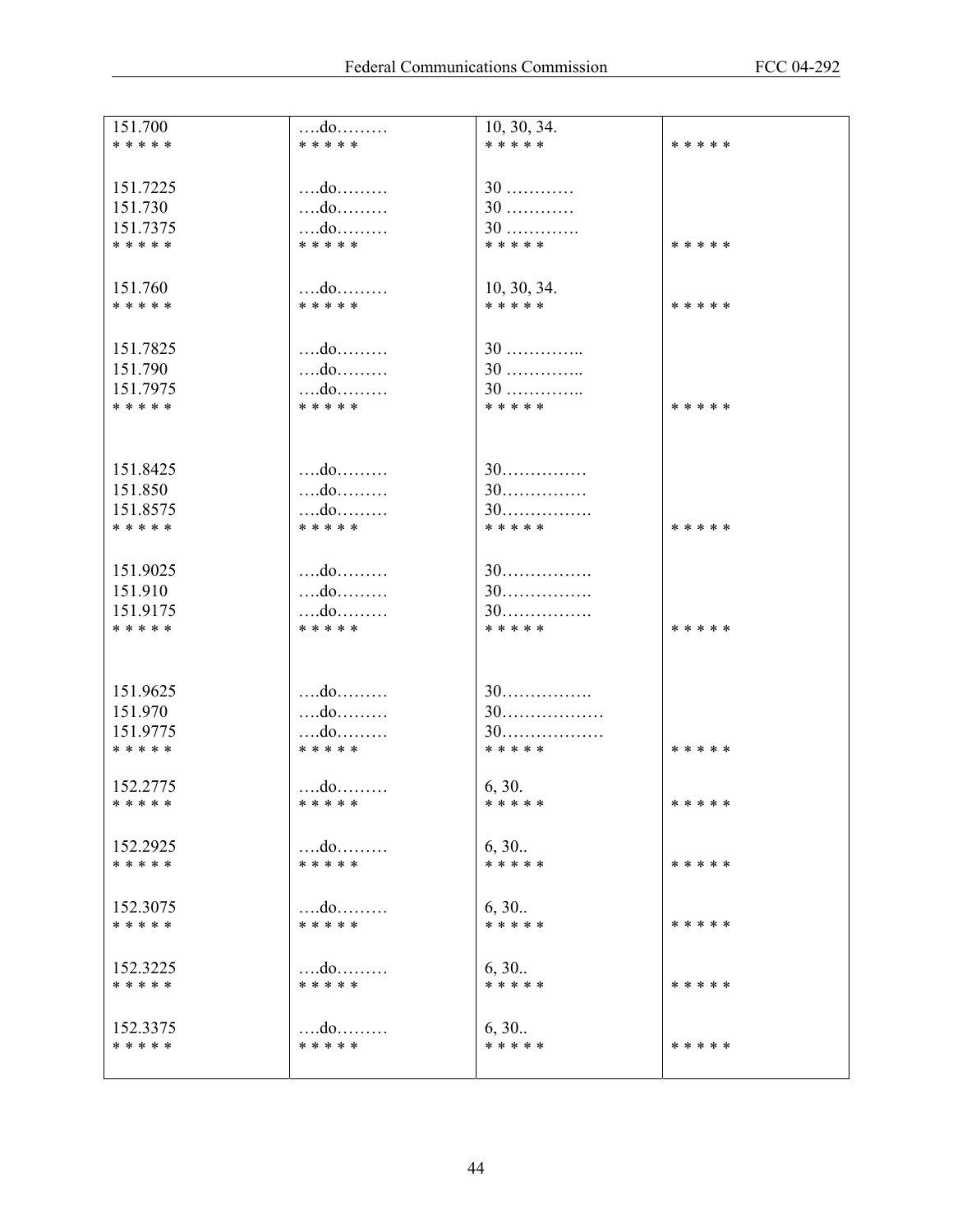| | | | |
|---|---|---|---|
| 151.700 | ….do……… | 10, 30, 34. | |
| * * * * * | * * * * * | * * * * * | * * * * * |
| 151.7225 | ….do……… | 30 ………… | |
| 151.730 | ….do……… | 30 ………… | |
| 151.7375 | ….do……… | 30 …………. | |
| * * * * * | * * * * * | * * * * * | * * * * * |
| 151.760 | ….do……… | 10, 30, 34. | |
| * * * * * | * * * * * | * * * * * | * * * * * |
| 151.7825 | ….do……… | 30 ………….. | |
| 151.790 | ….do……… | 30 ………….. | |
| 151.7975 | ….do……… | 30 ………….. | |
| * * * * * | * * * * * | * * * * * | * * * * * |
| 151.8425 | ….do……… | 30…………… | |
| 151.850 | ….do……… | 30…………… | |
| 151.8575 | ….do……… | 30……………. | |
| * * * * * | * * * * * | * * * * * | * * * * * |
| 151.9025 | ….do……… | 30……………. | |
| 151.910 | ….do……… | 30……………. | |
| 151.9175 | ….do……… | 30……………. | |
| * * * * * | * * * * * | * * * * * | * * * * * |
| 151.9625 | ….do……… | 30……………. | |
| 151.970 | ….do……… | 30……………… | |
| 151.9775 | ….do……… | 30……………… | |
| * * * * * | * * * * * | * * * * * | * * * * * |
| 152.2775 | ….do……… | 6, 30. | |
| * * * * * | * * * * * | * * * * * | * * * * * |
| 152.2925 | ….do……… | 6, 30.. | |
| * * * * * | * * * * * | * * * * * | * * * * * |
| 152.3075 | ….do……… | 6, 30.. | |
| * * * * * | * * * * * | * * * * * | * * * * * |
| 152.3225 | ….do……… | 6, 30.. | |
| * * * * * | * * * * * | * * * * * | * * * * * |
| 152.3375 | ….do……… | 6, 30.. | |
| * * * * * | * * * * * | * * * * * | * * * * * |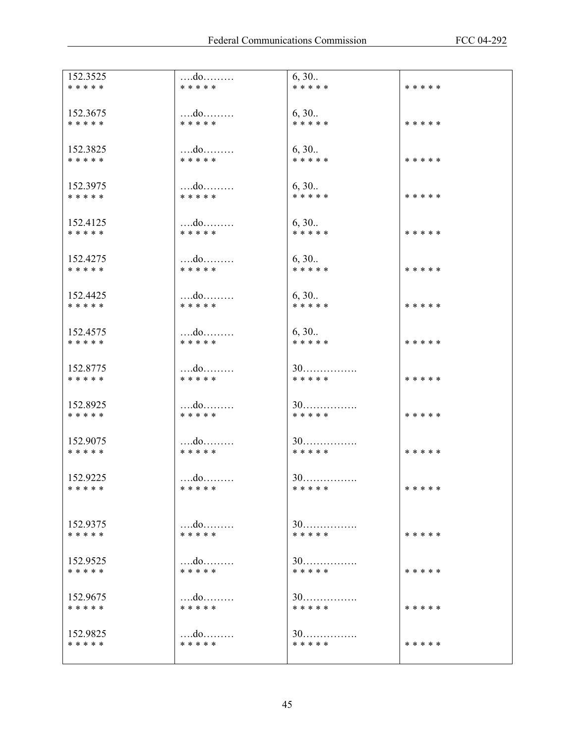| | | | |
|---|---|---|---|
| 152.3525<br>* * * * * | ….do………<br>* * * * * | 6, 30..<br>* * * * * | * * * * * |
| 152.3675<br>* * * * * | ….do………<br>* * * * * | 6, 30..<br>* * * * * | * * * * * |
| 152.3825<br>* * * * * | ….do………<br>* * * * * | 6, 30..<br>* * * * * | * * * * * |
| 152.3975<br>* * * * * | ….do………<br>* * * * * | 6, 30..<br>* * * * * | * * * * * |
| 152.4125<br>* * * * * | ….do………<br>* * * * * | 6, 30..<br>* * * * * | * * * * * |
| 152.4275<br>* * * * * | ….do………<br>* * * * * | 6, 30..<br>* * * * * | * * * * * |
| 152.4425<br>* * * * * | ….do………<br>* * * * * | 6, 30..<br>* * * * * | * * * * * |
| 152.4575<br>* * * * * | ….do………<br>* * * * * | 6, 30..<br>* * * * * | * * * * * |
| 152.8775<br>* * * * * | ….do………<br>* * * * * | 30…………….<br>* * * * * | * * * * * |
| 152.8925<br>* * * * * | ….do………<br>* * * * * | 30…………….<br>* * * * * | * * * * * |
| 152.9075<br>* * * * * | ….do………<br>* * * * * | 30…………….<br>* * * * * | * * * * * |
| 152.9225<br>* * * * * | ….do………<br>* * * * * | 30…………….<br>* * * * * | * * * * * |
| 152.9375<br>* * * * * | ….do………<br>* * * * * | 30…………….<br>* * * * * | * * * * * |
| 152.9525<br>* * * * * | ….do………<br>* * * * * | 30…………….<br>* * * * * | * * * * * |
| 152.9675<br>* * * * * | ….do………<br>* * * * * | 30…………….<br>* * * * * | * * * * * |
| 152.9825<br>* * * * * | ….do………<br>* * * * * | 30…………….<br>* * * * * | * * * * * |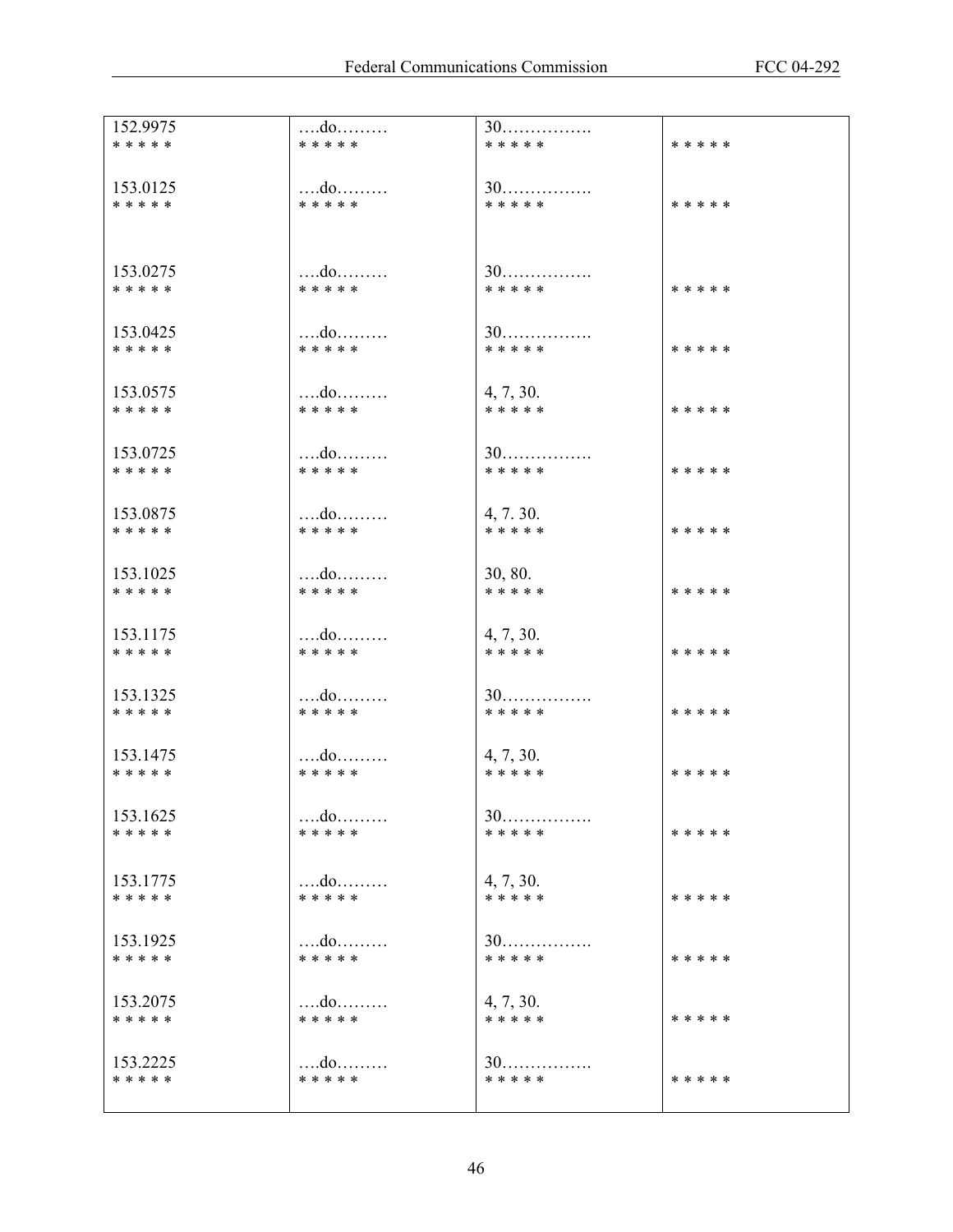| | | | |
|---|---|---|---|
| 152.9975<br>* * * * * | ….do………<br>* * * * * | 30…………….<br>* * * * * | * * * * * |
| 153.0125<br>* * * * * | ….do………<br>* * * * * | 30…………….<br>* * * * * | * * * * * |
| 153.0275<br>* * * * * | ….do………<br>* * * * * | 30…………….<br>* * * * * | * * * * * |
| 153.0425<br>* * * * * | ….do………<br>* * * * * | 30…………….<br>* * * * * | * * * * * |
| 153.0575<br>* * * * * | ….do………<br>* * * * * | 4, 7, 30.<br>* * * * * | * * * * * |
| 153.0725<br>* * * * * | ….do………<br>* * * * * | 30…………….<br>* * * * * | * * * * * |
| 153.0875<br>* * * * * | ….do………<br>* * * * * | 4, 7. 30.<br>* * * * * | * * * * * |
| 153.1025<br>* * * * * | ….do………<br>* * * * * | 30, 80.<br>* * * * * | * * * * * |
| 153.1175<br>* * * * * | ….do………<br>* * * * * | 4, 7, 30.<br>* * * * * | * * * * * |
| 153.1325<br>* * * * * | ….do………<br>* * * * * | 30…………….<br>* * * * * | * * * * * |
| 153.1475<br>* * * * * | ….do………<br>* * * * * | 4, 7, 30.<br>* * * * * | * * * * * |
| 153.1625<br>* * * * * | ….do………<br>* * * * * | 30…………….<br>* * * * * | * * * * * |
| 153.1775<br>* * * * * | ….do………<br>* * * * * | 4, 7, 30.<br>* * * * * | * * * * * |
| 153.1925<br>* * * * * | ….do………<br>* * * * * | 30…………….<br>* * * * * | * * * * * |
| 153.2075<br>* * * * * | ….do………<br>* * * * * | 4, 7, 30.<br>* * * * * | * * * * * |
| 153.2225<br>* * * * * | ….do………<br>* * * * * | 30…………….<br>* * * * * | * * * * * |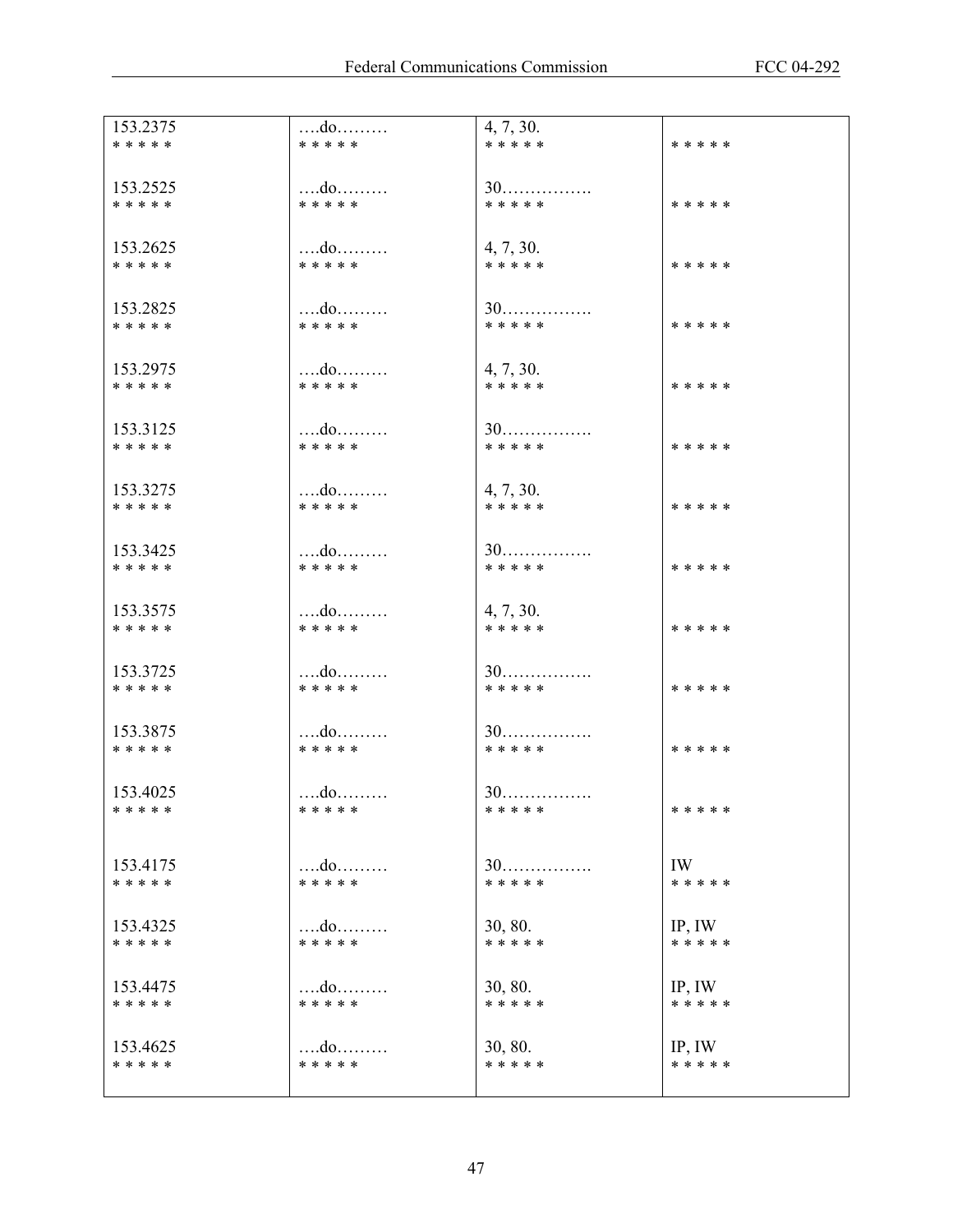| | | | |
|---|---|---|---|
| 153.2375<br>* * * * * | ….do………<br>* * * * * | 4, 7, 30.<br>* * * * * | <br>* * * * * |
| 153.2525<br>* * * * * | ….do………<br>* * * * * | 30…………….<br>* * * * * | <br>* * * * * |
| 153.2625<br>* * * * * | ….do………<br>* * * * * | 4, 7, 30.<br>* * * * * | <br>* * * * * |
| 153.2825<br>* * * * * | ….do………<br>* * * * * | 30…………….<br>* * * * * | <br>* * * * * |
| 153.2975<br>* * * * * | ….do………<br>* * * * * | 4, 7, 30.<br>* * * * * | <br>* * * * * |
| 153.3125<br>* * * * * | ….do………<br>* * * * * | 30…………….<br>* * * * * | <br>* * * * * |
| 153.3275<br>* * * * * | ….do………<br>* * * * * | 4, 7, 30.<br>* * * * * | <br>* * * * * |
| 153.3425<br>* * * * * | ….do………<br>* * * * * | 30…………….<br>* * * * * | <br>* * * * * |
| 153.3575<br>* * * * * | ….do………<br>* * * * * | 4, 7, 30.<br>* * * * * | <br>* * * * * |
| 153.3725<br>* * * * * | ….do………<br>* * * * * | 30…………….<br>* * * * * | <br>* * * * * |
| 153.3875<br>* * * * * | ….do………<br>* * * * * | 30…………….<br>* * * * * | <br>* * * * * |
| 153.4025<br>* * * * * | ….do………<br>* * * * * | 30…………….<br>* * * * * | <br>* * * * * |
| 153.4175<br>* * * * * | ….do………<br>* * * * * | 30…………….<br>* * * * * | IW<br>* * * * * |
| 153.4325<br>* * * * * | ….do………<br>* * * * * | 30, 80.<br>* * * * * | IP, IW<br>* * * * * |
| 153.4475<br>* * * * * | ….do………<br>* * * * * | 30, 80.<br>* * * * * | IP, IW<br>* * * * * |
| 153.4625<br>* * * * * | ….do………<br>* * * * * | 30, 80.<br>* * * * * | IP, IW<br>* * * * * |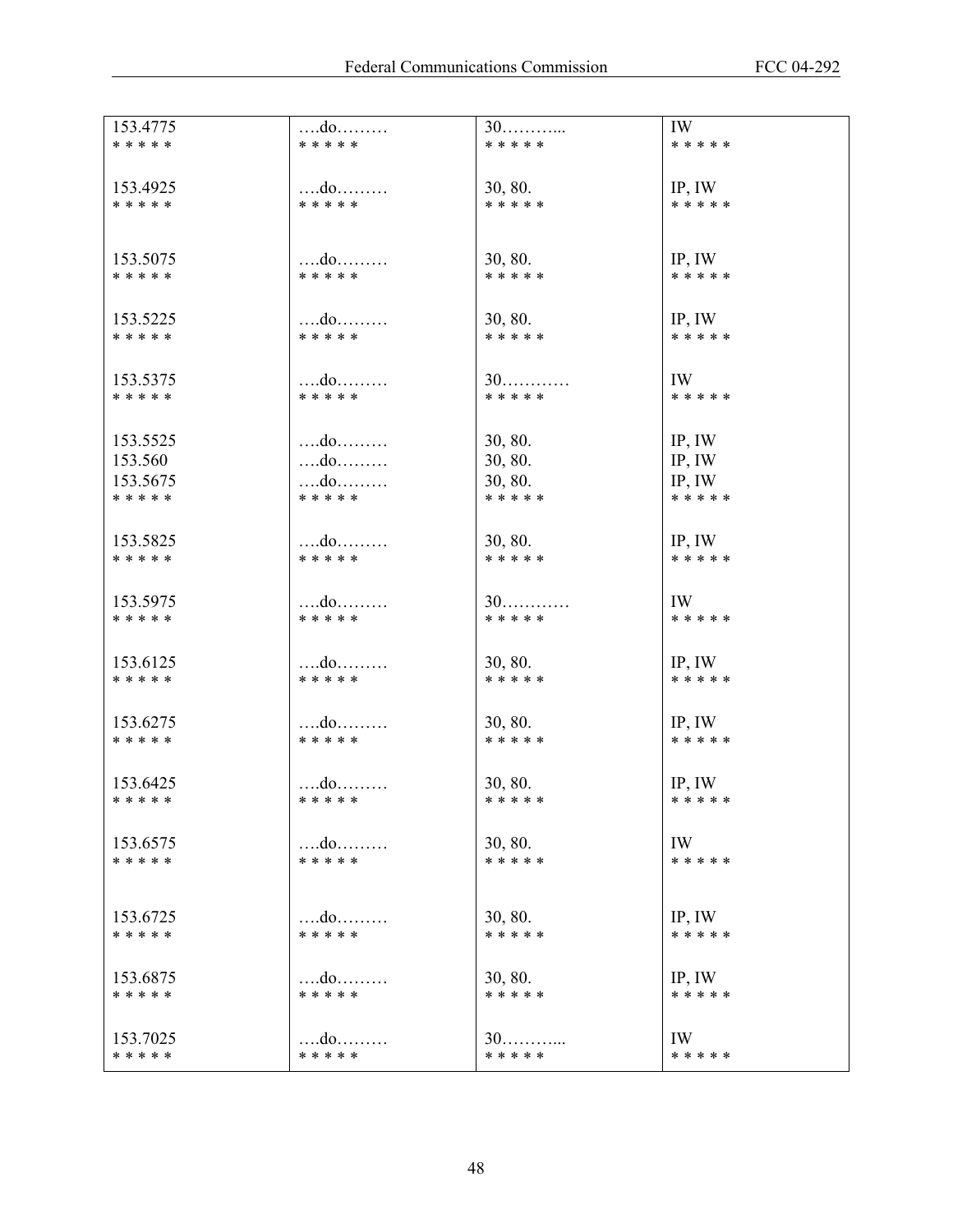| | | | |
|---|---|---|---|
| 153.4775 | ….do……… | 30………... | IW |
| * * * * * | * * * * * | * * * * * | * * * * * |
| 153.4925 | ….do……… | 30, 80. | IP, IW |
| * * * * * | * * * * * | * * * * * | * * * * * |
| 153.5075 | ….do……… | 30, 80. | IP, IW |
| * * * * * | * * * * * | * * * * * | * * * * * |
| 153.5225 | ….do……… | 30, 80. | IP, IW |
| * * * * * | * * * * * | * * * * * | * * * * * |
| 153.5375 | ….do……… | 30………… | IW |
| * * * * * | * * * * * | * * * * * | * * * * * |
| 153.5525 | ….do……… | 30, 80. | IP, IW |
| 153.560 | ….do……… | 30, 80. | IP, IW |
| 153.5675 | ….do……… | 30, 80. | IP, IW |
| * * * * * | * * * * * | * * * * * | * * * * * |
| 153.5825 | ….do……… | 30, 80. | IP, IW |
| * * * * * | * * * * * | * * * * * | * * * * * |
| 153.5975 | ….do……… | 30………… | IW |
| * * * * * | * * * * * | * * * * * | * * * * * |
| 153.6125 | ….do……… | 30, 80. | IP, IW |
| * * * * * | * * * * * | * * * * * | * * * * * |
| 153.6275 | ….do……… | 30, 80. | IP, IW |
| * * * * * | * * * * * | * * * * * | * * * * * |
| 153.6425 | ….do……… | 30, 80. | IP, IW |
| * * * * * | * * * * * | * * * * * | * * * * * |
| 153.6575 | ….do……… | 30, 80. | IW |
| * * * * * | * * * * * | * * * * * | * * * * * |
| 153.6725 | ….do……… | 30, 80. | IP, IW |
| * * * * * | * * * * * | * * * * * | * * * * * |
| 153.6875 | ….do……… | 30, 80. | IP, IW |
| * * * * * | * * * * * | * * * * * | * * * * * |
| 153.7025 | ….do……… | 30………... | IW |
| * * * * * | * * * * * | * * * * * | * * * * * |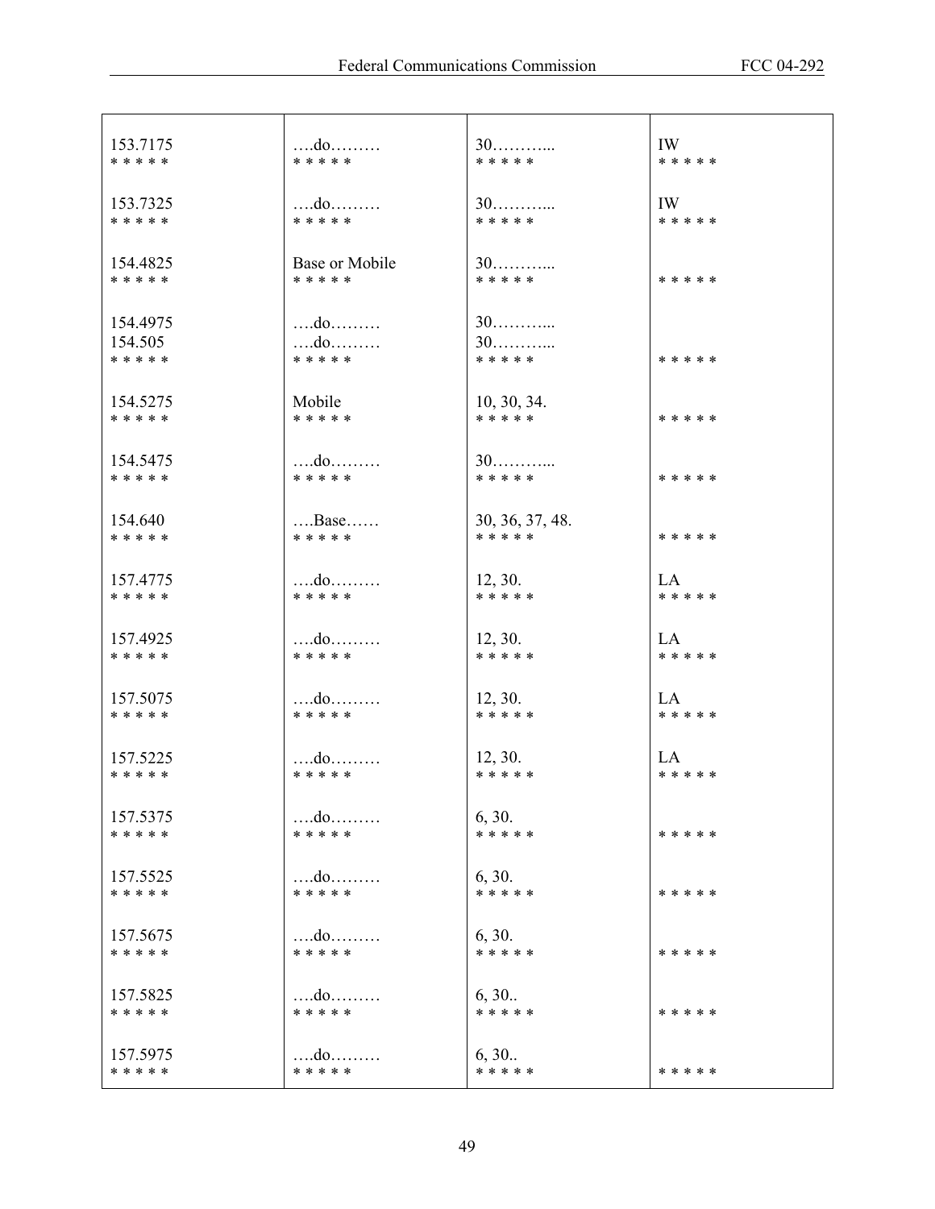| | | | |
|---|---|---|---|
| 153.7175<br>* * * * * | ….do………<br>* * * * * | 30………...<br>* * * * * | IW<br>* * * * * |
| 153.7325<br>* * * * * | ….do………<br>* * * * * | 30………...<br>* * * * * | IW<br>* * * * * |
| 154.4825<br>* * * * * | Base or Mobile<br>* * * * * | 30………...<br>* * * * * | * * * * * |
| 154.4975<br>154.505<br>* * * * * | ….do………<br>….do………<br>* * * * * | 30………...<br>30………...<br>* * * * * | * * * * * |
| 154.5275<br>* * * * * | Mobile<br>* * * * * | 10, 30, 34.<br>* * * * * | * * * * * |
| 154.5475<br>* * * * * | ….do………<br>* * * * * | 30………...<br>* * * * * | * * * * * |
| 154.640<br>* * * * * | ….Base……<br>* * * * * | 30, 36, 37, 48.<br>* * * * * | * * * * * |
| 157.4775<br>* * * * * | ….do………<br>* * * * * | 12, 30.<br>* * * * * | LA<br>* * * * * |
| 157.4925<br>* * * * * | ….do………<br>* * * * * | 12, 30.<br>* * * * * | LA<br>* * * * * |
| 157.5075<br>* * * * * | ….do………<br>* * * * * | 12, 30.<br>* * * * * | LA<br>* * * * * |
| 157.5225<br>* * * * * | ….do………<br>* * * * * | 12, 30.<br>* * * * * | LA<br>* * * * * |
| 157.5375<br>* * * * * | ….do………<br>* * * * * | 6, 30.<br>* * * * * | * * * * * |
| 157.5525<br>* * * * * | ….do………<br>* * * * * | 6, 30.<br>* * * * * | * * * * * |
| 157.5675<br>* * * * * | ….do………<br>* * * * * | 6, 30.<br>* * * * * | * * * * * |
| 157.5825<br>* * * * * | ….do………<br>* * * * * | 6, 30..<br>* * * * * | * * * * * |
| 157.5975<br>* * * * * | ….do………<br>* * * * * | 6, 30..<br>* * * * * | * * * * * |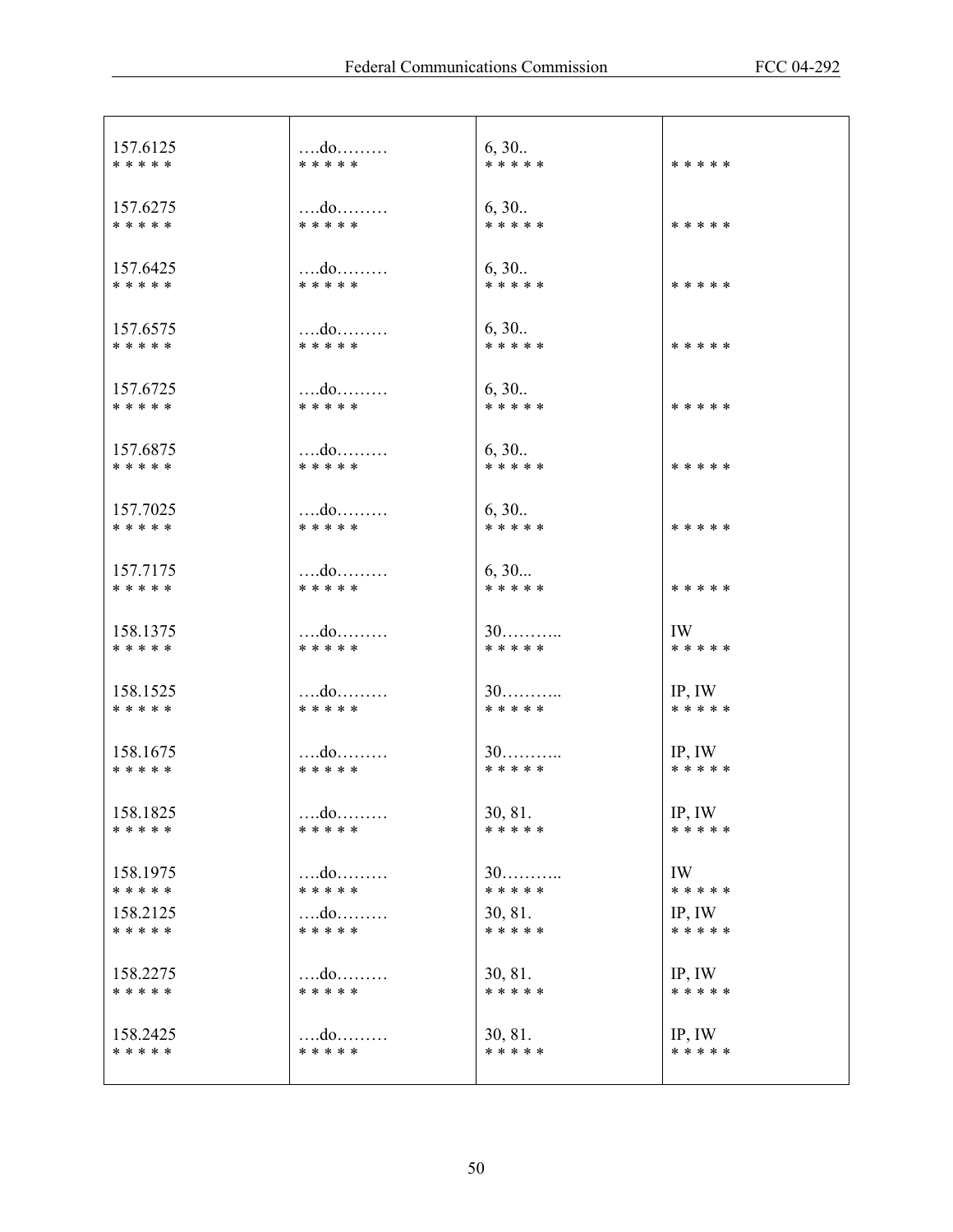| | | | |
|---|---|---|---|
| 157.6125<br>* * * * * | ….do………<br>* * * * * | 6, 30..<br>* * * * * | <br>* * * * * |
| 157.6275<br>* * * * * | ….do………<br>* * * * * | 6, 30..<br>* * * * * | <br>* * * * * |
| 157.6425<br>* * * * * | ….do………<br>* * * * * | 6, 30..<br>* * * * * | <br>* * * * * |
| 157.6575<br>* * * * * | ….do………<br>* * * * * | 6, 30..<br>* * * * * | <br>* * * * * |
| 157.6725<br>* * * * * | ….do………<br>* * * * * | 6, 30..<br>* * * * * | <br>* * * * * |
| 157.6875<br>* * * * * | ….do………<br>* * * * * | 6, 30..<br>* * * * * | <br>* * * * * |
| 157.7025<br>* * * * * | ….do………<br>* * * * * | 6, 30..<br>* * * * * | <br>* * * * * |
| 157.7175<br>* * * * * | ….do………<br>* * * * * | 6, 30...<br>* * * * * | <br>* * * * * |
| 158.1375<br>* * * * * | ….do………<br>* * * * * | 30………..<br>* * * * * | IW<br>* * * * * |
| 158.1525<br>* * * * * | ….do………<br>* * * * * | 30………..<br>* * * * * | IP, IW<br>* * * * * |
| 158.1675<br>* * * * * | ….do………<br>* * * * * | 30………..<br>* * * * * | IP, IW<br>* * * * * |
| 158.1825<br>* * * * * | ….do………<br>* * * * * | 30, 81.<br>* * * * * | IP, IW<br>* * * * * |
| 158.1975<br>* * * * * | ….do………<br>* * * * * | 30………..<br>* * * * * | IW<br>* * * * * |
| 158.2125<br>* * * * * | ….do………<br>* * * * * | 30, 81.<br>* * * * * | IP, IW<br>* * * * * |
| 158.2275<br>* * * * * | ….do………<br>* * * * * | 30, 81.<br>* * * * * | IP, IW<br>* * * * * |
| 158.2425<br>* * * * * | ….do………<br>* * * * * | 30, 81.<br>* * * * * | IP, IW<br>* * * * * |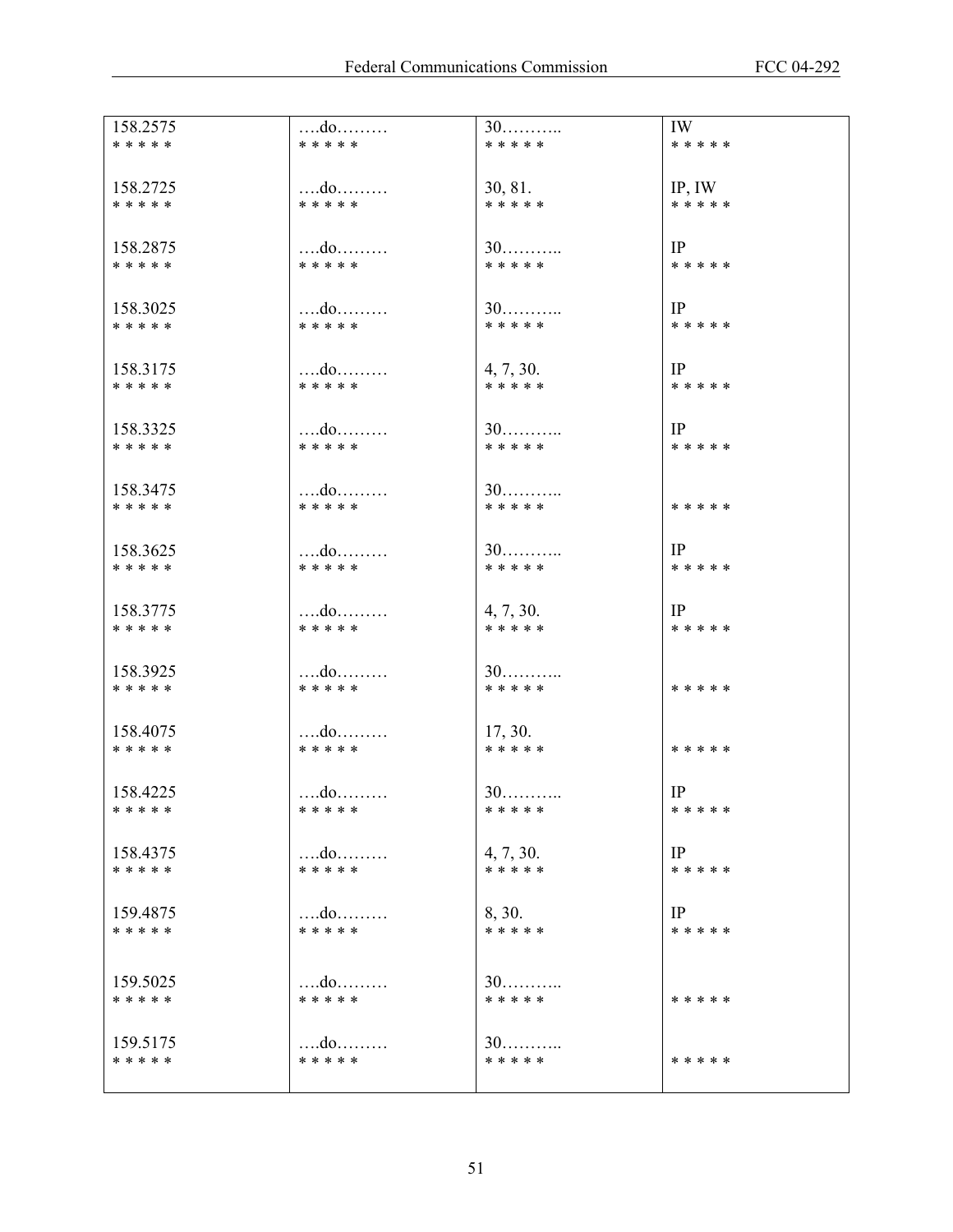| 158.2575 | ….do……… | 30……….. | IW |
|---|---|---|---|
| * * * * * | * * * * * | * * * * * | * * * * * |
| 158.2725 | ….do……… | 30, 81. | IP, IW |
| * * * * * | * * * * * | * * * * * | * * * * * |
| 158.2875 | ….do……… | 30……….. | IP |
| * * * * * | * * * * * | * * * * * | * * * * * |
| 158.3025 | ….do……… | 30……….. | IP |
| * * * * * | * * * * * | * * * * * | * * * * * |
| 158.3175 | ….do……… | 4, 7, 30. | IP |
| * * * * * | * * * * * | * * * * * | * * * * * |
| 158.3325 | ….do……… | 30……….. | IP |
| * * * * * | * * * * * | * * * * * | * * * * * |
| 158.3475 | ….do……… | 30……….. | |
| * * * * * | * * * * * | * * * * * | * * * * * |
| 158.3625 | ….do……… | 30……….. | IP |
| * * * * * | * * * * * | * * * * * | * * * * * |
| 158.3775 | ….do……… | 4, 7, 30. | IP |
| * * * * * | * * * * * | * * * * * | * * * * * |
| 158.3925 | ….do……… | 30……….. | |
| * * * * * | * * * * * | * * * * * | * * * * * |
| 158.4075 | ….do……… | 17, 30. | |
| * * * * * | * * * * * | * * * * * | * * * * * |
| 158.4225 | ….do……… | 30……….. | IP |
| * * * * * | * * * * * | * * * * * | * * * * * |
| 158.4375 | ….do……… | 4, 7, 30. | IP |
| * * * * * | * * * * * | * * * * * | * * * * * |
| 159.4875 | ….do……… | 8, 30. | IP |
| * * * * * | * * * * * | * * * * * | * * * * * |
| 159.5025 | ….do……… | 30……….. | |
| * * * * * | * * * * * | * * * * * | * * * * * |
| 159.5175 | ….do……… | 30……….. | |
| * * * * * | * * * * * | * * * * * | * * * * * |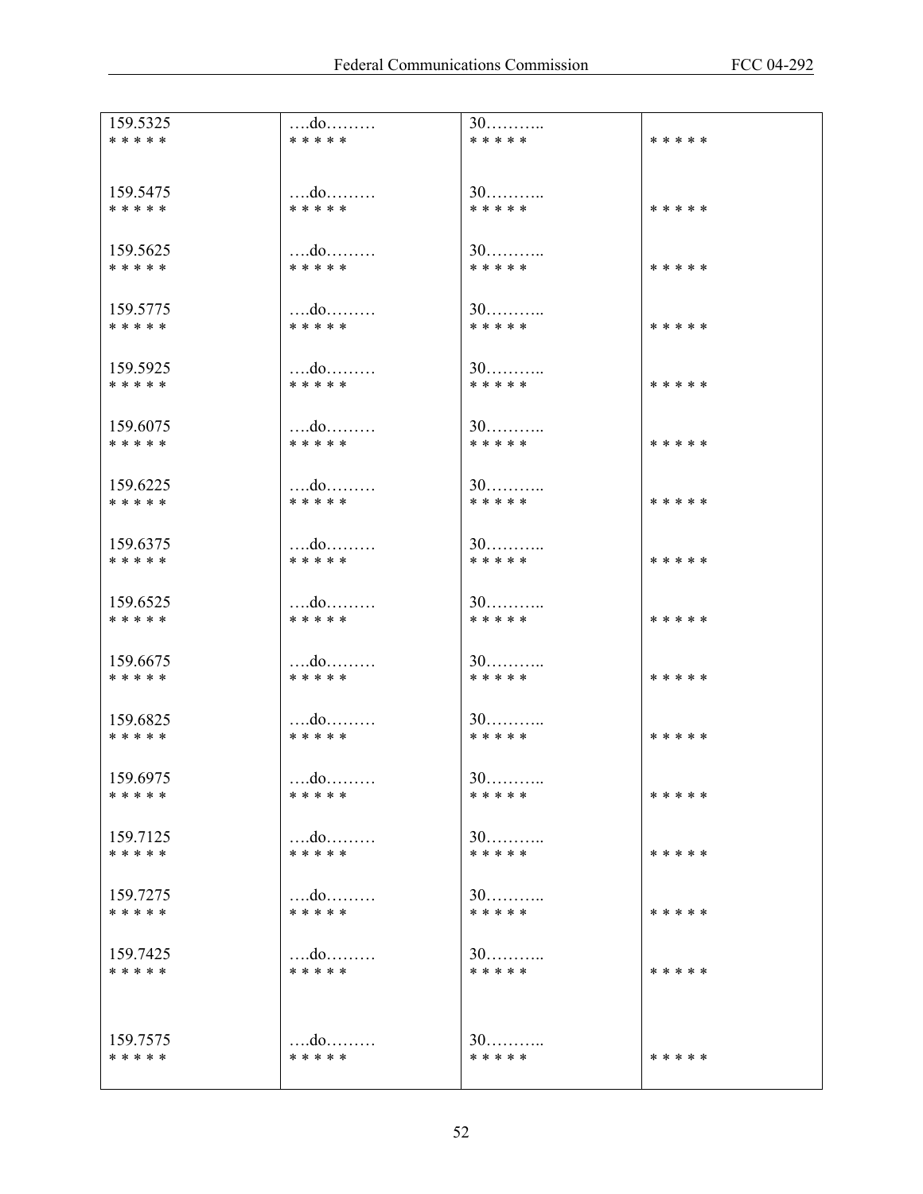| | | | |
|---|---|---|---|
| 159.5325<br>* * * * * | ….do………<br>* * * * * | 30………..<br>* * * * * | * * * * * |
| 159.5475<br>* * * * * | ….do………<br>* * * * * | 30………..<br>* * * * * | * * * * * |
| 159.5625<br>* * * * * | ….do………<br>* * * * * | 30………..<br>* * * * * | * * * * * |
| 159.5775<br>* * * * * | ….do………<br>* * * * * | 30………..<br>* * * * * | * * * * * |
| 159.5925<br>* * * * * | ….do………<br>* * * * * | 30………..<br>* * * * * | * * * * * |
| 159.6075<br>* * * * * | ….do………<br>* * * * * | 30………..<br>* * * * * | * * * * * |
| 159.6225<br>* * * * * | ….do………<br>* * * * * | 30………..<br>* * * * * | * * * * * |
| 159.6375<br>* * * * * | ….do………<br>* * * * * | 30………..<br>* * * * * | * * * * * |
| 159.6525<br>* * * * * | ….do………<br>* * * * * | 30………..<br>* * * * * | * * * * * |
| 159.6675<br>* * * * * | ….do………<br>* * * * * | 30………..<br>* * * * * | * * * * * |
| 159.6825<br>* * * * * | ….do………<br>* * * * * | 30………..<br>* * * * * | * * * * * |
| 159.6975<br>* * * * * | ….do………<br>* * * * * | 30………..<br>* * * * * | * * * * * |
| 159.7125<br>* * * * * | ….do………<br>* * * * * | 30………..<br>* * * * * | * * * * * |
| 159.7275<br>* * * * * | ….do………<br>* * * * * | 30………..<br>* * * * * | * * * * * |
| 159.7425<br>* * * * * | ….do………<br>* * * * * | 30………..<br>* * * * * | * * * * * |
| 159.7575<br>* * * * * | ….do………<br>* * * * * | 30………..<br>* * * * * | * * * * * |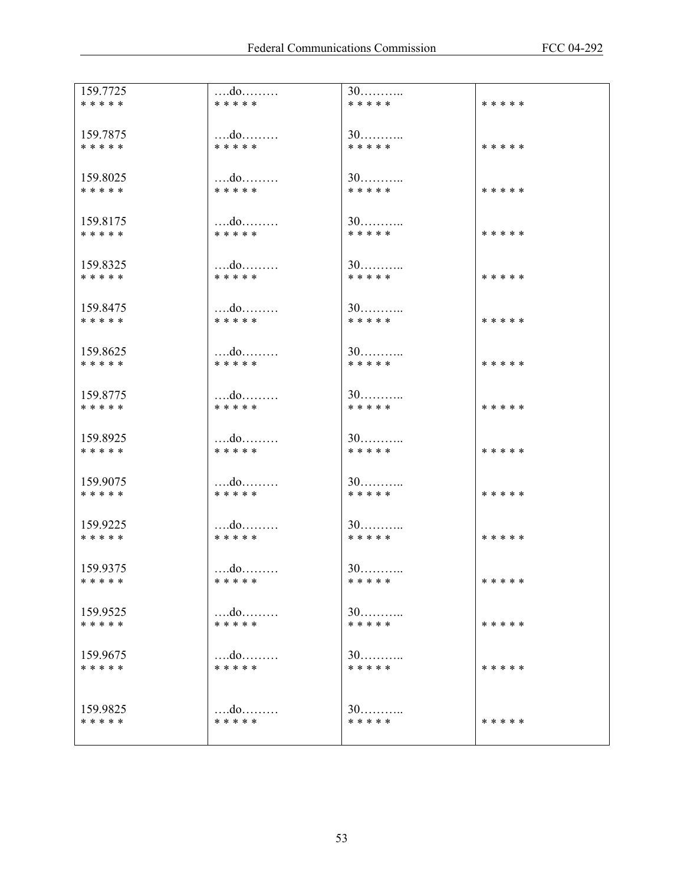| | | | |
|---|---|---|---|
| 159.7725<br>* * * * * | ….do………<br>* * * * * | 30………..<br>* * * * * | * * * * * |
| 159.7875<br>* * * * * | ….do………<br>* * * * * | 30………..<br>* * * * * | * * * * * |
| 159.8025<br>* * * * * | ….do………<br>* * * * * | 30………..<br>* * * * * | * * * * * |
| 159.8175<br>* * * * * | ….do………<br>* * * * * | 30………..<br>* * * * * | * * * * * |
| 159.8325<br>* * * * * | ….do………<br>* * * * * | 30………..<br>* * * * * | * * * * * |
| 159.8475<br>* * * * * | ….do………<br>* * * * * | 30………..<br>* * * * * | * * * * * |
| 159.8625<br>* * * * * | ….do………<br>* * * * * | 30………..<br>* * * * * | * * * * * |
| 159.8775<br>* * * * * | ….do………<br>* * * * * | 30………..<br>* * * * * | * * * * * |
| 159.8925<br>* * * * * | ….do………<br>* * * * * | 30………..<br>* * * * * | * * * * * |
| 159.9075<br>* * * * * | ….do………<br>* * * * * | 30………..<br>* * * * * | * * * * * |
| 159.9225<br>* * * * * | ….do………<br>* * * * * | 30………..<br>* * * * * | * * * * * |
| 159.9375<br>* * * * * | ….do………<br>* * * * * | 30………..<br>* * * * * | * * * * * |
| 159.9525<br>* * * * * | ….do………<br>* * * * * | 30………..<br>* * * * * | * * * * * |
| 159.9675<br>* * * * * | ….do………<br>* * * * * | 30………..<br>* * * * * | * * * * * |
| 159.9825<br>* * * * * | ….do………<br>* * * * * | 30………..<br>* * * * * | * * * * * |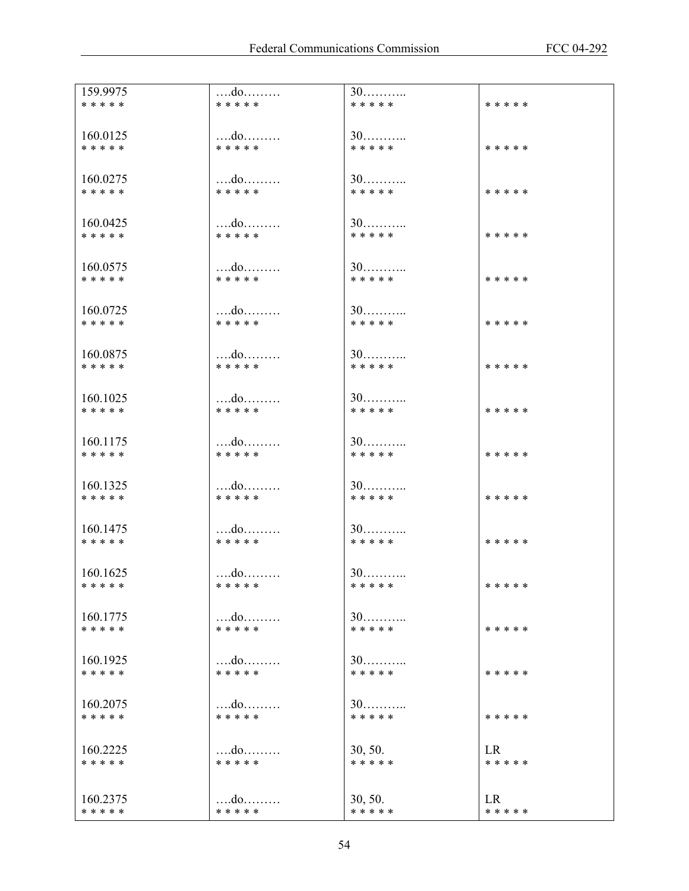| | | | |
|---|---|---|---|
| 159.9975<br>* * * * * | ….do………<br>* * * * * | 30………..<br>* * * * * | <br>* * * * * |
| 160.0125<br>* * * * * | ….do………<br>* * * * * | 30………..<br>* * * * * | <br>* * * * * |
| 160.0275<br>* * * * * | ….do………<br>* * * * * | 30………..<br>* * * * * | <br>* * * * * |
| 160.0425<br>* * * * * | ….do………<br>* * * * * | 30………..<br>* * * * * | <br>* * * * * |
| 160.0575<br>* * * * * | ….do………<br>* * * * * | 30………..<br>* * * * * | <br>* * * * * |
| 160.0725<br>* * * * * | ….do………<br>* * * * * | 30………..<br>* * * * * | <br>* * * * * |
| 160.0875<br>* * * * * | ….do………<br>* * * * * | 30………..<br>* * * * * | <br>* * * * * |
| 160.1025<br>* * * * * | ….do………<br>* * * * * | 30………..<br>* * * * * | <br>* * * * * |
| 160.1175<br>* * * * * | ….do………<br>* * * * * | 30………..<br>* * * * * | <br>* * * * * |
| 160.1325<br>* * * * * | ….do………<br>* * * * * | 30………..<br>* * * * * | <br>* * * * * |
| 160.1475<br>* * * * * | ….do………<br>* * * * * | 30………..<br>* * * * * | <br>* * * * * |
| 160.1625<br>* * * * * | ….do………<br>* * * * * | 30………..<br>* * * * * | <br>* * * * * |
| 160.1775<br>* * * * * | ….do………<br>* * * * * | 30………..<br>* * * * * | <br>* * * * * |
| 160.1925<br>* * * * * | ….do………<br>* * * * * | 30………..<br>* * * * * | <br>* * * * * |
| 160.2075<br>* * * * * | ….do………<br>* * * * * | 30………..<br>* * * * * | <br>* * * * * |
| 160.2225<br>* * * * * | ….do………<br>* * * * * | 30, 50.<br>* * * * * | LR<br>* * * * * |
| 160.2375<br>* * * * * | ….do………<br>* * * * * | 30, 50.<br>* * * * * | LR<br>* * * * * |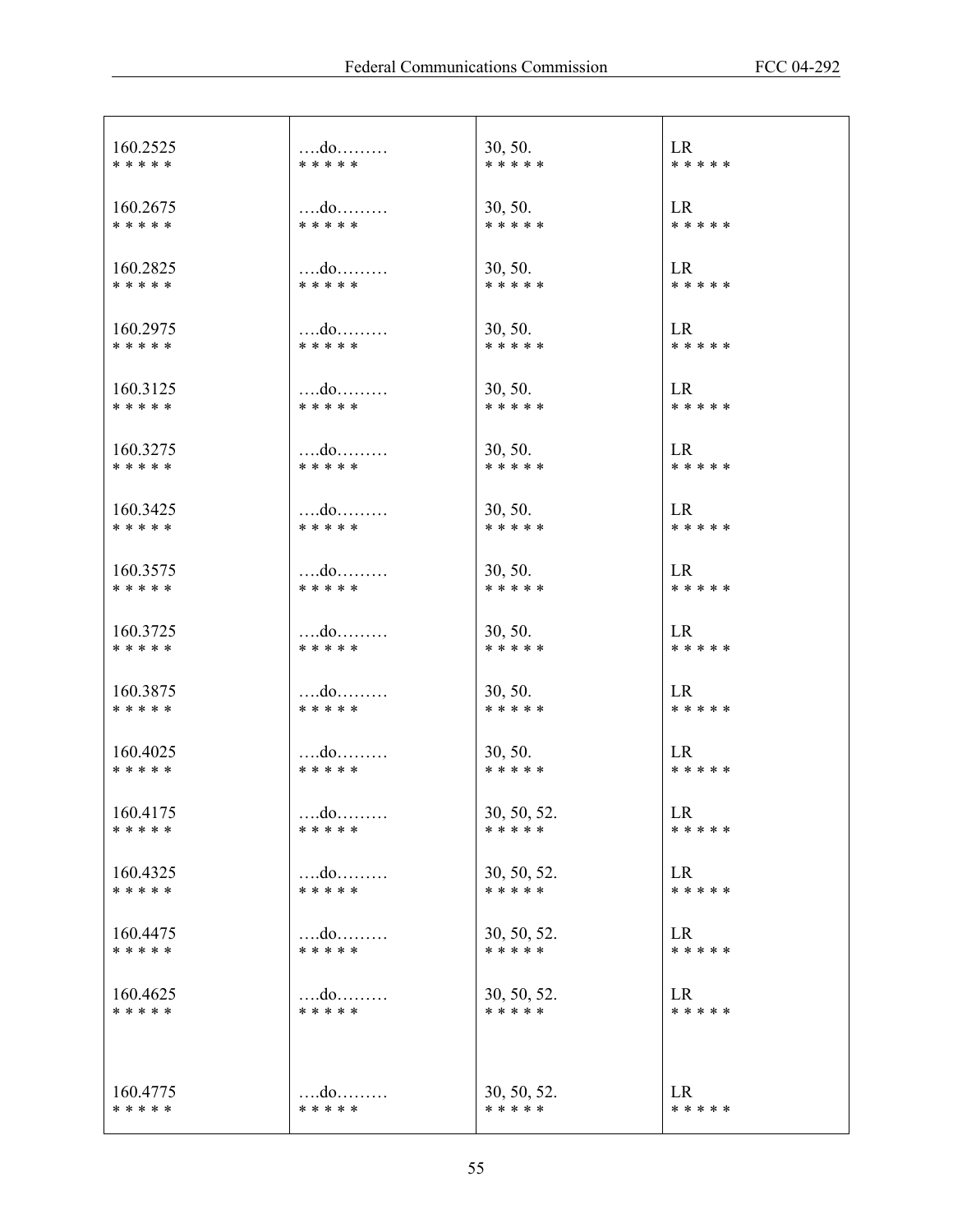| | | | |
|---|---|---|---|
| 160.2525<br>* * * * * | ….do………<br>* * * * * | 30, 50.<br>* * * * * | LR<br>* * * * * |
| 160.2675<br>* * * * * | ….do………<br>* * * * * | 30, 50.<br>* * * * * | LR<br>* * * * * |
| 160.2825<br>* * * * * | ….do………<br>* * * * * | 30, 50.<br>* * * * * | LR<br>* * * * * |
| 160.2975<br>* * * * * | ….do………<br>* * * * * | 30, 50.<br>* * * * * | LR<br>* * * * * |
| 160.3125<br>* * * * * | ….do………<br>* * * * * | 30, 50.<br>* * * * * | LR<br>* * * * * |
| 160.3275<br>* * * * * | ….do………<br>* * * * * | 30, 50.<br>* * * * * | LR<br>* * * * * |
| 160.3425<br>* * * * * | ….do………<br>* * * * * | 30, 50.<br>* * * * * | LR<br>* * * * * |
| 160.3575<br>* * * * * | ….do………<br>* * * * * | 30, 50.<br>* * * * * | LR<br>* * * * * |
| 160.3725<br>* * * * * | ….do………<br>* * * * * | 30, 50.<br>* * * * * | LR<br>* * * * * |
| 160.3875<br>* * * * * | ….do………<br>* * * * * | 30, 50.<br>* * * * * | LR<br>* * * * * |
| 160.4025<br>* * * * * | ….do………<br>* * * * * | 30, 50.<br>* * * * * | LR<br>* * * * * |
| 160.4175<br>* * * * * | ….do………<br>* * * * * | 30, 50, 52.<br>* * * * * | LR<br>* * * * * |
| 160.4325<br>* * * * * | ….do………<br>* * * * * | 30, 50, 52.<br>* * * * * | LR<br>* * * * * |
| 160.4475<br>* * * * * | ….do………<br>* * * * * | 30, 50, 52.<br>* * * * * | LR<br>* * * * * |
| 160.4625<br>* * * * * | ….do………<br>* * * * * | 30, 50, 52.<br>* * * * * | LR<br>* * * * * |
| 160.4775<br>* * * * * | ….do………<br>* * * * * | 30, 50, 52.<br>* * * * * | LR<br>* * * * * |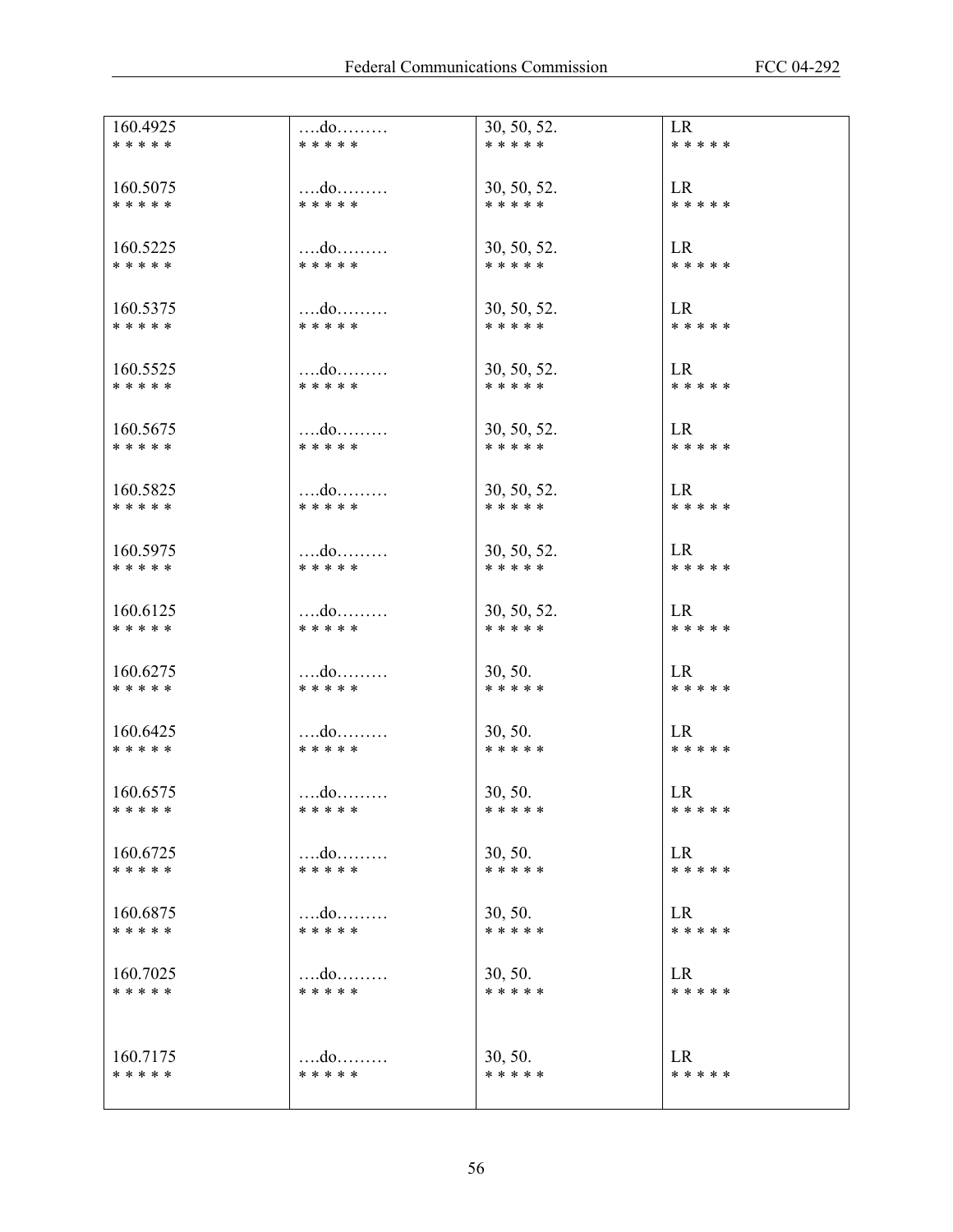| | | | |
|---|---|---|---|
| 160.4925<br>* * * * * | ….do………<br>* * * * * | 30, 50, 52.<br>* * * * * | LR<br>* * * * * |
| 160.5075<br>* * * * * | ….do………<br>* * * * * | 30, 50, 52.<br>* * * * * | LR<br>* * * * * |
| 160.5225<br>* * * * * | ….do………<br>* * * * * | 30, 50, 52.<br>* * * * * | LR<br>* * * * * |
| 160.5375<br>* * * * * | ….do………<br>* * * * * | 30, 50, 52.<br>* * * * * | LR<br>* * * * * |
| 160.5525<br>* * * * * | ….do………<br>* * * * * | 30, 50, 52.<br>* * * * * | LR<br>* * * * * |
| 160.5675<br>* * * * * | ….do………<br>* * * * * | 30, 50, 52.<br>* * * * * | LR<br>* * * * * |
| 160.5825<br>* * * * * | ….do………<br>* * * * * | 30, 50, 52.<br>* * * * * | LR<br>* * * * * |
| 160.5975<br>* * * * * | ….do………<br>* * * * * | 30, 50, 52.<br>* * * * * | LR<br>* * * * * |
| 160.6125<br>* * * * * | ….do………<br>* * * * * | 30, 50, 52.<br>* * * * * | LR<br>* * * * * |
| 160.6275<br>* * * * * | ….do………<br>* * * * * | 30, 50.<br>* * * * * | LR<br>* * * * * |
| 160.6425<br>* * * * * | ….do………<br>* * * * * | 30, 50.<br>* * * * * | LR<br>* * * * * |
| 160.6575<br>* * * * * | ….do………<br>* * * * * | 30, 50.<br>* * * * * | LR<br>* * * * * |
| 160.6725<br>* * * * * | ….do………<br>* * * * * | 30, 50.<br>* * * * * | LR<br>* * * * * |
| 160.6875<br>* * * * * | ….do………<br>* * * * * | 30, 50.<br>* * * * * | LR<br>* * * * * |
| 160.7025<br>* * * * * | ….do………<br>* * * * * | 30, 50.<br>* * * * * | LR<br>* * * * * |
| 160.7175<br>* * * * * | ….do………<br>* * * * * | 30, 50.<br>* * * * * | LR<br>* * * * * |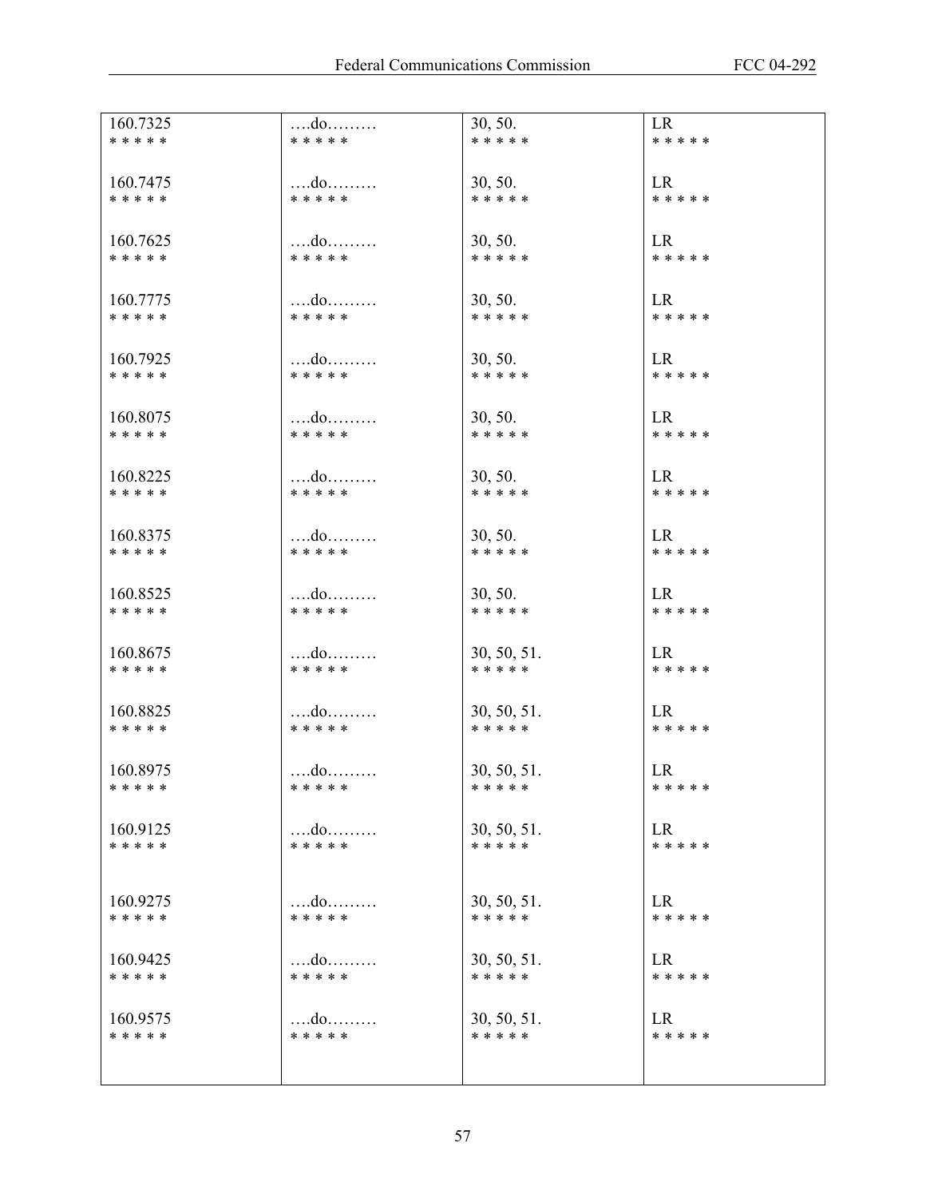| | | | |
|---|---|---|---|
| 160.7325 | ….do……… | 30, 50. | LR |
| * * * * * | * * * * * | * * * * * | * * * * * |
| 160.7475 | ….do……… | 30, 50. | LR |
| * * * * * | * * * * * | * * * * * | * * * * * |
| 160.7625 | ….do……… | 30, 50. | LR |
| * * * * * | * * * * * | * * * * * | * * * * * |
| 160.7775 | ….do……… | 30, 50. | LR |
| * * * * * | * * * * * | * * * * * | * * * * * |
| 160.7925 | ….do……… | 30, 50. | LR |
| * * * * * | * * * * * | * * * * * | * * * * * |
| 160.8075 | ….do……… | 30, 50. | LR |
| * * * * * | * * * * * | * * * * * | * * * * * |
| 160.8225 | ….do……… | 30, 50. | LR |
| * * * * * | * * * * * | * * * * * | * * * * * |
| 160.8375 | ….do……… | 30, 50. | LR |
| * * * * * | * * * * * | * * * * * | * * * * * |
| 160.8525 | ….do……… | 30, 50. | LR |
| * * * * * | * * * * * | * * * * * | * * * * * |
| 160.8675 | ….do……… | 30, 50, 51. | LR |
| * * * * * | * * * * * | * * * * * | * * * * * |
| 160.8825 | ….do……… | 30, 50, 51. | LR |
| * * * * * | * * * * * | * * * * * | * * * * * |
| 160.8975 | ….do……… | 30, 50, 51. | LR |
| * * * * * | * * * * * | * * * * * | * * * * * |
| 160.9125 | ….do……… | 30, 50, 51. | LR |
| * * * * * | * * * * * | * * * * * | * * * * * |
| 160.9275 | ….do……… | 30, 50, 51. | LR |
| * * * * * | * * * * * | * * * * * | * * * * * |
| 160.9425 | ….do……… | 30, 50, 51. | LR |
| * * * * * | * * * * * | * * * * * | * * * * * |
| 160.9575 | ….do……… | 30, 50, 51. | LR |
| * * * * * | * * * * * | * * * * * | * * * * * |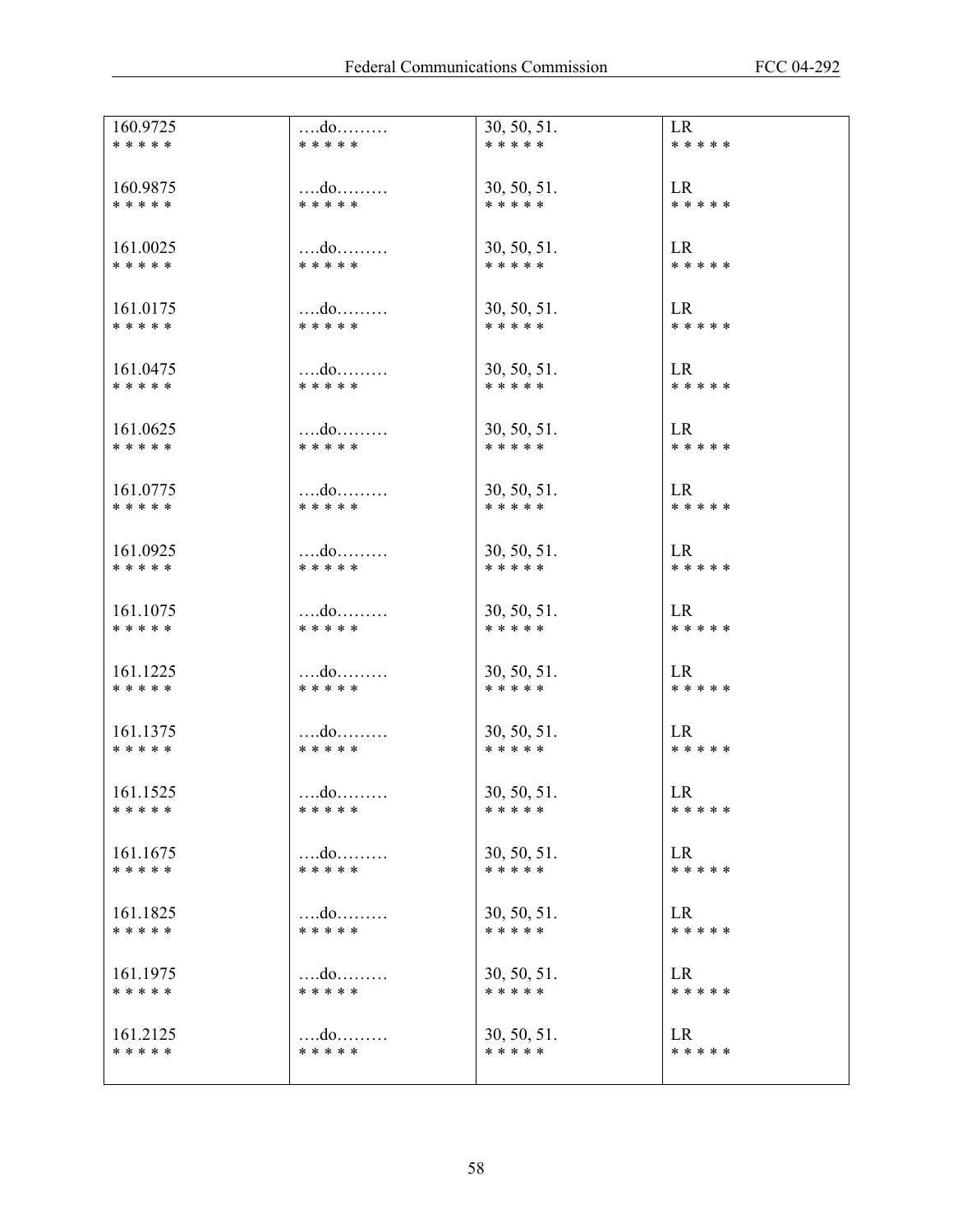| 160.9725 | ….do……… | 30, 50, 51. | LR |
|---|---|---|---|
| * * * * * | * * * * * | * * * * * | * * * * * |
| 160.9875 | ….do……… | 30, 50, 51. | LR |
| * * * * * | * * * * * | * * * * * | * * * * * |
| 161.0025 | ….do……… | 30, 50, 51. | LR |
| * * * * * | * * * * * | * * * * * | * * * * * |
| 161.0175 | ….do……… | 30, 50, 51. | LR |
| * * * * * | * * * * * | * * * * * | * * * * * |
| 161.0475 | ….do……… | 30, 50, 51. | LR |
| * * * * * | * * * * * | * * * * * | * * * * * |
| 161.0625 | ….do……… | 30, 50, 51. | LR |
| * * * * * | * * * * * | * * * * * | * * * * * |
| 161.0775 | ….do……… | 30, 50, 51. | LR |
| * * * * * | * * * * * | * * * * * | * * * * * |
| 161.0925 | ….do……… | 30, 50, 51. | LR |
| * * * * * | * * * * * | * * * * * | * * * * * |
| 161.1075 | ….do……… | 30, 50, 51. | LR |
| * * * * * | * * * * * | * * * * * | * * * * * |
| 161.1225 | ….do……… | 30, 50, 51. | LR |
| * * * * * | * * * * * | * * * * * | * * * * * |
| 161.1375 | ….do……… | 30, 50, 51. | LR |
| * * * * * | * * * * * | * * * * * | * * * * * |
| 161.1525 | ….do……… | 30, 50, 51. | LR |
| * * * * * | * * * * * | * * * * * | * * * * * |
| 161.1675 | ….do……… | 30, 50, 51. | LR |
| * * * * * | * * * * * | * * * * * | * * * * * |
| 161.1825 | ….do……… | 30, 50, 51. | LR |
| * * * * * | * * * * * | * * * * * | * * * * * |
| 161.1975 | ….do……… | 30, 50, 51. | LR |
| * * * * * | * * * * * | * * * * * | * * * * * |
| 161.2125 | ….do……… | 30, 50, 51. | LR |
| * * * * * | * * * * * | * * * * * | * * * * * |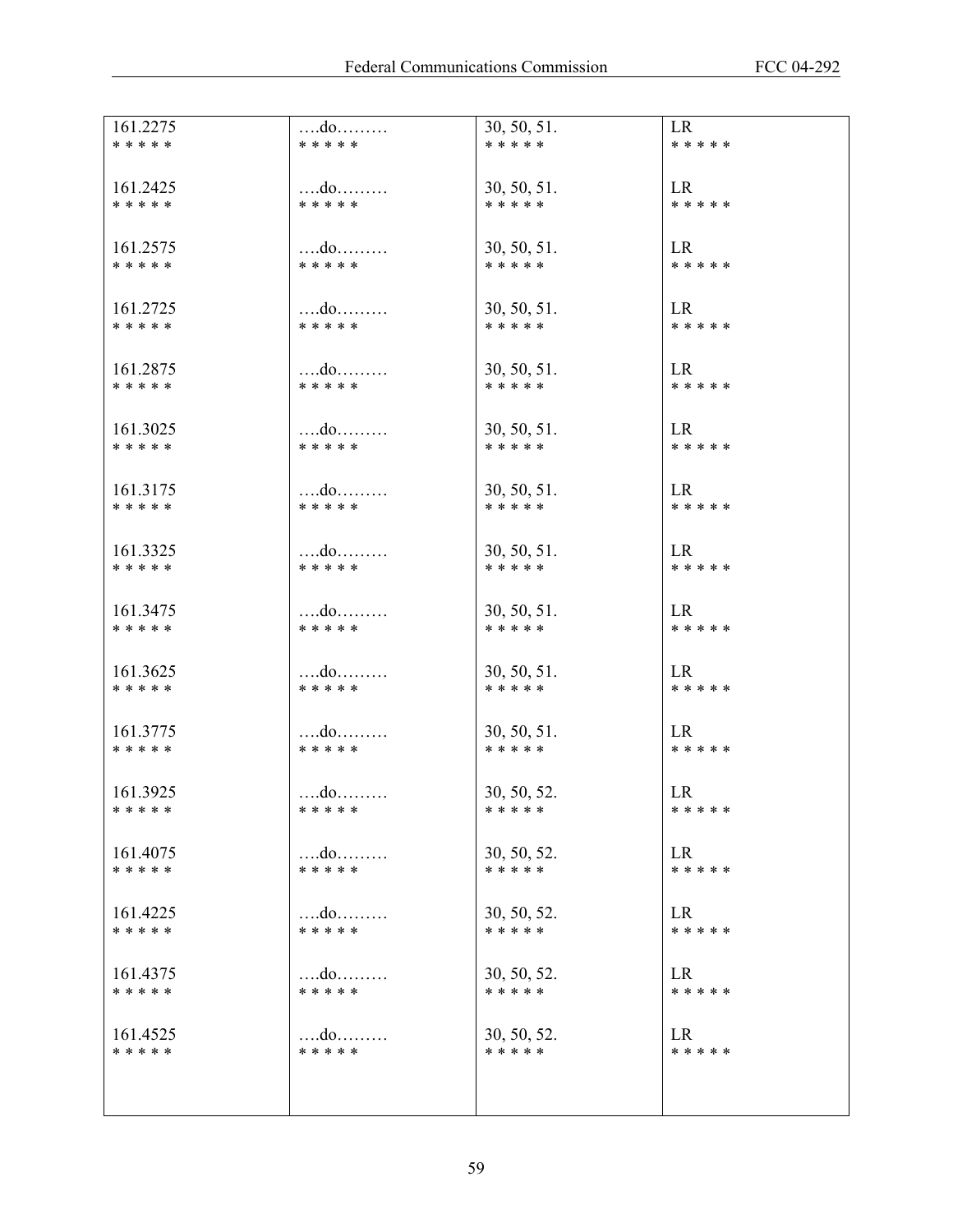| | | | |
|---|---|---|---|
| 161.2275 | ….do……… | 30, 50, 51. | LR |
| * * * * * | * * * * * | * * * * * | * * * * * |
| 161.2425 | ….do……… | 30, 50, 51. | LR |
| * * * * * | * * * * * | * * * * * | * * * * * |
| 161.2575 | ….do……… | 30, 50, 51. | LR |
| * * * * * | * * * * * | * * * * * | * * * * * |
| 161.2725 | ….do……… | 30, 50, 51. | LR |
| * * * * * | * * * * * | * * * * * | * * * * * |
| 161.2875 | ….do……… | 30, 50, 51. | LR |
| * * * * * | * * * * * | * * * * * | * * * * * |
| 161.3025 | ….do……… | 30, 50, 51. | LR |
| * * * * * | * * * * * | * * * * * | * * * * * |
| 161.3175 | ….do……… | 30, 50, 51. | LR |
| * * * * * | * * * * * | * * * * * | * * * * * |
| 161.3325 | ….do……… | 30, 50, 51. | LR |
| * * * * * | * * * * * | * * * * * | * * * * * |
| 161.3475 | ….do……… | 30, 50, 51. | LR |
| * * * * * | * * * * * | * * * * * | * * * * * |
| 161.3625 | ….do……… | 30, 50, 51. | LR |
| * * * * * | * * * * * | * * * * * | * * * * * |
| 161.3775 | ….do……… | 30, 50, 51. | LR |
| * * * * * | * * * * * | * * * * * | * * * * * |
| 161.3925 | ….do……… | 30, 50, 52. | LR |
| * * * * * | * * * * * | * * * * * | * * * * * |
| 161.4075 | ….do……… | 30, 50, 52. | LR |
| * * * * * | * * * * * | * * * * * | * * * * * |
| 161.4225 | ….do……… | 30, 50, 52. | LR |
| * * * * * | * * * * * | * * * * * | * * * * * |
| 161.4375 | ….do……… | 30, 50, 52. | LR |
| * * * * * | * * * * * | * * * * * | * * * * * |
| 161.4525 | ….do……… | 30, 50, 52. | LR |
| * * * * * | * * * * * | * * * * * | * * * * * |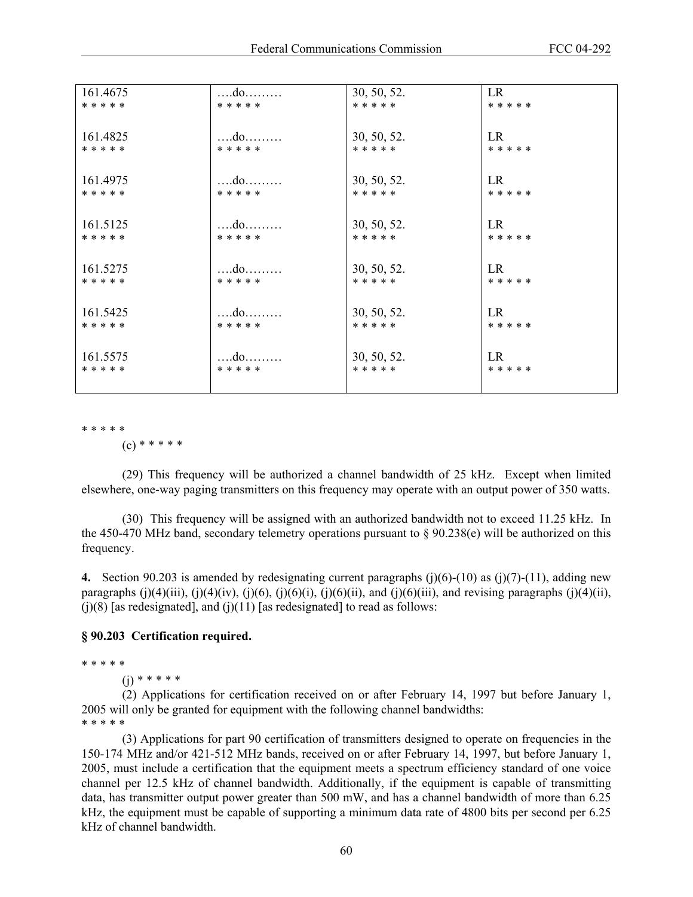| | | | |
|---|---|---|---|
| 161.4675<br>* * * * * | ….do………<br>* * * * * | 30, 50, 52.<br>* * * * * | LR<br>* * * * * |
| 161.4825<br>* * * * * | ….do………<br>* * * * * | 30, 50, 52.<br>* * * * * | LR<br>* * * * * |
| 161.4975<br>* * * * * | ….do………<br>* * * * * | 30, 50, 52.<br>* * * * * | LR<br>* * * * * |
| 161.5125<br>* * * * * | ….do………<br>* * * * * | 30, 50, 52.<br>* * * * * | LR<br>* * * * * |
| 161.5275<br>* * * * * | ….do………<br>* * * * * | 30, 50, 52.<br>* * * * * | LR<br>* * * * * |
| 161.5425<br>* * * * * | ….do………<br>* * * * * | 30, 50, 52.<br>* * * * * | LR<br>* * * * * |
| 161.5575<br>* * * * * | ….do………<br>* * * * * | 30, 50, 52.<br>* * * * * | LR<br>* * * * * |

* * * * *

(c) * * * * *

(29) This frequency will be authorized a channel bandwidth of 25 kHz. Except when limited elsewhere, one-way paging transmitters on this frequency may operate with an output power of 350 watts.

(30) This frequency will be assigned with an authorized bandwidth not to exceed 11.25 kHz. In the 450-470 MHz band, secondary telemetry operations pursuant to § 90.238(e) will be authorized on this frequency.

**4.** Section 90.203 is amended by redesignating current paragraphs (j)(6)-(10) as (j)(7)-(11), adding new paragraphs (j)(4)(iii), (j)(4)(iv), (j)(6), (j)(6)(i), (j)(6)(ii), and (j)(6)(iii), and revising paragraphs (j)(4)(ii), (j)(8) [as redesignated], and (j)(11) [as redesignated] to read as follows:

**§ 90.203 Certification required.**

* * * * *

(j) * * * * *

(2) Applications for certification received on or after February 14, 1997 but before January 1, 2005 will only be granted for equipment with the following channel bandwidths:

* * * * *

(3) Applications for part 90 certification of transmitters designed to operate on frequencies in the 150-174 MHz and/or 421-512 MHz bands, received on or after February 14, 1997, but before January 1, 2005, must include a certification that the equipment meets a spectrum efficiency standard of one voice channel per 12.5 kHz of channel bandwidth. Additionally, if the equipment is capable of transmitting data, has transmitter output power greater than 500 mW, and has a channel bandwidth of more than 6.25 kHz, the equipment must be capable of supporting a minimum data rate of 4800 bits per second per 6.25 kHz of channel bandwidth.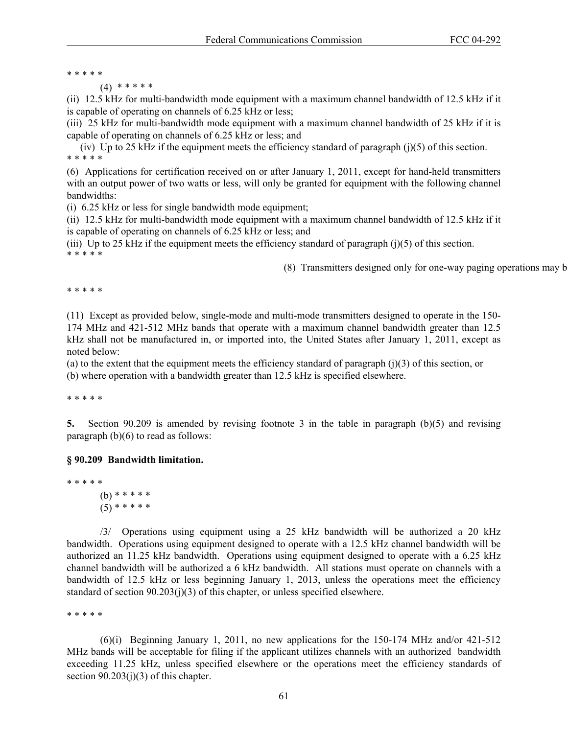* * * * *

(4) * * * * *

(ii) 12.5 kHz for multi-bandwidth mode equipment with a maximum channel bandwidth of 12.5 kHz if it is capable of operating on channels of 6.25 kHz or less;

(iii) 25 kHz for multi-bandwidth mode equipment with a maximum channel bandwidth of 25 kHz if it is capable of operating on channels of 6.25 kHz or less; and

(iv) Up to 25 kHz if the equipment meets the efficiency standard of paragraph (j)(5) of this section.

* * * * *

(6) Applications for certification received on or after January 1, 2011, except for hand-held transmitters with an output power of two watts or less, will only be granted for equipment with the following channel bandwidths:

(i) 6.25 kHz or less for single bandwidth mode equipment;

(ii) 12.5 kHz for multi-bandwidth mode equipment with a maximum channel bandwidth of 12.5 kHz if it is capable of operating on channels of 6.25 kHz or less; and

(iii) Up to 25 kHz if the equipment meets the efficiency standard of paragraph (j)(5) of this section.

* * * * *

(8) Transmitters designed only for one-way paging operations may b

* * * * *

(11) Except as provided below, single-mode and multi-mode transmitters designed to operate in the 150-174 MHz and 421-512 MHz bands that operate with a maximum channel bandwidth greater than 12.5 kHz shall not be manufactured in, or imported into, the United States after January 1, 2011, except as noted below:

(a) to the extent that the equipment meets the efficiency standard of paragraph (j)(3) of this section, or

(b) where operation with a bandwidth greater than 12.5 kHz is specified elsewhere.

* * * * *

**5.** Section 90.209 is amended by revising footnote 3 in the table in paragraph (b)(5) and revising paragraph (b)(6) to read as follows:

**§ 90.209 Bandwidth limitation.**

* * * * *

(b) * * * * *

(5) * * * * *

/3/ Operations using equipment using a 25 kHz bandwidth will be authorized a 20 kHz bandwidth. Operations using equipment designed to operate with a 12.5 kHz channel bandwidth will be authorized an 11.25 kHz bandwidth. Operations using equipment designed to operate with a 6.25 kHz channel bandwidth will be authorized a 6 kHz bandwidth. All stations must operate on channels with a bandwidth of 12.5 kHz or less beginning January 1, 2013, unless the operations meet the efficiency standard of section 90.203(j)(3) of this chapter, or unless specified elsewhere.

* * * * *

(6)(i) Beginning January 1, 2011, no new applications for the 150-174 MHz and/or 421-512 MHz bands will be acceptable for filing if the applicant utilizes channels with an authorized bandwidth exceeding 11.25 kHz, unless specified elsewhere or the operations meet the efficiency standards of section 90.203(j)(3) of this chapter.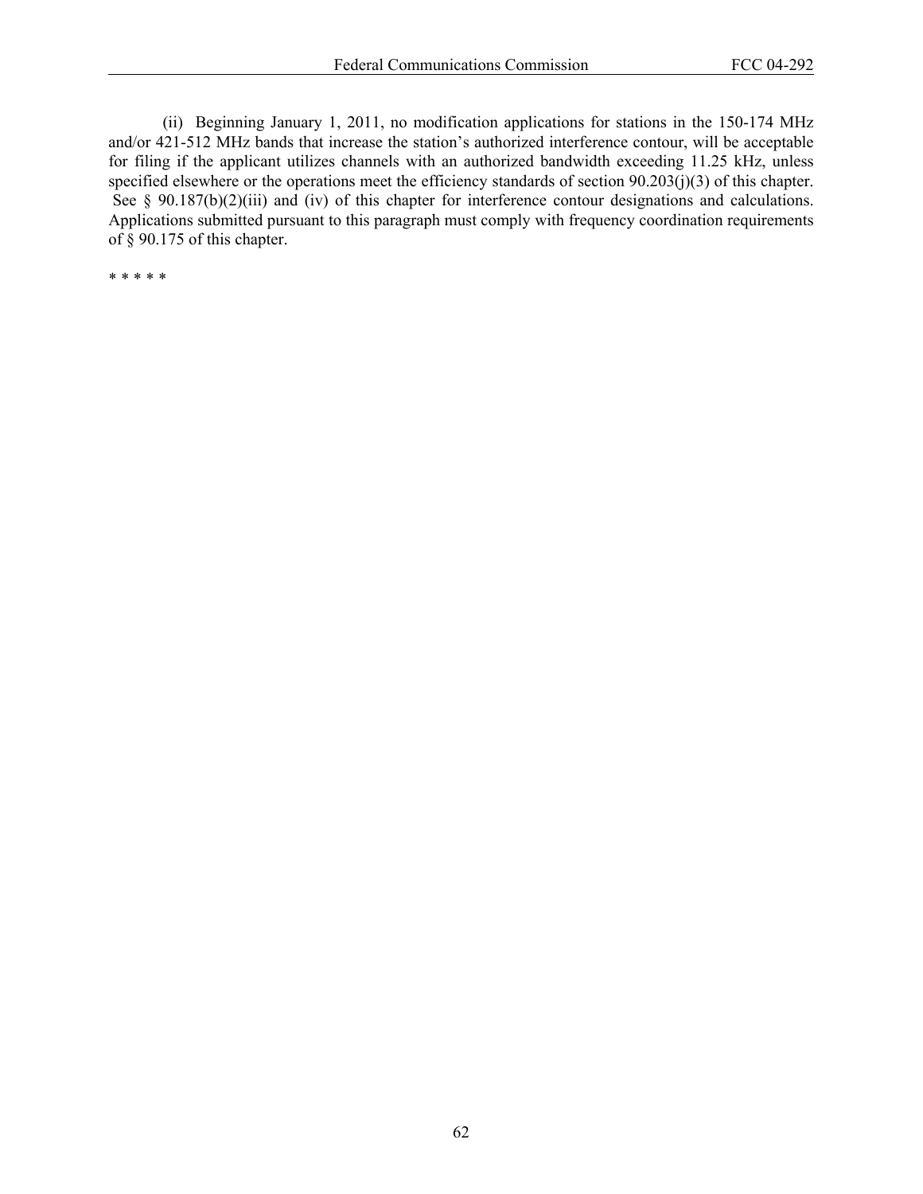(ii) Beginning January 1, 2011, no modification applications for stations in the 150-174 MHz and/or 421-512 MHz bands that increase the station's authorized interference contour, will be acceptable for filing if the applicant utilizes channels with an authorized bandwidth exceeding 11.25 kHz, unless specified elsewhere or the operations meet the efficiency standards of section 90.203(j)(3) of this chapter. See § 90.187(b)(2)(iii) and (iv) of this chapter for interference contour designations and calculations. Applications submitted pursuant to this paragraph must comply with frequency coordination requirements of § 90.175 of this chapter.

* * * * *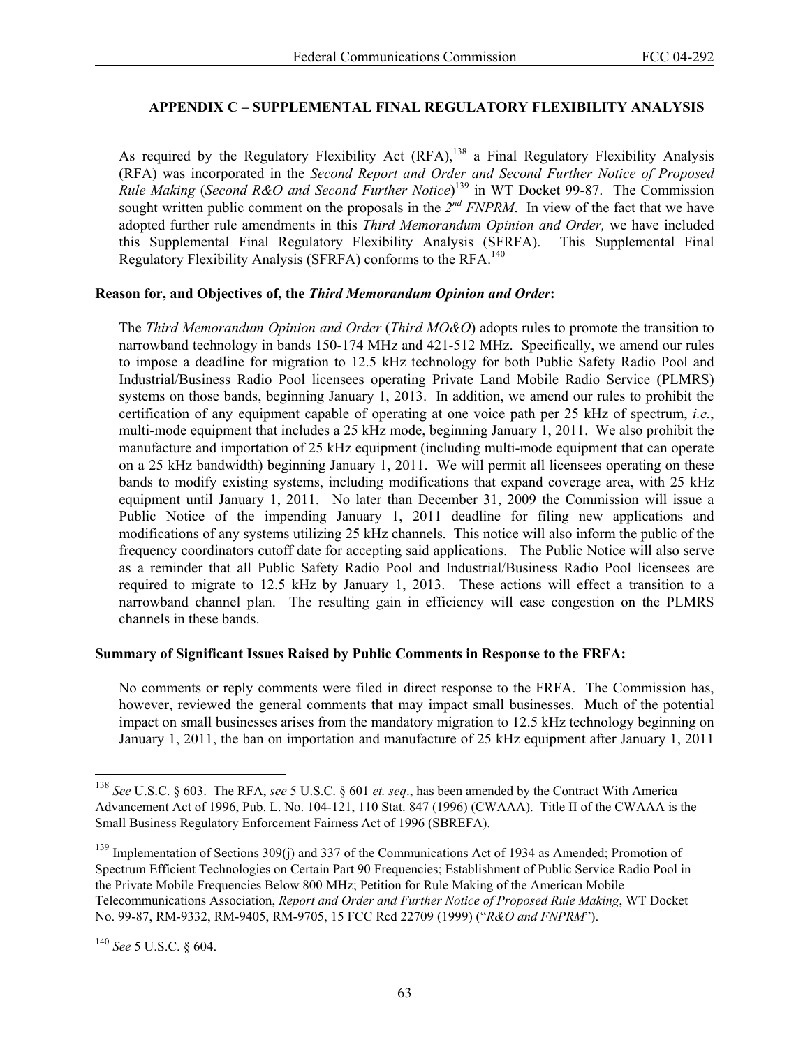## APPENDIX C – SUPPLEMENTAL FINAL REGULATORY FLEXIBILITY ANALYSIS

As required by the Regulatory Flexibility Act (RFA),[138] a Final Regulatory Flexibility Analysis (RFA) was incorporated in the *Second Report and Order and Second Further Notice of Proposed Rule Making* (*Second R&O and Second Further Notice*)[139] in WT Docket 99-87. The Commission sought written public comment on the proposals in the *2nd FNPRM*. In view of the fact that we have adopted further rule amendments in this *Third Memorandum Opinion and Order,* we have included this Supplemental Final Regulatory Flexibility Analysis (SFRFA). This Supplemental Final Regulatory Flexibility Analysis (SFRFA) conforms to the RFA.[140]

### Reason for, and Objectives of, the *Third Memorandum Opinion and Order*:

The *Third Memorandum Opinion and Order* (*Third MO&O*) adopts rules to promote the transition to narrowband technology in bands 150-174 MHz and 421-512 MHz. Specifically, we amend our rules to impose a deadline for migration to 12.5 kHz technology for both Public Safety Radio Pool and Industrial/Business Radio Pool licensees operating Private Land Mobile Radio Service (PLMRS) systems on those bands, beginning January 1, 2013. In addition, we amend our rules to prohibit the certification of any equipment capable of operating at one voice path per 25 kHz of spectrum, *i.e.*, multi-mode equipment that includes a 25 kHz mode, beginning January 1, 2011. We also prohibit the manufacture and importation of 25 kHz equipment (including multi-mode equipment that can operate on a 25 kHz bandwidth) beginning January 1, 2011. We will permit all licensees operating on these bands to modify existing systems, including modifications that expand coverage area, with 25 kHz equipment until January 1, 2011. No later than December 31, 2009 the Commission will issue a Public Notice of the impending January 1, 2011 deadline for filing new applications and modifications of any systems utilizing 25 kHz channels. This notice will also inform the public of the frequency coordinators cutoff date for accepting said applications. The Public Notice will also serve as a reminder that all Public Safety Radio Pool and Industrial/Business Radio Pool licensees are required to migrate to 12.5 kHz by January 1, 2013. These actions will effect a transition to a narrowband channel plan. The resulting gain in efficiency will ease congestion on the PLMRS channels in these bands.

### Summary of Significant Issues Raised by Public Comments in Response to the FRFA:

No comments or reply comments were filed in direct response to the FRFA. The Commission has, however, reviewed the general comments that may impact small businesses. Much of the potential impact on small businesses arises from the mandatory migration to 12.5 kHz technology beginning on January 1, 2011, the ban on importation and manufacture of 25 kHz equipment after January 1, 2011

---

[138] *See* U.S.C. § 603. The RFA, *see* 5 U.S.C. § 601 *et. seq*., has been amended by the Contract With America Advancement Act of 1996, Pub. L. No. 104-121, 110 Stat. 847 (1996) (CWAAA). Title II of the CWAAA is the Small Business Regulatory Enforcement Fairness Act of 1996 (SBREFA).

[139] Implementation of Sections 309(j) and 337 of the Communications Act of 1934 as Amended; Promotion of Spectrum Efficient Technologies on Certain Part 90 Frequencies; Establishment of Public Service Radio Pool in the Private Mobile Frequencies Below 800 MHz; Petition for Rule Making of the American Mobile Telecommunications Association, *Report and Order and Further Notice of Proposed Rule Making*, WT Docket No. 99-87, RM-9332, RM-9405, RM-9705, 15 FCC Rcd 22709 (1999) ("*R&O and FNPRM*").

[140] *See* 5 U.S.C. § 604.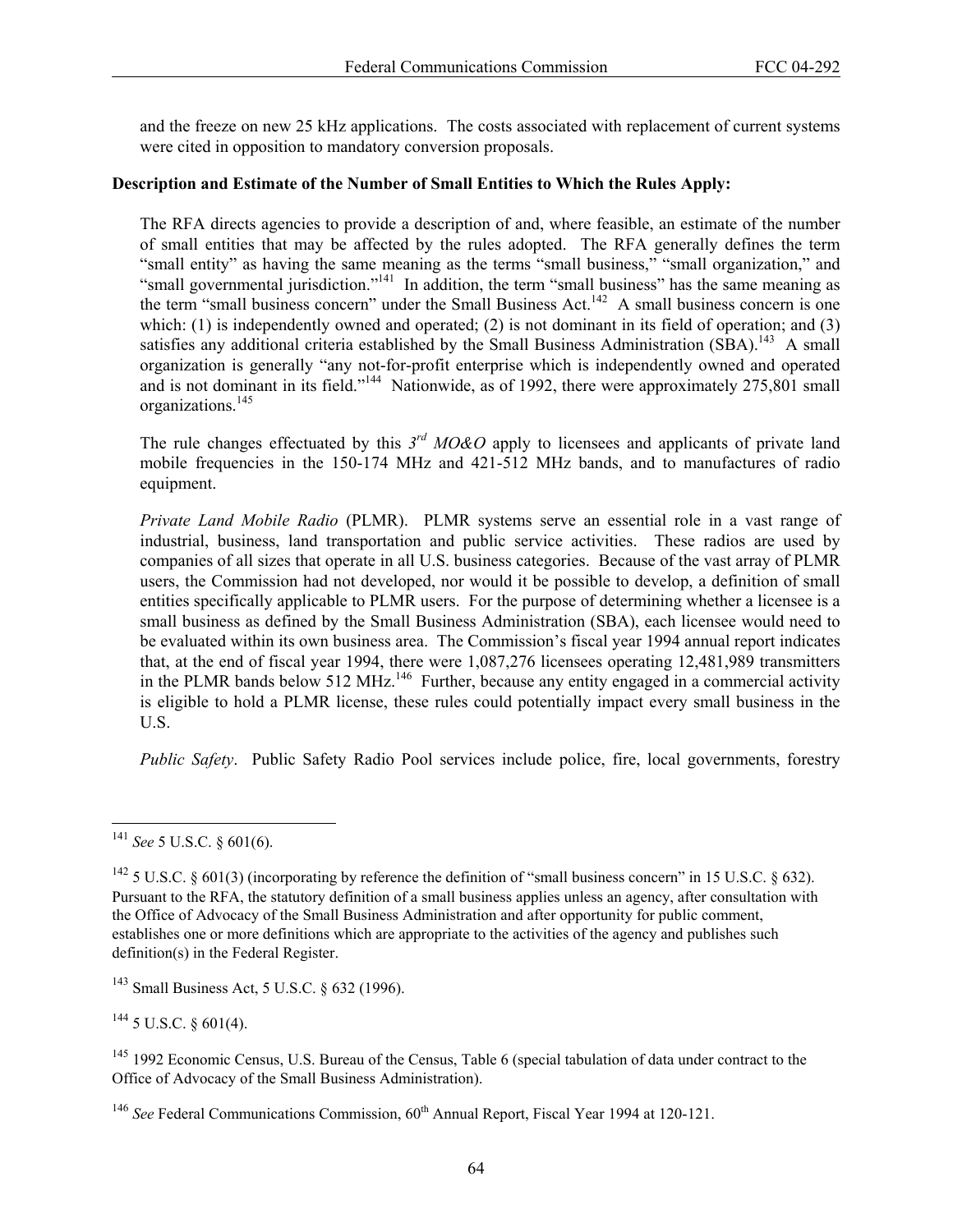and the freeze on new 25 kHz applications. The costs associated with replacement of current systems were cited in opposition to mandatory conversion proposals.

**Description and Estimate of the Number of Small Entities to Which the Rules Apply:**

The RFA directs agencies to provide a description of and, where feasible, an estimate of the number of small entities that may be affected by the rules adopted. The RFA generally defines the term "small entity" as having the same meaning as the terms "small business," "small organization," and "small governmental jurisdiction."[141] In addition, the term "small business" has the same meaning as the term "small business concern" under the Small Business Act.[142] A small business concern is one which: (1) is independently owned and operated; (2) is not dominant in its field of operation; and (3) satisfies any additional criteria established by the Small Business Administration (SBA).[143] A small organization is generally "any not-for-profit enterprise which is independently owned and operated and is not dominant in its field."[144] Nationwide, as of 1992, there were approximately 275,801 small organizations.[145]

The rule changes effectuated by this *3rd MO&O* apply to licensees and applicants of private land mobile frequencies in the 150-174 MHz and 421-512 MHz bands, and to manufactures of radio equipment.

*Private Land Mobile Radio* (PLMR). PLMR systems serve an essential role in a vast range of industrial, business, land transportation and public service activities. These radios are used by companies of all sizes that operate in all U.S. business categories. Because of the vast array of PLMR users, the Commission had not developed, nor would it be possible to develop, a definition of small entities specifically applicable to PLMR users. For the purpose of determining whether a licensee is a small business as defined by the Small Business Administration (SBA), each licensee would need to be evaluated within its own business area. The Commission's fiscal year 1994 annual report indicates that, at the end of fiscal year 1994, there were 1,087,276 licensees operating 12,481,989 transmitters in the PLMR bands below 512 MHz.[146] Further, because any entity engaged in a commercial activity is eligible to hold a PLMR license, these rules could potentially impact every small business in the U.S.

*Public Safety*. Public Safety Radio Pool services include police, fire, local governments, forestry

---

[141] *See* 5 U.S.C. § 601(6).

[142] 5 U.S.C. § 601(3) (incorporating by reference the definition of "small business concern" in 15 U.S.C. § 632). Pursuant to the RFA, the statutory definition of a small business applies unless an agency, after consultation with the Office of Advocacy of the Small Business Administration and after opportunity for public comment, establishes one or more definitions which are appropriate to the activities of the agency and publishes such definition(s) in the Federal Register.

[143] Small Business Act, 5 U.S.C. § 632 (1996).

[144] 5 U.S.C. § 601(4).

[145] 1992 Economic Census, U.S. Bureau of the Census, Table 6 (special tabulation of data under contract to the Office of Advocacy of the Small Business Administration).

[146] *See* Federal Communications Commission, 60th Annual Report, Fiscal Year 1994 at 120-121.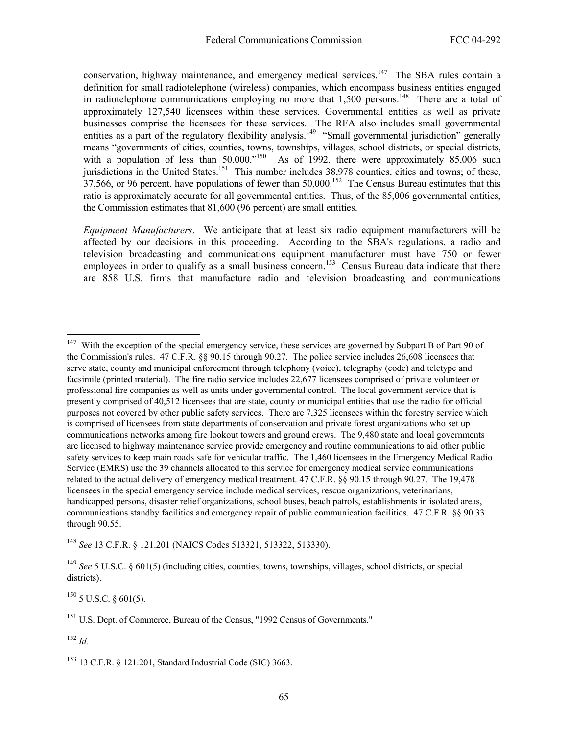conservation, highway maintenance, and emergency medical services.[147] The SBA rules contain a definition for small radiotelephone (wireless) companies, which encompass business entities engaged in radiotelephone communications employing no more that 1,500 persons.[148] There are a total of approximately 127,540 licensees within these services. Governmental entities as well as private businesses comprise the licensees for these services. The RFA also includes small governmental entities as a part of the regulatory flexibility analysis.[149] "Small governmental jurisdiction" generally means "governments of cities, counties, towns, townships, villages, school districts, or special districts, with a population of less than 50,000."[150] As of 1992, there were approximately 85,006 such jurisdictions in the United States.[151] This number includes 38,978 counties, cities and towns; of these, 37,566, or 96 percent, have populations of fewer than 50,000.[152] The Census Bureau estimates that this ratio is approximately accurate for all governmental entities. Thus, of the 85,006 governmental entities, the Commission estimates that 81,600 (96 percent) are small entities.

*Equipment Manufacturers*. We anticipate that at least six radio equipment manufacturers will be affected by our decisions in this proceeding. According to the SBA's regulations, a radio and television broadcasting and communications equipment manufacturer must have 750 or fewer employees in order to qualify as a small business concern.[153] Census Bureau data indicate that there are 858 U.S. firms that manufacture radio and television broadcasting and communications

---

[147] With the exception of the special emergency service, these services are governed by Subpart B of Part 90 of the Commission's rules. 47 C.F.R. §§ 90.15 through 90.27. The police service includes 26,608 licensees that serve state, county and municipal enforcement through telephony (voice), telegraphy (code) and teletype and facsimile (printed material). The fire radio service includes 22,677 licensees comprised of private volunteer or professional fire companies as well as units under governmental control. The local government service that is presently comprised of 40,512 licensees that are state, county or municipal entities that use the radio for official purposes not covered by other public safety services. There are 7,325 licensees within the forestry service which is comprised of licensees from state departments of conservation and private forest organizations who set up communications networks among fire lookout towers and ground crews. The 9,480 state and local governments are licensed to highway maintenance service provide emergency and routine communications to aid other public safety services to keep main roads safe for vehicular traffic. The 1,460 licensees in the Emergency Medical Radio Service (EMRS) use the 39 channels allocated to this service for emergency medical service communications related to the actual delivery of emergency medical treatment. 47 C.F.R. §§ 90.15 through 90.27. The 19,478 licensees in the special emergency service include medical services, rescue organizations, veterinarians, handicapped persons, disaster relief organizations, school buses, beach patrols, establishments in isolated areas, communications standby facilities and emergency repair of public communication facilities. 47 C.F.R. §§ 90.33 through 90.55.

[148] *See* 13 C.F.R. § 121.201 (NAICS Codes 513321, 513322, 513330).

[149] *See* 5 U.S.C. § 601(5) (including cities, counties, towns, townships, villages, school districts, or special districts).

[150] 5 U.S.C. § 601(5).

[151] U.S. Dept. of Commerce, Bureau of the Census, "1992 Census of Governments."

[152] *Id.*

[153] 13 C.F.R. § 121.201, Standard Industrial Code (SIC) 3663.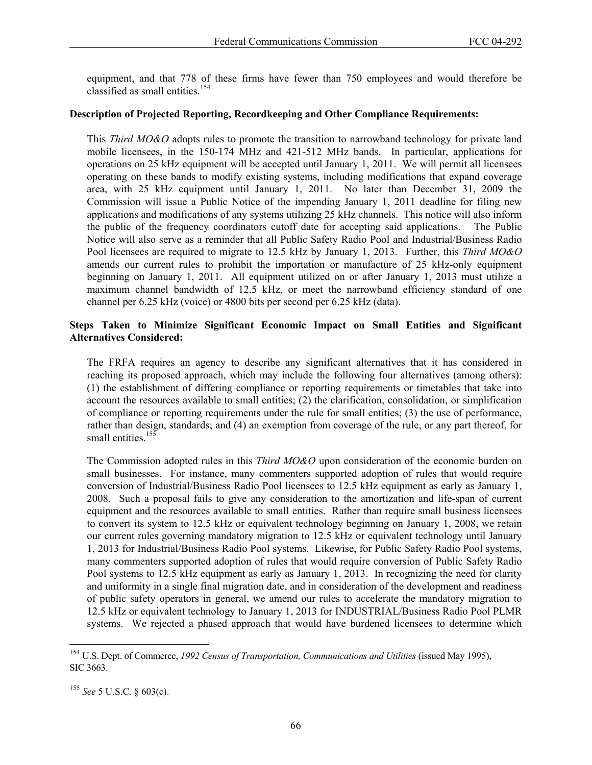equipment, and that 778 of these firms have fewer than 750 employees and would therefore be classified as small entities.[154]

**Description of Projected Reporting, Recordkeeping and Other Compliance Requirements:**

This *Third MO&O* adopts rules to promote the transition to narrowband technology for private land mobile licensees, in the 150-174 MHz and 421-512 MHz bands. In particular, applications for operations on 25 kHz equipment will be accepted until January 1, 2011. We will permit all licensees operating on these bands to modify existing systems, including modifications that expand coverage area, with 25 kHz equipment until January 1, 2011. No later than December 31, 2009 the Commission will issue a Public Notice of the impending January 1, 2011 deadline for filing new applications and modifications of any systems utilizing 25 kHz channels. This notice will also inform the public of the frequency coordinators cutoff date for accepting said applications. The Public Notice will also serve as a reminder that all Public Safety Radio Pool and Industrial/Business Radio Pool licensees are required to migrate to 12.5 kHz by January 1, 2013. Further, this *Third MO&O* amends our current rules to prohibit the importation or manufacture of 25 kHz-only equipment beginning on January 1, 2011. All equipment utilized on or after January 1, 2013 must utilize a maximum channel bandwidth of 12.5 kHz, or meet the narrowband efficiency standard of one channel per 6.25 kHz (voice) or 4800 bits per second per 6.25 kHz (data).

**Steps Taken to Minimize Significant Economic Impact on Small Entities and Significant Alternatives Considered:**

The FRFA requires an agency to describe any significant alternatives that it has considered in reaching its proposed approach, which may include the following four alternatives (among others): (1) the establishment of differing compliance or reporting requirements or timetables that take into account the resources available to small entities; (2) the clarification, consolidation, or simplification of compliance or reporting requirements under the rule for small entities; (3) the use of performance, rather than design, standards; and (4) an exemption from coverage of the rule, or any part thereof, for small entities.[155]

The Commission adopted rules in this *Third MO&O* upon consideration of the economic burden on small businesses. For instance, many commenters supported adoption of rules that would require conversion of Industrial/Business Radio Pool licensees to 12.5 kHz equipment as early as January 1, 2008. Such a proposal fails to give any consideration to the amortization and life-span of current equipment and the resources available to small entities. Rather than require small business licensees to convert its system to 12.5 kHz or equivalent technology beginning on January 1, 2008, we retain our current rules governing mandatory migration to 12.5 kHz or equivalent technology until January 1, 2013 for Industrial/Business Radio Pool systems. Likewise, for Public Safety Radio Pool systems, many commenters supported adoption of rules that would require conversion of Public Safety Radio Pool systems to 12.5 kHz equipment as early as January 1, 2013. In recognizing the need for clarity and uniformity in a single final migration date, and in consideration of the development and readiness of public safety operators in general, we amend our rules to accelerate the mandatory migration to 12.5 kHz or equivalent technology to January 1, 2013 for INDUSTRIAL/Business Radio Pool PLMR systems. We rejected a phased approach that would have burdened licensees to determine which

---

[154] U.S. Dept. of Commerce, *1992 Census of Transportation, Communications and Utilities* (issued May 1995), SIC 3663.

[155] *See* 5 U.S.C. § 603(c).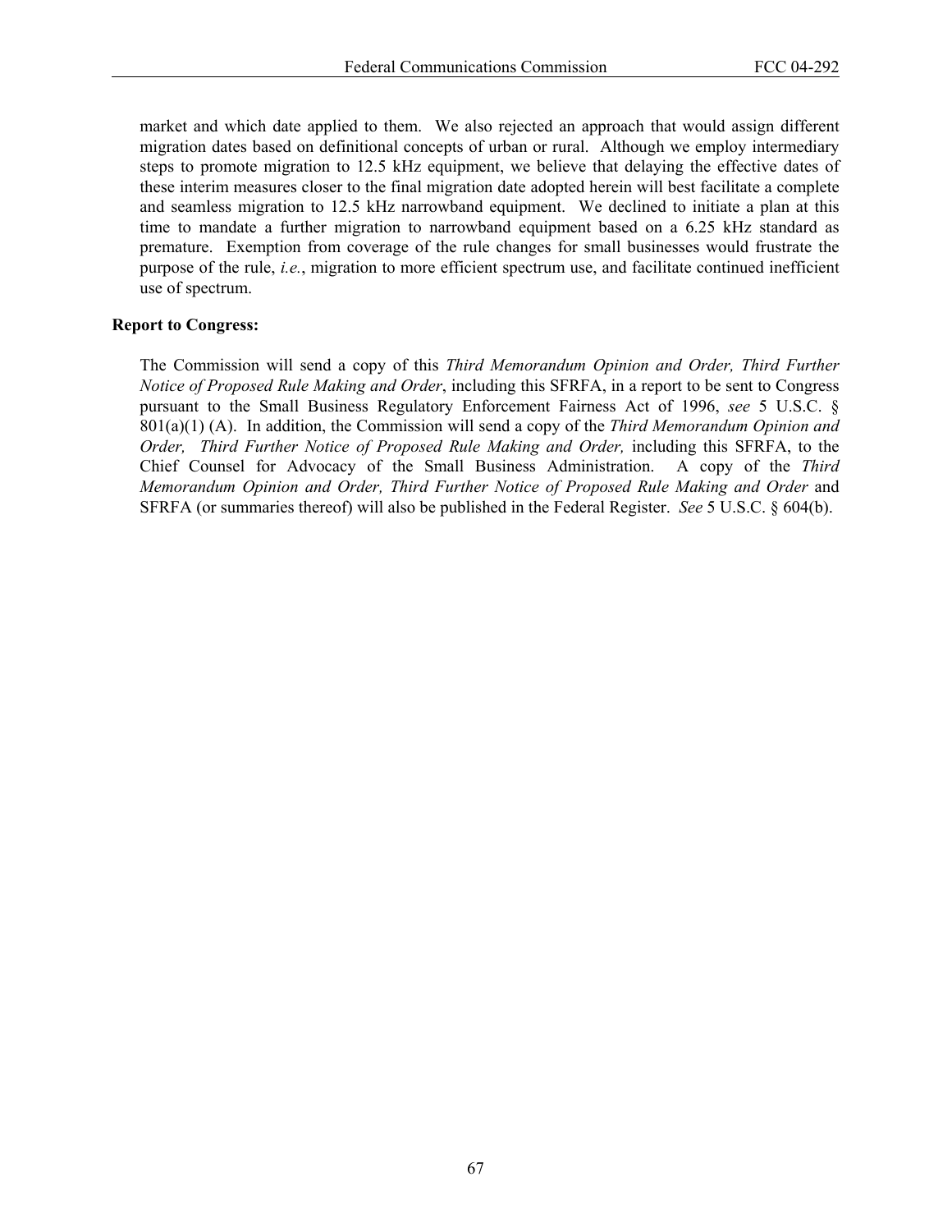market and which date applied to them. We also rejected an approach that would assign different migration dates based on definitional concepts of urban or rural. Although we employ intermediary steps to promote migration to 12.5 kHz equipment, we believe that delaying the effective dates of these interim measures closer to the final migration date adopted herein will best facilitate a complete and seamless migration to 12.5 kHz narrowband equipment. We declined to initiate a plan at this time to mandate a further migration to narrowband equipment based on a 6.25 kHz standard as premature. Exemption from coverage of the rule changes for small businesses would frustrate the purpose of the rule, *i.e.*, migration to more efficient spectrum use, and facilitate continued inefficient use of spectrum.

**Report to Congress:**

The Commission will send a copy of this *Third Memorandum Opinion and Order, Third Further Notice of Proposed Rule Making and Order*, including this SFRFA, in a report to be sent to Congress pursuant to the Small Business Regulatory Enforcement Fairness Act of 1996, *see* 5 U.S.C. § 801(a)(1) (A). In addition, the Commission will send a copy of the *Third Memorandum Opinion and Order, Third Further Notice of Proposed Rule Making and Order,* including this SFRFA, to the Chief Counsel for Advocacy of the Small Business Administration. A copy of the *Third Memorandum Opinion and Order, Third Further Notice of Proposed Rule Making and Order* and SFRFA (or summaries thereof) will also be published in the Federal Register. *See* 5 U.S.C. § 604(b).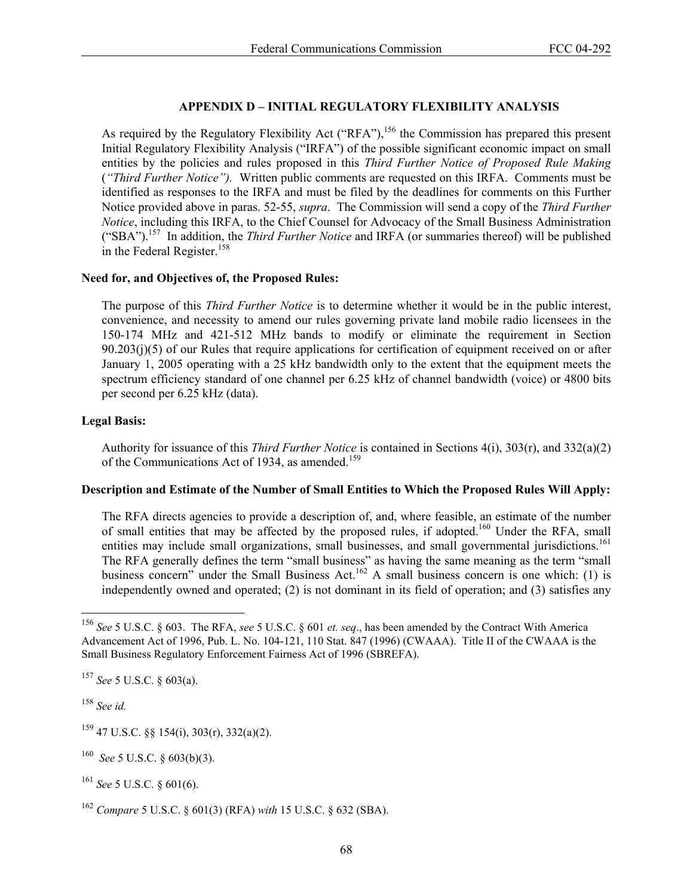## APPENDIX D – INITIAL REGULATORY FLEXIBILITY ANALYSIS

As required by the Regulatory Flexibility Act ("RFA"),[156] the Commission has prepared this present Initial Regulatory Flexibility Analysis ("IRFA") of the possible significant economic impact on small entities by the policies and rules proposed in this *Third Further Notice of Proposed Rule Making* (*"Third Further Notice")*. Written public comments are requested on this IRFA. Comments must be identified as responses to the IRFA and must be filed by the deadlines for comments on this Further Notice provided above in paras. 52-55, *supra*. The Commission will send a copy of the *Third Further Notice*, including this IRFA, to the Chief Counsel for Advocacy of the Small Business Administration ("SBA").[157] In addition, the *Third Further Notice* and IRFA (or summaries thereof) will be published in the Federal Register.[158]

**Need for, and Objectives of, the Proposed Rules:**

The purpose of this *Third Further Notice* is to determine whether it would be in the public interest, convenience, and necessity to amend our rules governing private land mobile radio licensees in the 150-174 MHz and 421-512 MHz bands to modify or eliminate the requirement in Section 90.203(j)(5) of our Rules that require applications for certification of equipment received on or after January 1, 2005 operating with a 25 kHz bandwidth only to the extent that the equipment meets the spectrum efficiency standard of one channel per 6.25 kHz of channel bandwidth (voice) or 4800 bits per second per 6.25 kHz (data).

**Legal Basis:**

Authority for issuance of this *Third Further Notice* is contained in Sections 4(i), 303(r), and 332(a)(2) of the Communications Act of 1934, as amended.[159]

**Description and Estimate of the Number of Small Entities to Which the Proposed Rules Will Apply:**

The RFA directs agencies to provide a description of, and, where feasible, an estimate of the number of small entities that may be affected by the proposed rules, if adopted.[160] Under the RFA, small entities may include small organizations, small businesses, and small governmental jurisdictions.[161] The RFA generally defines the term "small business" as having the same meaning as the term "small business concern" under the Small Business Act.[162] A small business concern is one which: (1) is independently owned and operated; (2) is not dominant in its field of operation; and (3) satisfies any

---

[156] *See* 5 U.S.C. § 603. The RFA, *see* 5 U.S.C. § 601 *et. seq*., has been amended by the Contract With America Advancement Act of 1996, Pub. L. No. 104-121, 110 Stat. 847 (1996) (CWAAA). Title II of the CWAAA is the Small Business Regulatory Enforcement Fairness Act of 1996 (SBREFA).

[157] *See* 5 U.S.C. § 603(a).

[158] *See id.*

[159] 47 U.S.C. §§ 154(i), 303(r), 332(a)(2).

[160] *See* 5 U.S.C. § 603(b)(3).

[161] *See* 5 U.S.C. § 601(6).

[162] *Compare* 5 U.S.C. § 601(3) (RFA) *with* 15 U.S.C. § 632 (SBA).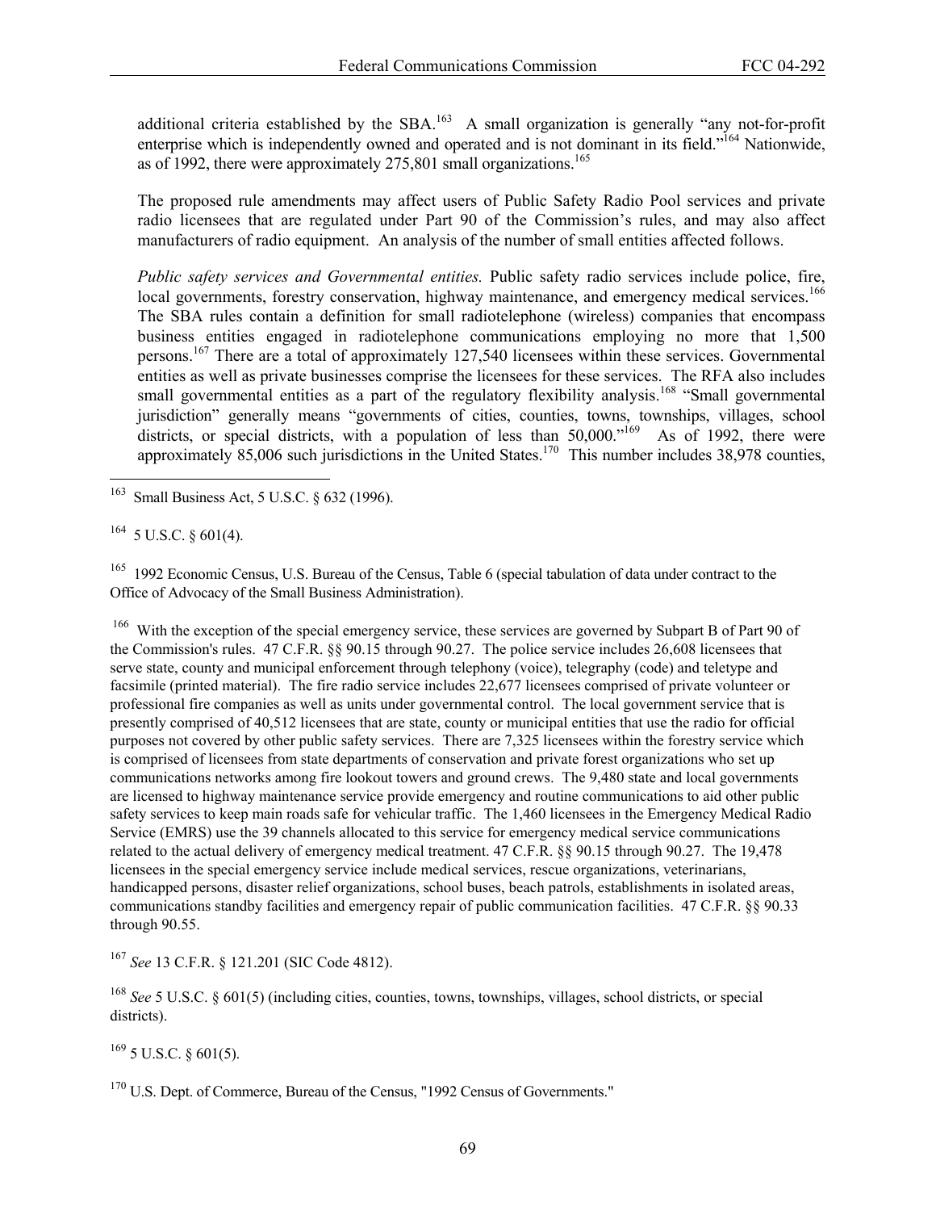additional criteria established by the SBA.[163] A small organization is generally "any not-for-profit enterprise which is independently owned and operated and is not dominant in its field."[164] Nationwide, as of 1992, there were approximately 275,801 small organizations.[165]

The proposed rule amendments may affect users of Public Safety Radio Pool services and private radio licensees that are regulated under Part 90 of the Commission's rules, and may also affect manufacturers of radio equipment. An analysis of the number of small entities affected follows.

*Public safety services and Governmental entities.* Public safety radio services include police, fire, local governments, forestry conservation, highway maintenance, and emergency medical services.[166] The SBA rules contain a definition for small radiotelephone (wireless) companies that encompass business entities engaged in radiotelephone communications employing no more that 1,500 persons.[167] There are a total of approximately 127,540 licensees within these services. Governmental entities as well as private businesses comprise the licensees for these services. The RFA also includes small governmental entities as a part of the regulatory flexibility analysis.[168] "Small governmental jurisdiction" generally means "governments of cities, counties, towns, townships, villages, school districts, or special districts, with a population of less than 50,000."[169] As of 1992, there were approximately 85,006 such jurisdictions in the United States.[170] This number includes 38,978 counties,

---

[163] Small Business Act, 5 U.S.C. § 632 (1996).

[164] 5 U.S.C. § 601(4).

[165] 1992 Economic Census, U.S. Bureau of the Census, Table 6 (special tabulation of data under contract to the Office of Advocacy of the Small Business Administration).

[166] With the exception of the special emergency service, these services are governed by Subpart B of Part 90 of the Commission's rules. 47 C.F.R. §§ 90.15 through 90.27. The police service includes 26,608 licensees that serve state, county and municipal enforcement through telephony (voice), telegraphy (code) and teletype and facsimile (printed material). The fire radio service includes 22,677 licensees comprised of private volunteer or professional fire companies as well as units under governmental control. The local government service that is presently comprised of 40,512 licensees that are state, county or municipal entities that use the radio for official purposes not covered by other public safety services. There are 7,325 licensees within the forestry service which is comprised of licensees from state departments of conservation and private forest organizations who set up communications networks among fire lookout towers and ground crews. The 9,480 state and local governments are licensed to highway maintenance service provide emergency and routine communications to aid other public safety services to keep main roads safe for vehicular traffic. The 1,460 licensees in the Emergency Medical Radio Service (EMRS) use the 39 channels allocated to this service for emergency medical service communications related to the actual delivery of emergency medical treatment. 47 C.F.R. §§ 90.15 through 90.27. The 19,478 licensees in the special emergency service include medical services, rescue organizations, veterinarians, handicapped persons, disaster relief organizations, school buses, beach patrols, establishments in isolated areas, communications standby facilities and emergency repair of public communication facilities. 47 C.F.R. §§ 90.33 through 90.55.

[167] *See* 13 C.F.R. § 121.201 (SIC Code 4812).

[168] *See* 5 U.S.C. § 601(5) (including cities, counties, towns, townships, villages, school districts, or special districts).

[169] 5 U.S.C. § 601(5).

[170] U.S. Dept. of Commerce, Bureau of the Census, "1992 Census of Governments."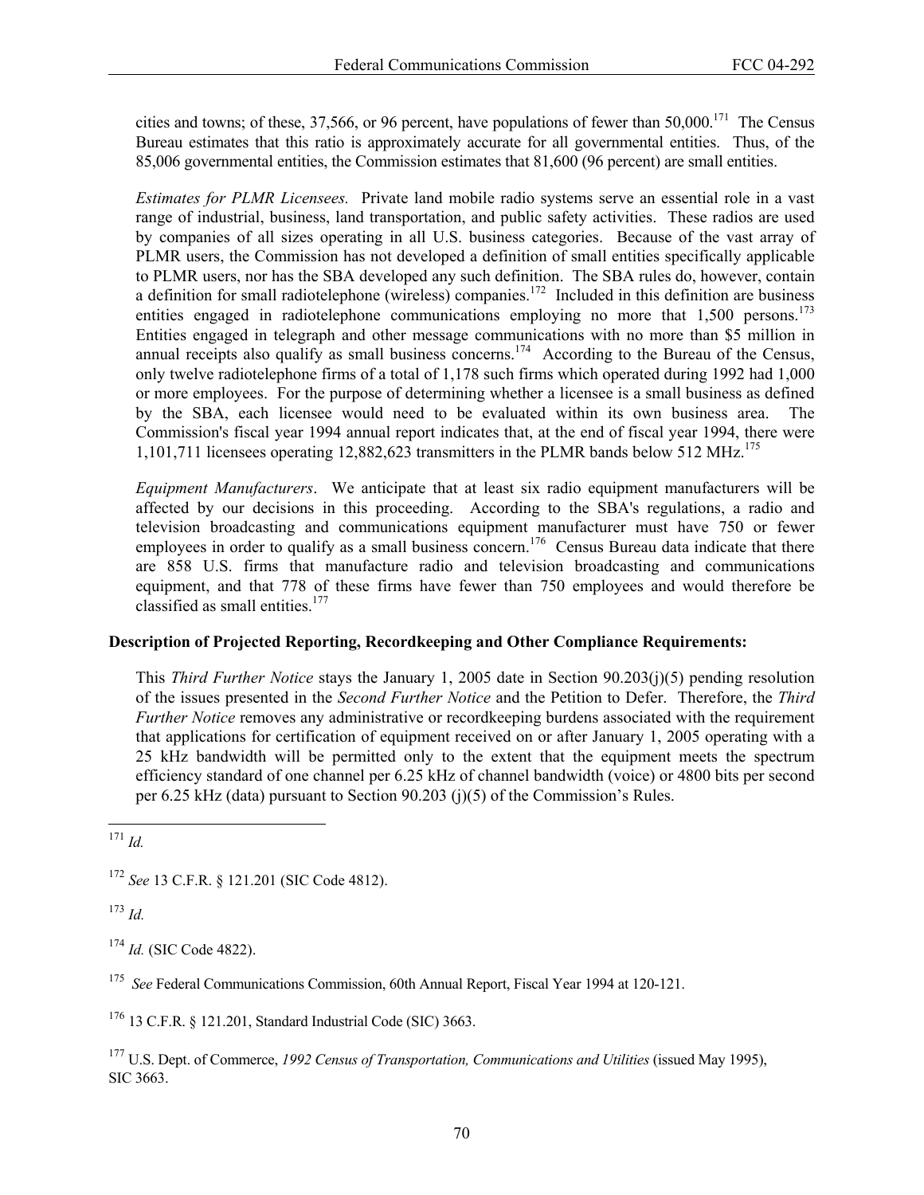cities and towns; of these, 37,566, or 96 percent, have populations of fewer than 50,000.[171] The Census Bureau estimates that this ratio is approximately accurate for all governmental entities. Thus, of the 85,006 governmental entities, the Commission estimates that 81,600 (96 percent) are small entities.

*Estimates for PLMR Licensees.* Private land mobile radio systems serve an essential role in a vast range of industrial, business, land transportation, and public safety activities. These radios are used by companies of all sizes operating in all U.S. business categories. Because of the vast array of PLMR users, the Commission has not developed a definition of small entities specifically applicable to PLMR users, nor has the SBA developed any such definition. The SBA rules do, however, contain a definition for small radiotelephone (wireless) companies.[172] Included in this definition are business entities engaged in radiotelephone communications employing no more that 1,500 persons.[173] Entities engaged in telegraph and other message communications with no more than $5 million in annual receipts also qualify as small business concerns.[174] According to the Bureau of the Census, only twelve radiotelephone firms of a total of 1,178 such firms which operated during 1992 had 1,000 or more employees. For the purpose of determining whether a licensee is a small business as defined by the SBA, each licensee would need to be evaluated within its own business area. The Commission's fiscal year 1994 annual report indicates that, at the end of fiscal year 1994, there were 1,101,711 licensees operating 12,882,623 transmitters in the PLMR bands below 512 MHz.[175]

*Equipment Manufacturers*. We anticipate that at least six radio equipment manufacturers will be affected by our decisions in this proceeding. According to the SBA's regulations, a radio and television broadcasting and communications equipment manufacturer must have 750 or fewer employees in order to qualify as a small business concern.[176] Census Bureau data indicate that there are 858 U.S. firms that manufacture radio and television broadcasting and communications equipment, and that 778 of these firms have fewer than 750 employees and would therefore be classified as small entities.[177]

**Description of Projected Reporting, Recordkeeping and Other Compliance Requirements:**

This *Third Further Notice* stays the January 1, 2005 date in Section 90.203(j)(5) pending resolution of the issues presented in the *Second Further Notice* and the Petition to Defer. Therefore, the *Third Further Notice* removes any administrative or recordkeeping burdens associated with the requirement that applications for certification of equipment received on or after January 1, 2005 operating with a 25 kHz bandwidth will be permitted only to the extent that the equipment meets the spectrum efficiency standard of one channel per 6.25 kHz of channel bandwidth (voice) or 4800 bits per second per 6.25 kHz (data) pursuant to Section 90.203 (j)(5) of the Commission's Rules.

---

[171] *Id.*

[172] *See* 13 C.F.R. § 121.201 (SIC Code 4812).

[173] *Id.*

[174] *Id.* (SIC Code 4822).

[175] *See* Federal Communications Commission, 60th Annual Report, Fiscal Year 1994 at 120-121.

[176] 13 C.F.R. § 121.201, Standard Industrial Code (SIC) 3663.

[177] U.S. Dept. of Commerce, *1992 Census of Transportation, Communications and Utilities* (issued May 1995), SIC 3663.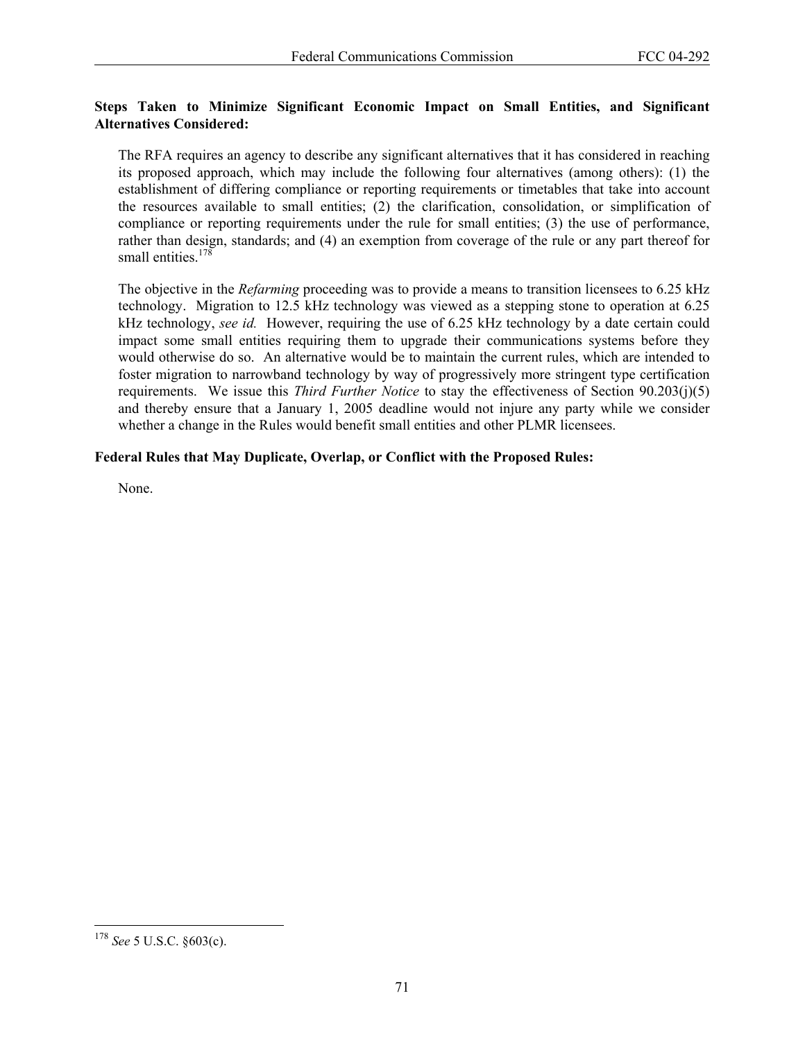**Steps Taken to Minimize Significant Economic Impact on Small Entities, and Significant Alternatives Considered:**

The RFA requires an agency to describe any significant alternatives that it has considered in reaching its proposed approach, which may include the following four alternatives (among others): (1) the establishment of differing compliance or reporting requirements or timetables that take into account the resources available to small entities; (2) the clarification, consolidation, or simplification of compliance or reporting requirements under the rule for small entities; (3) the use of performance, rather than design, standards; and (4) an exemption from coverage of the rule or any part thereof for small entities.[178]

The objective in the *Refarming* proceeding was to provide a means to transition licensees to 6.25 kHz technology. Migration to 12.5 kHz technology was viewed as a stepping stone to operation at 6.25 kHz technology, *see id.* However, requiring the use of 6.25 kHz technology by a date certain could impact some small entities requiring them to upgrade their communications systems before they would otherwise do so. An alternative would be to maintain the current rules, which are intended to foster migration to narrowband technology by way of progressively more stringent type certification requirements. We issue this *Third Further Notice* to stay the effectiveness of Section 90.203(j)(5) and thereby ensure that a January 1, 2005 deadline would not injure any party while we consider whether a change in the Rules would benefit small entities and other PLMR licensees.

**Federal Rules that May Duplicate, Overlap, or Conflict with the Proposed Rules:**

None.

---

[178] *See* 5 U.S.C. §603(c).